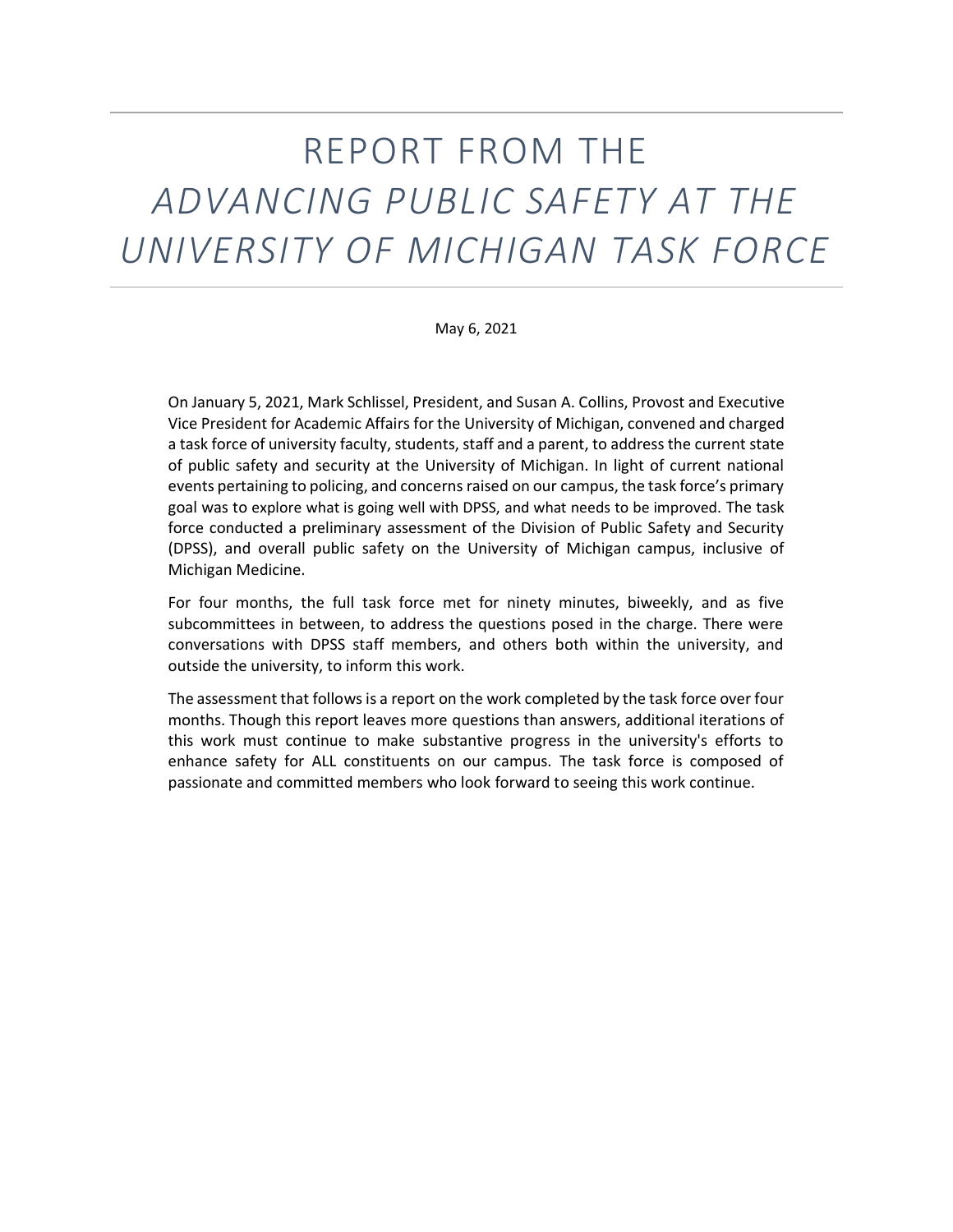# REPORT FROM THE *ADVANCING PUBLIC SAFETY AT THE UNIVERSITY OF MICHIGAN TASK FORCE*

May 6, 2021

On January 5, 2021, Mark Schlissel, President, and Susan A. Collins, Provost and Executive Vice President for Academic Affairs for the University of Michigan, convened and charged a task force of university faculty, students, staff and a parent, to address the current state of public safety and security at the University of Michigan. In light of current national events pertaining to policing, and concerns raised on our campus, the task force's primary goal was to explore what is going well with DPSS, and what needs to be improved. The task force conducted a preliminary assessment of the Division of Public Safety and Security (DPSS), and overall public safety on the University of Michigan campus, inclusive of Michigan Medicine.

For four months, the full task force met for ninety minutes, biweekly, and as five subcommittees in between, to address the questions posed in the charge. There were conversations with DPSS staff members, and others both within the university, and outside the university, to inform this work.

The assessment that follows is a report on the work completed by the task force over four months. Though this report leaves more questions than answers, additional iterations of this work must continue to make substantive progress in the university's efforts to enhance safety for ALL constituents on our campus. The task force is composed of passionate and committed members who look forward to seeing this work continue.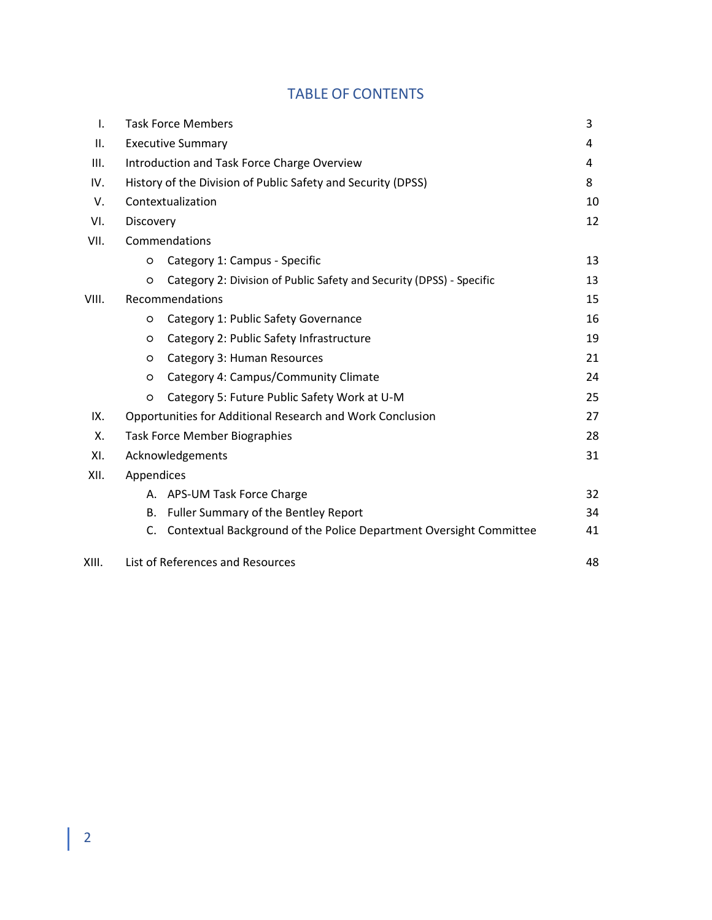# TABLE OF CONTENTS

| | | |
|---|---|---|
| I. | Task Force Members | 3 |
| II. | Executive Summary | 4 |
| III. | Introduction and Task Force Charge Overview | 4 |
| IV. | History of the Division of Public Safety and Security (DPSS) | 8 |
| V. | Contextualization | 10 |
| VI. | Discovery | 12 |
| VII. | Commendations | |
| | ○ Category 1: Campus - Specific | 13 |
| | ○ Category 2: Division of Public Safety and Security (DPSS) - Specific | 13 |
| VIII. | Recommendations | 15 |
| | ○ Category 1: Public Safety Governance | 16 |
| | ○ Category 2: Public Safety Infrastructure | 19 |
| | ○ Category 3: Human Resources | 21 |
| | ○ Category 4: Campus/Community Climate | 24 |
| | ○ Category 5: Future Public Safety Work at U-M | 25 |
| IX. | Opportunities for Additional Research and Work Conclusion | 27 |
| X. | Task Force Member Biographies | 28 |
| XI. | Acknowledgements | 31 |
| XII. | Appendices | |
| | A. APS-UM Task Force Charge | 32 |
| | B. Fuller Summary of the Bentley Report | 34 |
| | C. Contextual Background of the Police Department Oversight Committee | 41 |
| XIII. | List of References and Resources | 48 |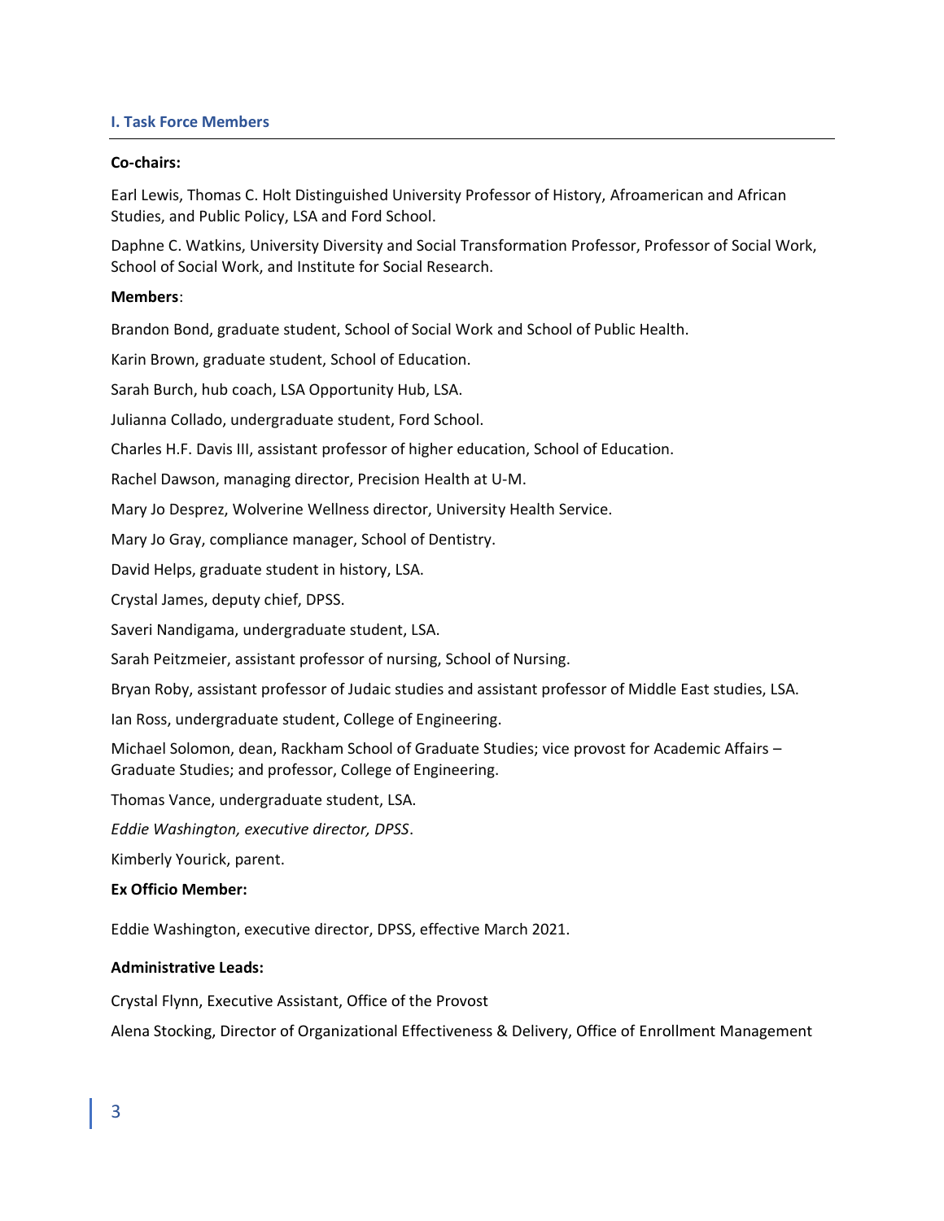## I. Task Force Members

**Co-chairs:**

Earl Lewis, Thomas C. Holt Distinguished University Professor of History, Afroamerican and African Studies, and Public Policy, LSA and Ford School.

Daphne C. Watkins, University Diversity and Social Transformation Professor, Professor of Social Work, School of Social Work, and Institute for Social Research.

**Members**:

Brandon Bond, graduate student, School of Social Work and School of Public Health.

Karin Brown, graduate student, School of Education.

Sarah Burch, hub coach, LSA Opportunity Hub, LSA.

Julianna Collado, undergraduate student, Ford School.

Charles H.F. Davis III, assistant professor of higher education, School of Education.

Rachel Dawson, managing director, Precision Health at U-M.

Mary Jo Desprez, Wolverine Wellness director, University Health Service.

Mary Jo Gray, compliance manager, School of Dentistry.

David Helps, graduate student in history, LSA.

Crystal James, deputy chief, DPSS.

Saveri Nandigama, undergraduate student, LSA.

Sarah Peitzmeier, assistant professor of nursing, School of Nursing.

Bryan Roby, assistant professor of Judaic studies and assistant professor of Middle East studies, LSA.

Ian Ross, undergraduate student, College of Engineering.

Michael Solomon, dean, Rackham School of Graduate Studies; vice provost for Academic Affairs – Graduate Studies; and professor, College of Engineering.

Thomas Vance, undergraduate student, LSA.

*Eddie Washington, executive director, DPSS*.

Kimberly Yourick, parent.

**Ex Officio Member:**

Eddie Washington, executive director, DPSS, effective March 2021.

**Administrative Leads:**

Crystal Flynn, Executive Assistant, Office of the Provost

Alena Stocking, Director of Organizational Effectiveness & Delivery, Office of Enrollment Management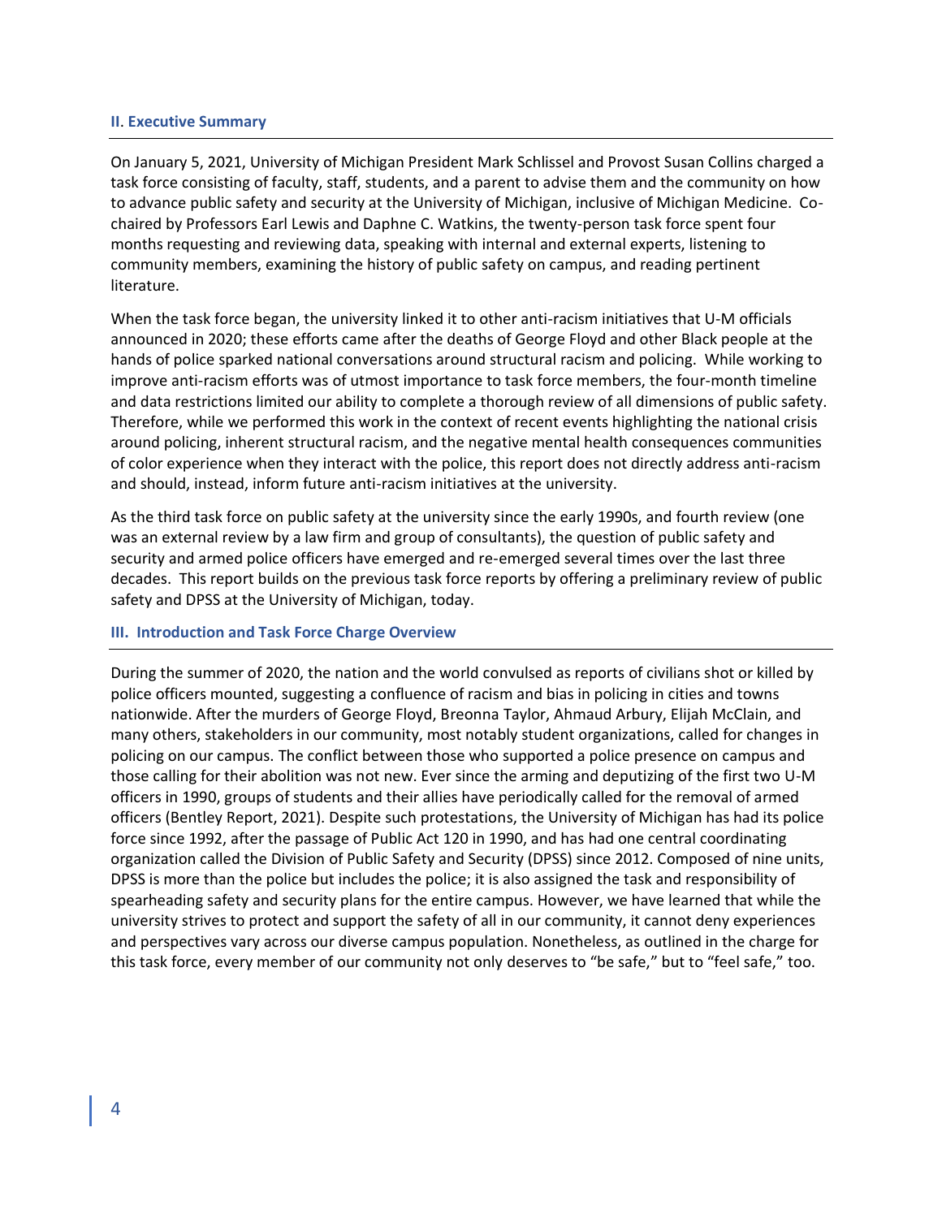## II. Executive Summary

On January 5, 2021, University of Michigan President Mark Schlissel and Provost Susan Collins charged a task force consisting of faculty, staff, students, and a parent to advise them and the community on how to advance public safety and security at the University of Michigan, inclusive of Michigan Medicine. Co-chaired by Professors Earl Lewis and Daphne C. Watkins, the twenty-person task force spent four months requesting and reviewing data, speaking with internal and external experts, listening to community members, examining the history of public safety on campus, and reading pertinent literature.

When the task force began, the university linked it to other anti-racism initiatives that U-M officials announced in 2020; these efforts came after the deaths of George Floyd and other Black people at the hands of police sparked national conversations around structural racism and policing. While working to improve anti-racism efforts was of utmost importance to task force members, the four-month timeline and data restrictions limited our ability to complete a thorough review of all dimensions of public safety. Therefore, while we performed this work in the context of recent events highlighting the national crisis around policing, inherent structural racism, and the negative mental health consequences communities of color experience when they interact with the police, this report does not directly address anti-racism and should, instead, inform future anti-racism initiatives at the university.

As the third task force on public safety at the university since the early 1990s, and fourth review (one was an external review by a law firm and group of consultants), the question of public safety and security and armed police officers have emerged and re-emerged several times over the last three decades. This report builds on the previous task force reports by offering a preliminary review of public safety and DPSS at the University of Michigan, today.

## III. Introduction and Task Force Charge Overview

During the summer of 2020, the nation and the world convulsed as reports of civilians shot or killed by police officers mounted, suggesting a confluence of racism and bias in policing in cities and towns nationwide. After the murders of George Floyd, Breonna Taylor, Ahmaud Arbury, Elijah McClain, and many others, stakeholders in our community, most notably student organizations, called for changes in policing on our campus. The conflict between those who supported a police presence on campus and those calling for their abolition was not new. Ever since the arming and deputizing of the first two U-M officers in 1990, groups of students and their allies have periodically called for the removal of armed officers (Bentley Report, 2021). Despite such protestations, the University of Michigan has had its police force since 1992, after the passage of Public Act 120 in 1990, and has had one central coordinating organization called the Division of Public Safety and Security (DPSS) since 2012. Composed of nine units, DPSS is more than the police but includes the police; it is also assigned the task and responsibility of spearheading safety and security plans for the entire campus. However, we have learned that while the university strives to protect and support the safety of all in our community, it cannot deny experiences and perspectives vary across our diverse campus population. Nonetheless, as outlined in the charge for this task force, every member of our community not only deserves to "be safe," but to "feel safe," too.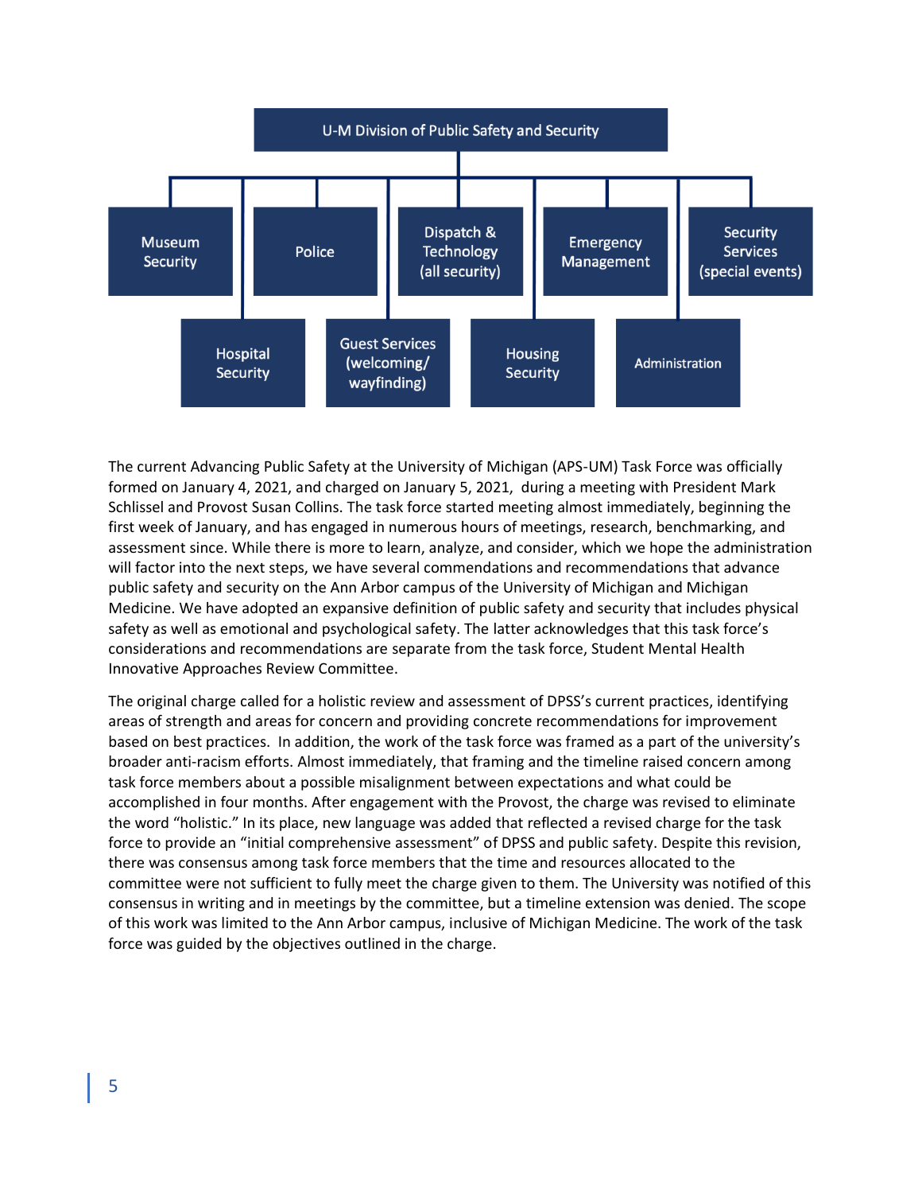U-M Division of Public Safety and Security

- Museum Security
- Police
- Dispatch & Technology (all security)
- Emergency Management
- Security Services (special events)
- Hospital Security
- Guest Services (welcoming/ wayfinding)
- Housing Security
- Administration

The current Advancing Public Safety at the University of Michigan (APS-UM) Task Force was officially formed on January 4, 2021, and charged on January 5, 2021, during a meeting with President Mark Schlissel and Provost Susan Collins. The task force started meeting almost immediately, beginning the first week of January, and has engaged in numerous hours of meetings, research, benchmarking, and assessment since. While there is more to learn, analyze, and consider, which we hope the administration will factor into the next steps, we have several commendations and recommendations that advance public safety and security on the Ann Arbor campus of the University of Michigan and Michigan Medicine. We have adopted an expansive definition of public safety and security that includes physical safety as well as emotional and psychological safety. The latter acknowledges that this task force's considerations and recommendations are separate from the task force, Student Mental Health Innovative Approaches Review Committee.

The original charge called for a holistic review and assessment of DPSS's current practices, identifying areas of strength and areas for concern and providing concrete recommendations for improvement based on best practices. In addition, the work of the task force was framed as a part of the university's broader anti-racism efforts. Almost immediately, that framing and the timeline raised concern among task force members about a possible misalignment between expectations and what could be accomplished in four months. After engagement with the Provost, the charge was revised to eliminate the word "holistic." In its place, new language was added that reflected a revised charge for the task force to provide an "initial comprehensive assessment" of DPSS and public safety. Despite this revision, there was consensus among task force members that the time and resources allocated to the committee were not sufficient to fully meet the charge given to them. The University was notified of this consensus in writing and in meetings by the committee, but a timeline extension was denied. The scope of this work was limited to the Ann Arbor campus, inclusive of Michigan Medicine. The work of the task force was guided by the objectives outlined in the charge.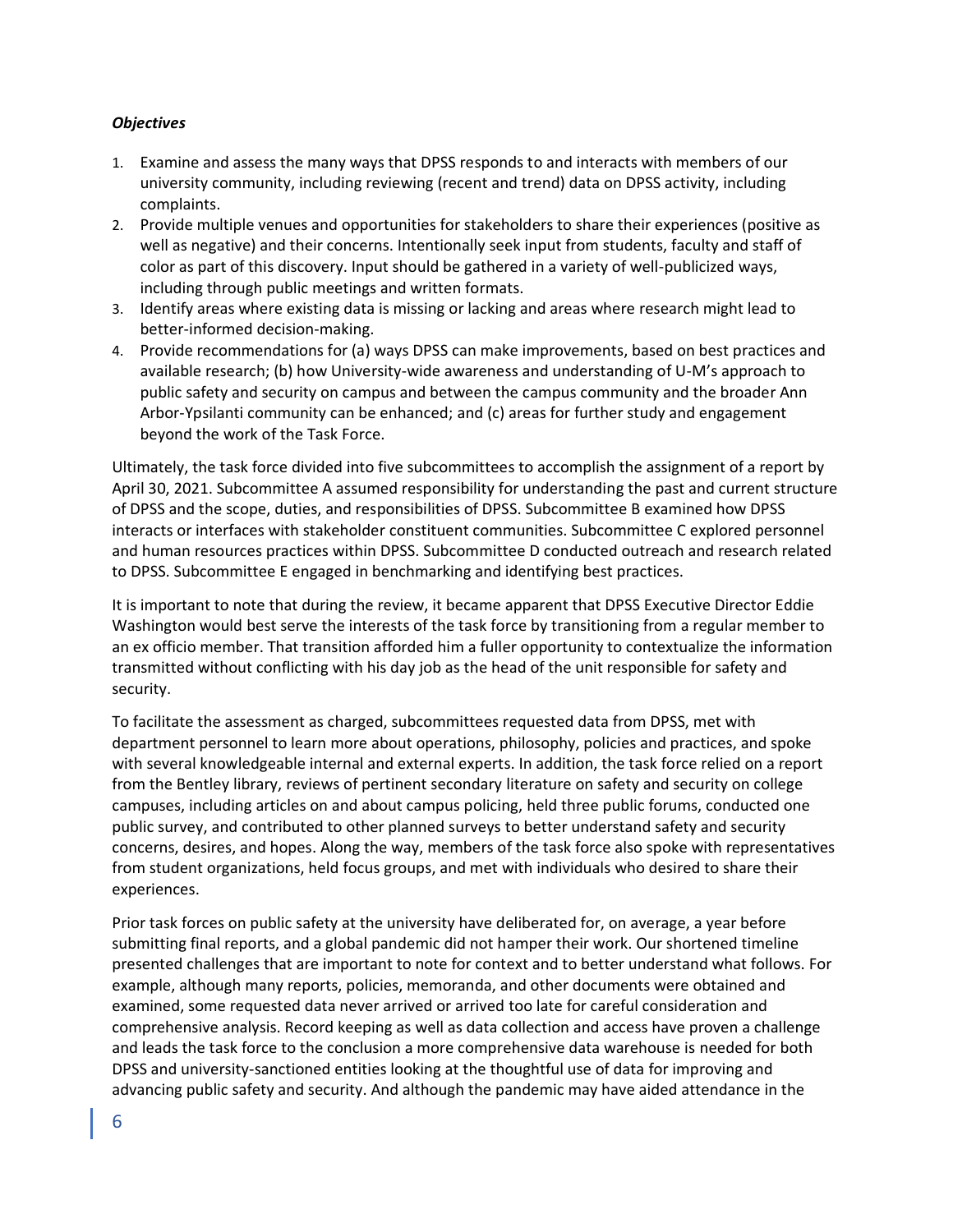***Objectives***

1. Examine and assess the many ways that DPSS responds to and interacts with members of our university community, including reviewing (recent and trend) data on DPSS activity, including complaints.
2. Provide multiple venues and opportunities for stakeholders to share their experiences (positive as well as negative) and their concerns. Intentionally seek input from students, faculty and staff of color as part of this discovery. Input should be gathered in a variety of well-publicized ways, including through public meetings and written formats.
3. Identify areas where existing data is missing or lacking and areas where research might lead to better-informed decision-making.
4. Provide recommendations for (a) ways DPSS can make improvements, based on best practices and available research; (b) how University-wide awareness and understanding of U-M's approach to public safety and security on campus and between the campus community and the broader Ann Arbor-Ypsilanti community can be enhanced; and (c) areas for further study and engagement beyond the work of the Task Force.

Ultimately, the task force divided into five subcommittees to accomplish the assignment of a report by April 30, 2021. Subcommittee A assumed responsibility for understanding the past and current structure of DPSS and the scope, duties, and responsibilities of DPSS. Subcommittee B examined how DPSS interacts or interfaces with stakeholder constituent communities. Subcommittee C explored personnel and human resources practices within DPSS. Subcommittee D conducted outreach and research related to DPSS. Subcommittee E engaged in benchmarking and identifying best practices.

It is important to note that during the review, it became apparent that DPSS Executive Director Eddie Washington would best serve the interests of the task force by transitioning from a regular member to an ex officio member. That transition afforded him a fuller opportunity to contextualize the information transmitted without conflicting with his day job as the head of the unit responsible for safety and security.

To facilitate the assessment as charged, subcommittees requested data from DPSS, met with department personnel to learn more about operations, philosophy, policies and practices, and spoke with several knowledgeable internal and external experts. In addition, the task force relied on a report from the Bentley library, reviews of pertinent secondary literature on safety and security on college campuses, including articles on and about campus policing, held three public forums, conducted one public survey, and contributed to other planned surveys to better understand safety and security concerns, desires, and hopes. Along the way, members of the task force also spoke with representatives from student organizations, held focus groups, and met with individuals who desired to share their experiences.

Prior task forces on public safety at the university have deliberated for, on average, a year before submitting final reports, and a global pandemic did not hamper their work. Our shortened timeline presented challenges that are important to note for context and to better understand what follows. For example, although many reports, policies, memoranda, and other documents were obtained and examined, some requested data never arrived or arrived too late for careful consideration and comprehensive analysis. Record keeping as well as data collection and access have proven a challenge and leads the task force to the conclusion a more comprehensive data warehouse is needed for both DPSS and university-sanctioned entities looking at the thoughtful use of data for improving and advancing public safety and security. And although the pandemic may have aided attendance in the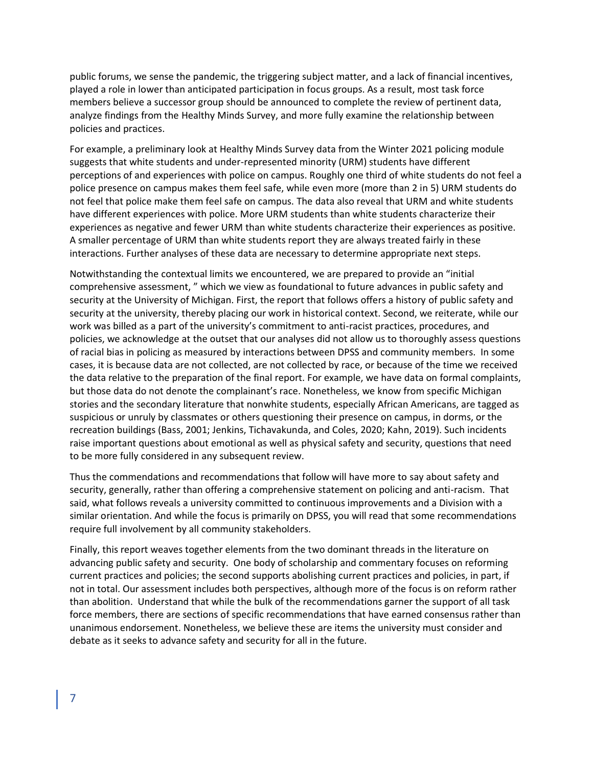public forums, we sense the pandemic, the triggering subject matter, and a lack of financial incentives, played a role in lower than anticipated participation in focus groups. As a result, most task force members believe a successor group should be announced to complete the review of pertinent data, analyze findings from the Healthy Minds Survey, and more fully examine the relationship between policies and practices.

For example, a preliminary look at Healthy Minds Survey data from the Winter 2021 policing module suggests that white students and under-represented minority (URM) students have different perceptions of and experiences with police on campus. Roughly one third of white students do not feel a police presence on campus makes them feel safe, while even more (more than 2 in 5) URM students do not feel that police make them feel safe on campus. The data also reveal that URM and white students have different experiences with police. More URM students than white students characterize their experiences as negative and fewer URM than white students characterize their experiences as positive. A smaller percentage of URM than white students report they are always treated fairly in these interactions. Further analyses of these data are necessary to determine appropriate next steps.

Notwithstanding the contextual limits we encountered, we are prepared to provide an "initial comprehensive assessment, " which we view as foundational to future advances in public safety and security at the University of Michigan. First, the report that follows offers a history of public safety and security at the university, thereby placing our work in historical context. Second, we reiterate, while our work was billed as a part of the university's commitment to anti-racist practices, procedures, and policies, we acknowledge at the outset that our analyses did not allow us to thoroughly assess questions of racial bias in policing as measured by interactions between DPSS and community members. In some cases, it is because data are not collected, are not collected by race, or because of the time we received the data relative to the preparation of the final report. For example, we have data on formal complaints, but those data do not denote the complainant's race. Nonetheless, we know from specific Michigan stories and the secondary literature that nonwhite students, especially African Americans, are tagged as suspicious or unruly by classmates or others questioning their presence on campus, in dorms, or the recreation buildings (Bass, 2001; Jenkins, Tichavakunda, and Coles, 2020; Kahn, 2019). Such incidents raise important questions about emotional as well as physical safety and security, questions that need to be more fully considered in any subsequent review.

Thus the commendations and recommendations that follow will have more to say about safety and security, generally, rather than offering a comprehensive statement on policing and anti-racism. That said, what follows reveals a university committed to continuous improvements and a Division with a similar orientation. And while the focus is primarily on DPSS, you will read that some recommendations require full involvement by all community stakeholders.

Finally, this report weaves together elements from the two dominant threads in the literature on advancing public safety and security. One body of scholarship and commentary focuses on reforming current practices and policies; the second supports abolishing current practices and policies, in part, if not in total. Our assessment includes both perspectives, although more of the focus is on reform rather than abolition. Understand that while the bulk of the recommendations garner the support of all task force members, there are sections of specific recommendations that have earned consensus rather than unanimous endorsement. Nonetheless, we believe these are items the university must consider and debate as it seeks to advance safety and security for all in the future.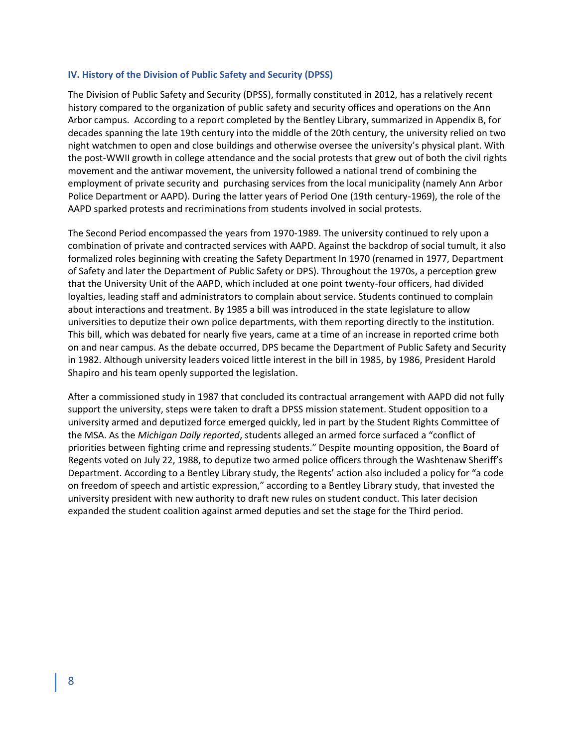### IV. History of the Division of Public Safety and Security (DPSS)

The Division of Public Safety and Security (DPSS), formally constituted in 2012, has a relatively recent history compared to the organization of public safety and security offices and operations on the Ann Arbor campus. According to a report completed by the Bentley Library, summarized in Appendix B, for decades spanning the late 19th century into the middle of the 20th century, the university relied on two night watchmen to open and close buildings and otherwise oversee the university's physical plant. With the post-WWII growth in college attendance and the social protests that grew out of both the civil rights movement and the antiwar movement, the university followed a national trend of combining the employment of private security and purchasing services from the local municipality (namely Ann Arbor Police Department or AAPD). During the latter years of Period One (19th century-1969), the role of the AAPD sparked protests and recriminations from students involved in social protests.

The Second Period encompassed the years from 1970-1989. The university continued to rely upon a combination of private and contracted services with AAPD. Against the backdrop of social tumult, it also formalized roles beginning with creating the Safety Department In 1970 (renamed in 1977, Department of Safety and later the Department of Public Safety or DPS). Throughout the 1970s, a perception grew that the University Unit of the AAPD, which included at one point twenty-four officers, had divided loyalties, leading staff and administrators to complain about service. Students continued to complain about interactions and treatment. By 1985 a bill was introduced in the state legislature to allow universities to deputize their own police departments, with them reporting directly to the institution. This bill, which was debated for nearly five years, came at a time of an increase in reported crime both on and near campus. As the debate occurred, DPS became the Department of Public Safety and Security in 1982. Although university leaders voiced little interest in the bill in 1985, by 1986, President Harold Shapiro and his team openly supported the legislation.

After a commissioned study in 1987 that concluded its contractual arrangement with AAPD did not fully support the university, steps were taken to draft a DPSS mission statement. Student opposition to a university armed and deputized force emerged quickly, led in part by the Student Rights Committee of the MSA. As the *Michigan Daily reported*, students alleged an armed force surfaced a "conflict of priorities between fighting crime and repressing students." Despite mounting opposition, the Board of Regents voted on July 22, 1988, to deputize two armed police officers through the Washtenaw Sheriff's Department. According to a Bentley Library study, the Regents' action also included a policy for "a code on freedom of speech and artistic expression," according to a Bentley Library study, that invested the university president with new authority to draft new rules on student conduct. This later decision expanded the student coalition against armed deputies and set the stage for the Third period.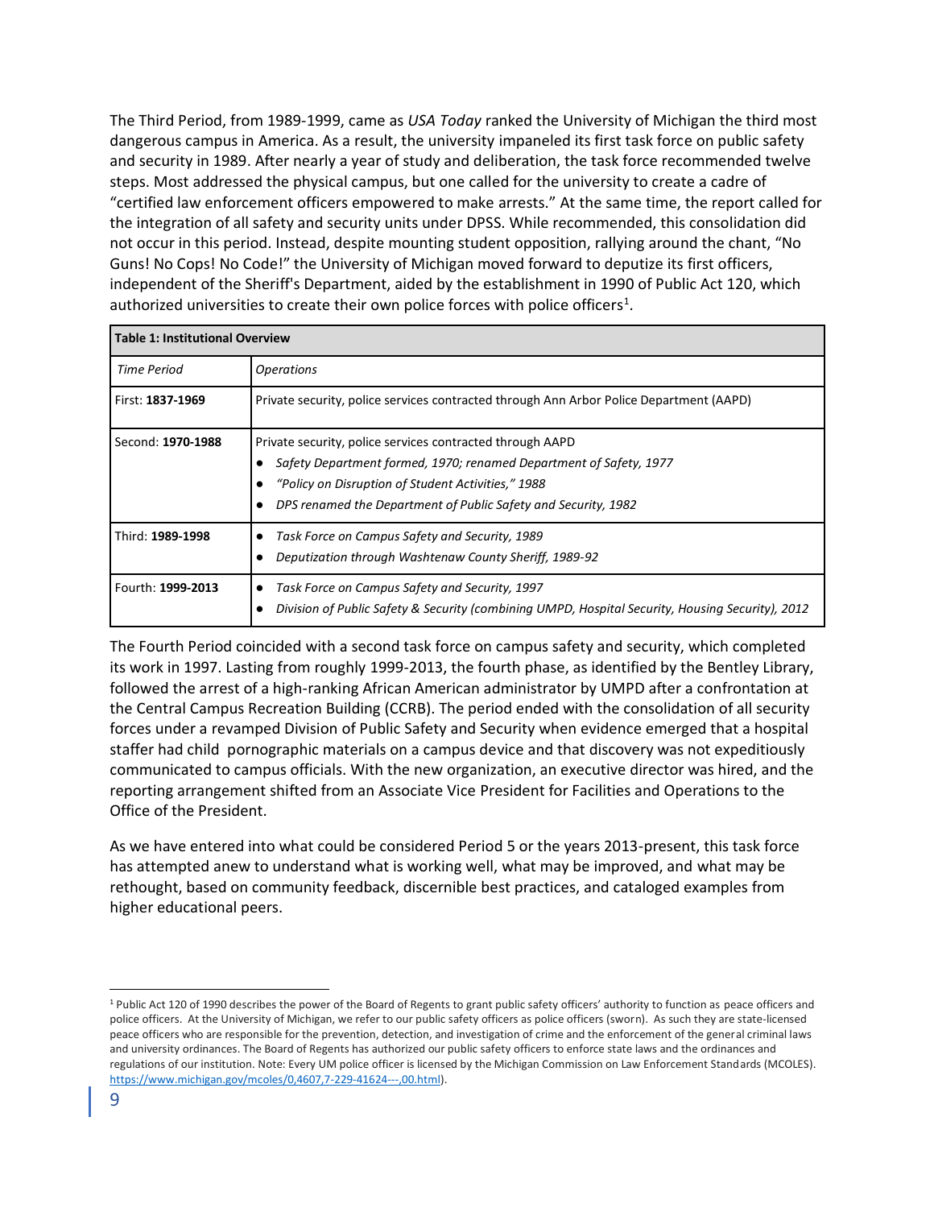The Third Period, from 1989-1999, came as *USA Today* ranked the University of Michigan the third most dangerous campus in America. As a result, the university impaneled its first task force on public safety and security in 1989. After nearly a year of study and deliberation, the task force recommended twelve steps. Most addressed the physical campus, but one called for the university to create a cadre of "certified law enforcement officers empowered to make arrests." At the same time, the report called for the integration of all safety and security units under DPSS. While recommended, this consolidation did not occur in this period. Instead, despite mounting student opposition, rallying around the chant, "No Guns! No Cops! No Code!" the University of Michigan moved forward to deputize its first officers, independent of the Sheriff's Department, aided by the establishment in 1990 of Public Act 120, which authorized universities to create their own police forces with police officers[1].

| **Table 1: Institutional Overview** | |
|---|---|
| *Time Period* | *Operations* |
| First: **1837-1969** | Private security, police services contracted through Ann Arbor Police Department (AAPD) |
| Second: **1970-1988** | Private security, police services contracted through AAPD<br>● *Safety Department formed, 1970; renamed Department of Safety, 1977*<br>● *"Policy on Disruption of Student Activities," 1988*<br>● *DPS renamed the Department of Public Safety and Security, 1982* |
| Third: **1989-1998** | ● *Task Force on Campus Safety and Security, 1989*<br>● *Deputization through Washtenaw County Sheriff, 1989-92* |
| Fourth: **1999-2013** | ● *Task Force on Campus Safety and Security, 1997*<br>● *Division of Public Safety & Security (combining UMPD, Hospital Security, Housing Security), 2012* |

The Fourth Period coincided with a second task force on campus safety and security, which completed its work in 1997. Lasting from roughly 1999-2013, the fourth phase, as identified by the Bentley Library, followed the arrest of a high-ranking African American administrator by UMPD after a confrontation at the Central Campus Recreation Building (CCRB). The period ended with the consolidation of all security forces under a revamped Division of Public Safety and Security when evidence emerged that a hospital staffer had child pornographic materials on a campus device and that discovery was not expeditiously communicated to campus officials. With the new organization, an executive director was hired, and the reporting arrangement shifted from an Associate Vice President for Facilities and Operations to the Office of the President.

As we have entered into what could be considered Period 5 or the years 2013-present, this task force has attempted anew to understand what is working well, what may be improved, and what may be rethought, based on community feedback, discernible best practices, and cataloged examples from higher educational peers.

---

[1] Public Act 120 of 1990 describes the power of the Board of Regents to grant public safety officers' authority to function as peace officers and police officers. At the University of Michigan, we refer to our public safety officers as police officers (sworn). As such they are state-licensed peace officers who are responsible for the prevention, detection, and investigation of crime and the enforcement of the general criminal laws and university ordinances. The Board of Regents has authorized our public safety officers to enforce state laws and the ordinances and regulations of our institution. Note: Every UM police officer is licensed by the Michigan Commission on Law Enforcement Standards (MCOLES). https://www.michigan.gov/mcoles/0,4607,7-229-41624---,00.html).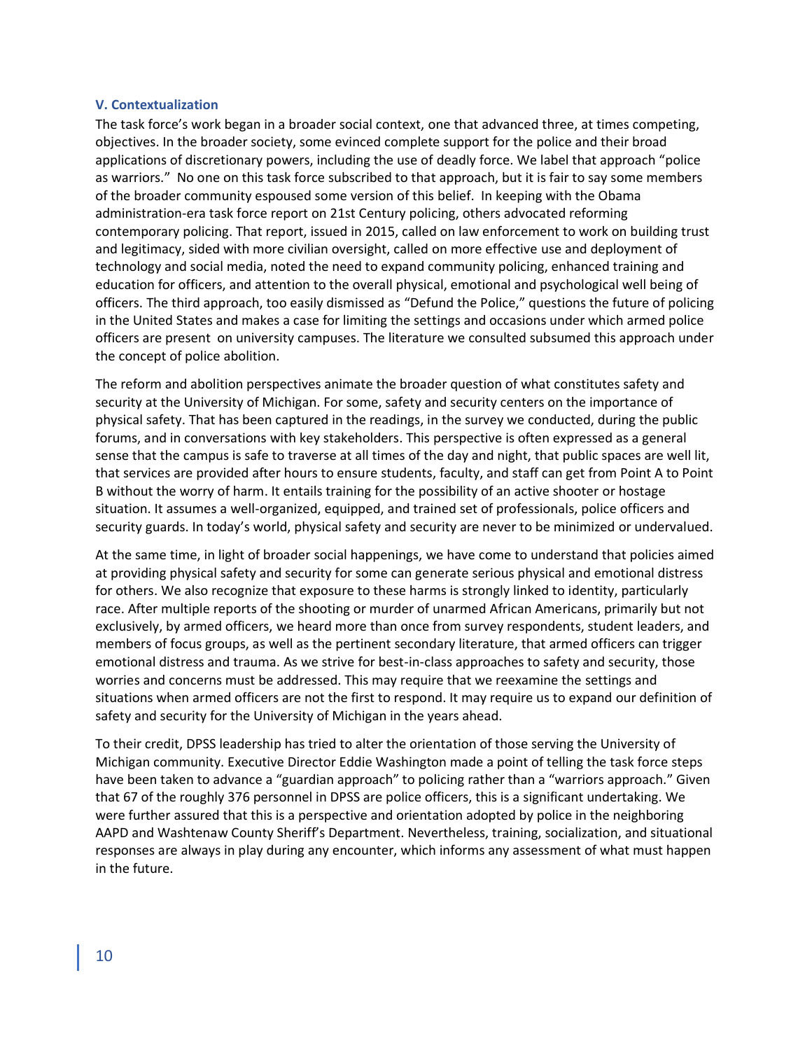### V. Contextualization

The task force's work began in a broader social context, one that advanced three, at times competing, objectives. In the broader society, some evinced complete support for the police and their broad applications of discretionary powers, including the use of deadly force. We label that approach "police as warriors." No one on this task force subscribed to that approach, but it is fair to say some members of the broader community espoused some version of this belief. In keeping with the Obama administration-era task force report on 21st Century policing, others advocated reforming contemporary policing. That report, issued in 2015, called on law enforcement to work on building trust and legitimacy, sided with more civilian oversight, called on more effective use and deployment of technology and social media, noted the need to expand community policing, enhanced training and education for officers, and attention to the overall physical, emotional and psychological well being of officers. The third approach, too easily dismissed as "Defund the Police," questions the future of policing in the United States and makes a case for limiting the settings and occasions under which armed police officers are present on university campuses. The literature we consulted subsumed this approach under the concept of police abolition.

The reform and abolition perspectives animate the broader question of what constitutes safety and security at the University of Michigan. For some, safety and security centers on the importance of physical safety. That has been captured in the readings, in the survey we conducted, during the public forums, and in conversations with key stakeholders. This perspective is often expressed as a general sense that the campus is safe to traverse at all times of the day and night, that public spaces are well lit, that services are provided after hours to ensure students, faculty, and staff can get from Point A to Point B without the worry of harm. It entails training for the possibility of an active shooter or hostage situation. It assumes a well-organized, equipped, and trained set of professionals, police officers and security guards. In today's world, physical safety and security are never to be minimized or undervalued.

At the same time, in light of broader social happenings, we have come to understand that policies aimed at providing physical safety and security for some can generate serious physical and emotional distress for others. We also recognize that exposure to these harms is strongly linked to identity, particularly race. After multiple reports of the shooting or murder of unarmed African Americans, primarily but not exclusively, by armed officers, we heard more than once from survey respondents, student leaders, and members of focus groups, as well as the pertinent secondary literature, that armed officers can trigger emotional distress and trauma. As we strive for best-in-class approaches to safety and security, those worries and concerns must be addressed. This may require that we reexamine the settings and situations when armed officers are not the first to respond. It may require us to expand our definition of safety and security for the University of Michigan in the years ahead.

To their credit, DPSS leadership has tried to alter the orientation of those serving the University of Michigan community. Executive Director Eddie Washington made a point of telling the task force steps have been taken to advance a "guardian approach" to policing rather than a "warriors approach." Given that 67 of the roughly 376 personnel in DPSS are police officers, this is a significant undertaking. We were further assured that this is a perspective and orientation adopted by police in the neighboring AAPD and Washtenaw County Sheriff's Department. Nevertheless, training, socialization, and situational responses are always in play during any encounter, which informs any assessment of what must happen in the future.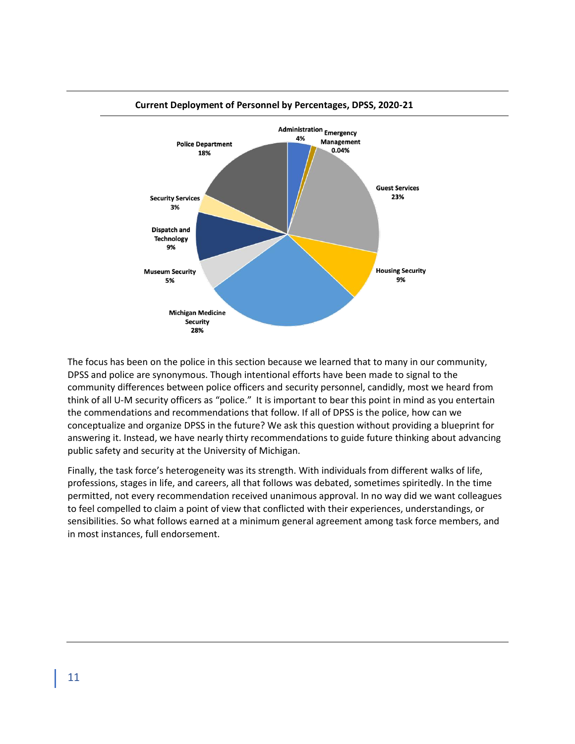**Current Deployment of Personnel by Percentages, DPSS, 2020-21**

| Category | Percentage |
| --- | --- |
| Administration | 4% |
| Emergency Management | 0.04% |
| Guest Services | 23% |
| Housing Security | 9% |
| Michigan Medicine Security | 28% |
| Museum Security | 5% |
| Dispatch and Technology | 9% |
| Security Services | 3% |
| Police Department | 18% |

The focus has been on the police in this section because we learned that to many in our community, DPSS and police are synonymous. Though intentional efforts have been made to signal to the community differences between police officers and security personnel, candidly, most we heard from think of all U-M security officers as "police." It is important to bear this point in mind as you entertain the commendations and recommendations that follow. If all of DPSS is the police, how can we conceptualize and organize DPSS in the future? We ask this question without providing a blueprint for answering it. Instead, we have nearly thirty recommendations to guide future thinking about advancing public safety and security at the University of Michigan.

Finally, the task force's heterogeneity was its strength. With individuals from different walks of life, professions, stages in life, and careers, all that follows was debated, sometimes spiritedly. In the time permitted, not every recommendation received unanimous approval. In no way did we want colleagues to feel compelled to claim a point of view that conflicted with their experiences, understandings, or sensibilities. So what follows earned at a minimum general agreement among task force members, and in most instances, full endorsement.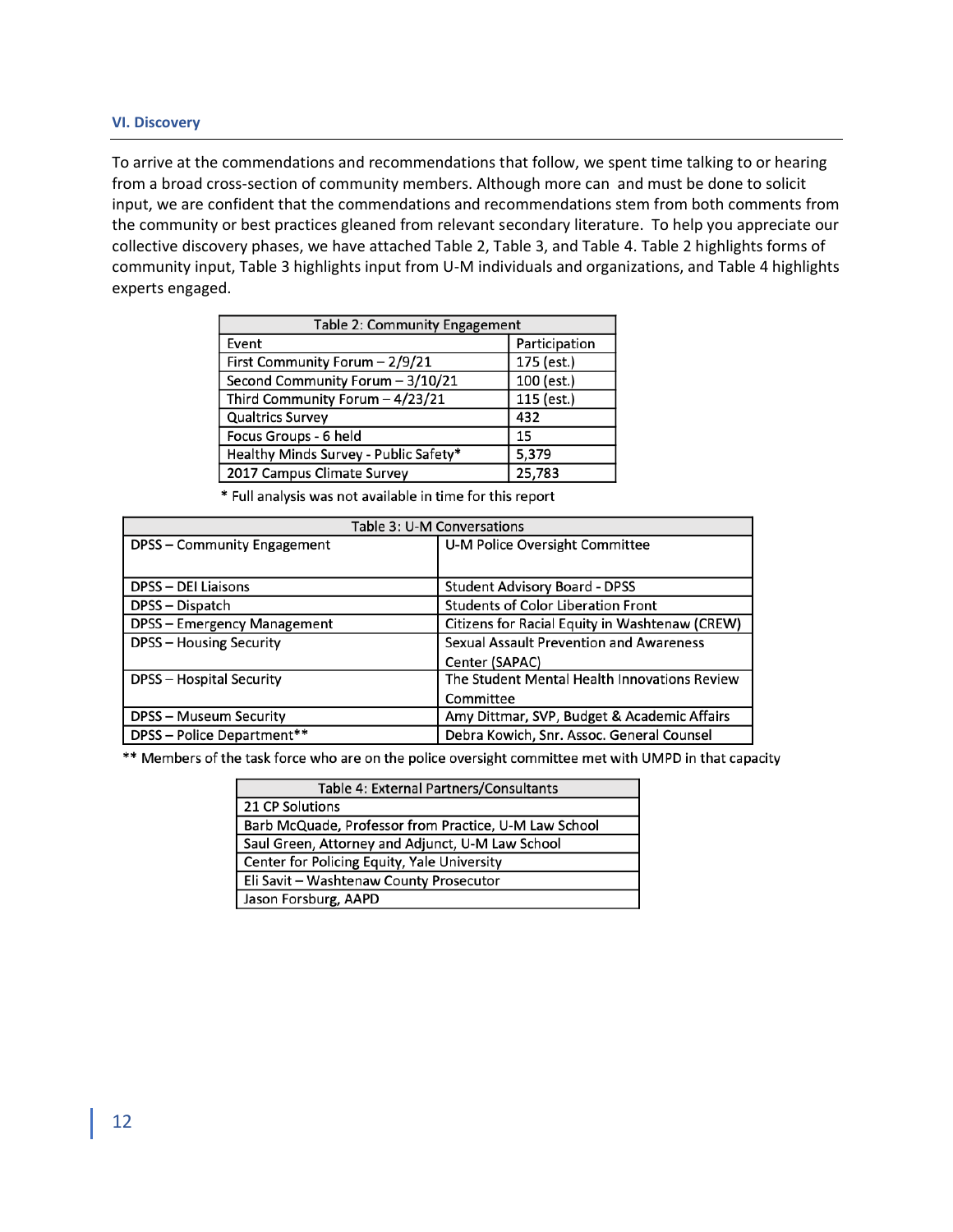## VI. Discovery

To arrive at the commendations and recommendations that follow, we spent time talking to or hearing from a broad cross-section of community members. Although more can and must be done to solicit input, we are confident that the commendations and recommendations stem from both comments from the community or best practices gleaned from relevant secondary literature. To help you appreciate our collective discovery phases, we have attached Table 2, Table 3, and Table 4. Table 2 highlights forms of community input, Table 3 highlights input from U-M individuals and organizations, and Table 4 highlights experts engaged.

| Table 2: Community Engagement | |
|---|---|
| Event | Participation |
| First Community Forum – 2/9/21 | 175 (est.) |
| Second Community Forum – 3/10/21 | 100 (est.) |
| Third Community Forum – 4/23/21 | 115 (est.) |
| Qualtrics Survey | 432 |
| Focus Groups - 6 held | 15 |
| Healthy Minds Survey - Public Safety* | 5,379 |
| 2017 Campus Climate Survey | 25,783 |

* Full analysis was not available in time for this report

| Table 3: U-M Conversations | |
|---|---|
| DPSS – Community Engagement | U-M Police Oversight Committee |
| DPSS – DEI Liaisons | Student Advisory Board - DPSS |
| DPSS – Dispatch | Students of Color Liberation Front |
| DPSS – Emergency Management | Citizens for Racial Equity in Washtenaw (CREW) |
| DPSS – Housing Security | Sexual Assault Prevention and Awareness Center (SAPAC) |
| DPSS – Hospital Security | The Student Mental Health Innovations Review Committee |
| DPSS – Museum Security | Amy Dittmar, SVP, Budget & Academic Affairs |
| DPSS – Police Department** | Debra Kowich, Snr. Assoc. General Counsel |

** Members of the task force who are on the police oversight committee met with UMPD in that capacity

| Table 4: External Partners/Consultants |
|---|
| 21 CP Solutions |
| Barb McQuade, Professor from Practice, U-M Law School |
| Saul Green, Attorney and Adjunct, U-M Law School |
| Center for Policing Equity, Yale University |
| Eli Savit – Washtenaw County Prosecutor |
| Jason Forsburg, AAPD |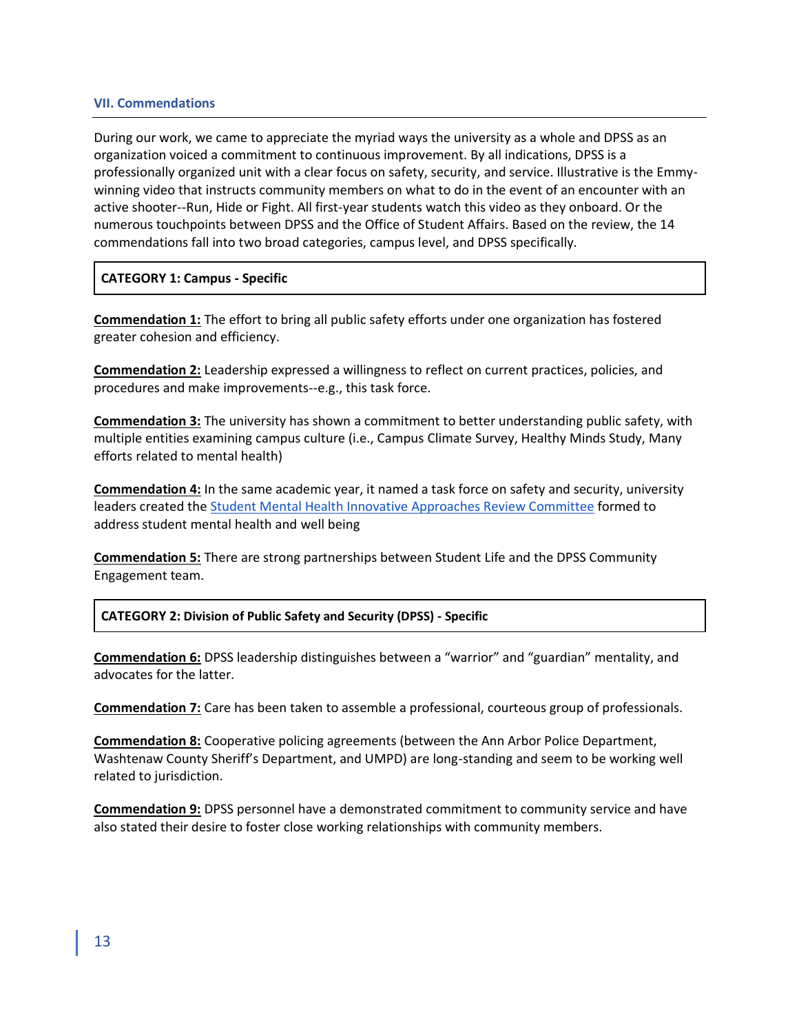## VII. Commendations

During our work, we came to appreciate the myriad ways the university as a whole and DPSS as an organization voiced a commitment to continuous improvement. By all indications, DPSS is a professionally organized unit with a clear focus on safety, security, and service. Illustrative is the Emmy-winning video that instructs community members on what to do in the event of an encounter with an active shooter--Run, Hide or Fight. All first-year students watch this video as they onboard. Or the numerous touchpoints between DPSS and the Office of Student Affairs. Based on the review, the 14 commendations fall into two broad categories, campus level, and DPSS specifically.

### CATEGORY 1: Campus - Specific

**Commendation 1:** The effort to bring all public safety efforts under one organization has fostered greater cohesion and efficiency.

**Commendation 2:** Leadership expressed a willingness to reflect on current practices, policies, and procedures and make improvements--e.g., this task force.

**Commendation 3:** The university has shown a commitment to better understanding public safety, with multiple entities examining campus culture (i.e., Campus Climate Survey, Healthy Minds Study, Many efforts related to mental health)

**Commendation 4:** In the same academic year, it named a task force on safety and security, university leaders created the Student Mental Health Innovative Approaches Review Committee formed to address student mental health and well being

**Commendation 5:** There are strong partnerships between Student Life and the DPSS Community Engagement team.

### CATEGORY 2: Division of Public Safety and Security (DPSS) - Specific

**Commendation 6:** DPSS leadership distinguishes between a "warrior" and "guardian" mentality, and advocates for the latter.

**Commendation 7:** Care has been taken to assemble a professional, courteous group of professionals.

**Commendation 8:** Cooperative policing agreements (between the Ann Arbor Police Department, Washtenaw County Sheriff's Department, and UMPD) are long-standing and seem to be working well related to jurisdiction.

**Commendation 9:** DPSS personnel have a demonstrated commitment to community service and have also stated their desire to foster close working relationships with community members.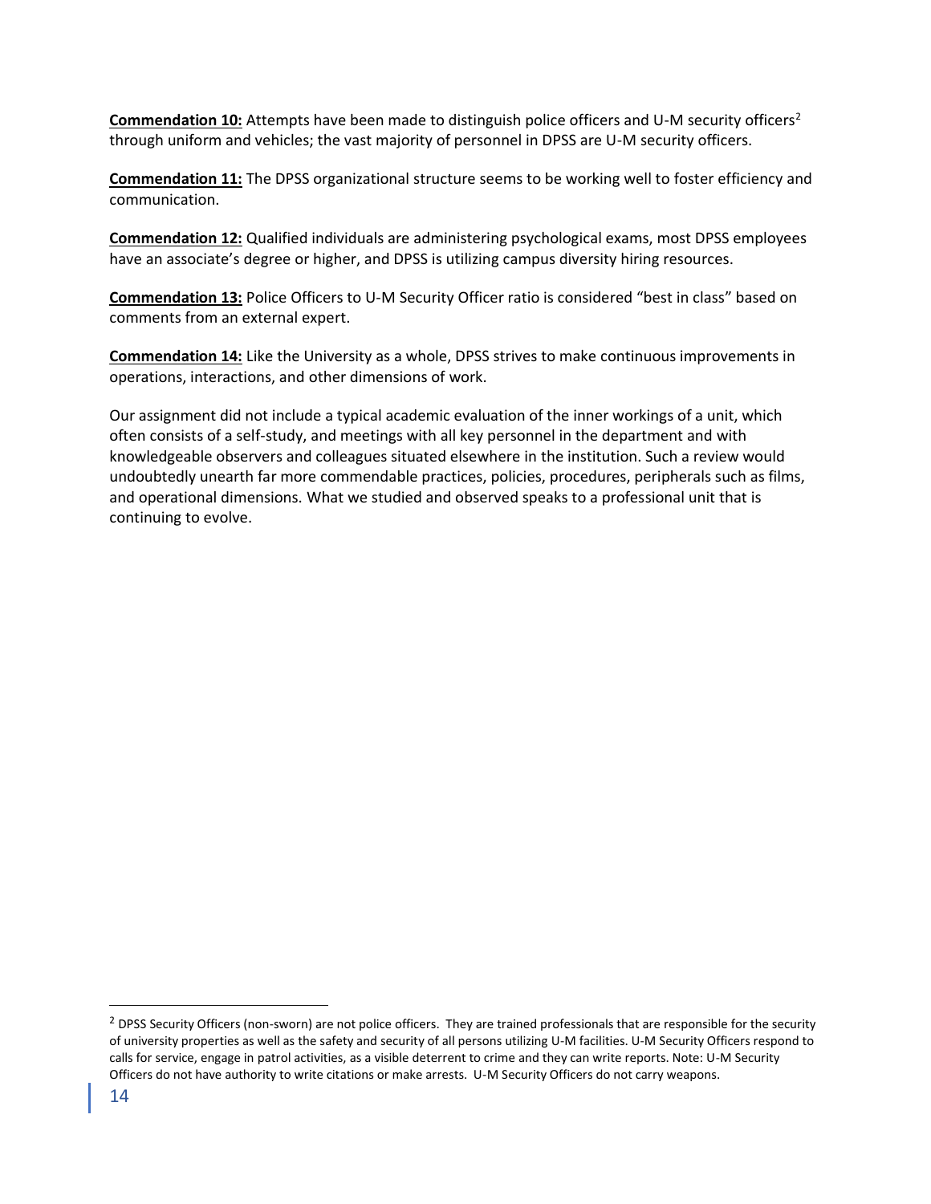**<u>Commendation 10:</u>** Attempts have been made to distinguish police officers and U-M security officers[2] through uniform and vehicles; the vast majority of personnel in DPSS are U-M security officers.

**<u>Commendation 11:</u>** The DPSS organizational structure seems to be working well to foster efficiency and communication.

**<u>Commendation 12:</u>** Qualified individuals are administering psychological exams, most DPSS employees have an associate's degree or higher, and DPSS is utilizing campus diversity hiring resources.

**<u>Commendation 13:</u>** Police Officers to U-M Security Officer ratio is considered "best in class" based on comments from an external expert.

**<u>Commendation 14:</u>** Like the University as a whole, DPSS strives to make continuous improvements in operations, interactions, and other dimensions of work.

Our assignment did not include a typical academic evaluation of the inner workings of a unit, which often consists of a self-study, and meetings with all key personnel in the department and with knowledgeable observers and colleagues situated elsewhere in the institution. Such a review would undoubtedly unearth far more commendable practices, policies, procedures, peripherals such as films, and operational dimensions. What we studied and observed speaks to a professional unit that is continuing to evolve.

---

[2] DPSS Security Officers (non-sworn) are not police officers. They are trained professionals that are responsible for the security of university properties as well as the safety and security of all persons utilizing U-M facilities. U-M Security Officers respond to calls for service, engage in patrol activities, as a visible deterrent to crime and they can write reports. Note: U-M Security Officers do not have authority to write citations or make arrests. U-M Security Officers do not carry weapons.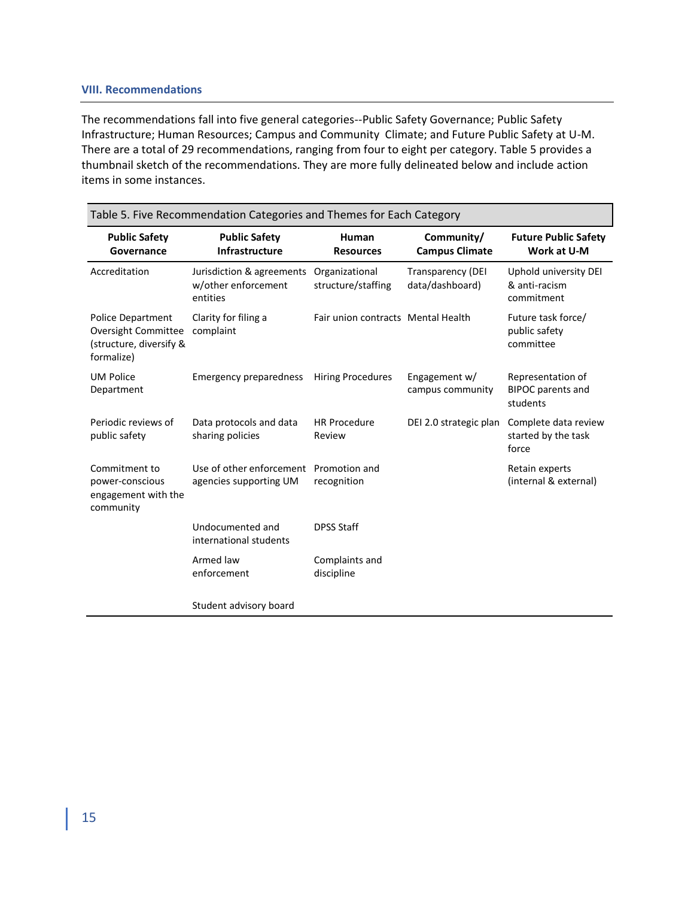## VIII. Recommendations

The recommendations fall into five general categories--Public Safety Governance; Public Safety Infrastructure; Human Resources; Campus and Community Climate; and Future Public Safety at U-M. There are a total of 29 recommendations, ranging from four to eight per category. Table 5 provides a thumbnail sketch of the recommendations. They are more fully delineated below and include action items in some instances.

Table 5. Five Recommendation Categories and Themes for Each Category

| Public Safety Governance | Public Safety Infrastructure | Human Resources | Community/ Campus Climate | Future Public Safety Work at U-M |
|---|---|---|---|---|
| Accreditation | Jurisdiction & agreements w/other enforcement entities | Organizational structure/staffing | Transparency (DEI data/dashboard) | Uphold university DEI & anti-racism commitment |
| Police Department Oversight Committee (structure, diversify & formalize) | Clarity for filing a complaint | Fair union contracts | Mental Health | Future task force/ public safety committee |
| UM Police Department | Emergency preparedness | Hiring Procedures | Engagement w/ campus community | Representation of BIPOC parents and students |
| Periodic reviews of public safety | Data protocols and data sharing policies | HR Procedure Review | DEI 2.0 strategic plan | Complete data review started by the task force |
| Commitment to power-conscious engagement with the community | Use of other enforcement agencies supporting UM | Promotion and recognition | | Retain experts (internal & external) |
| | Undocumented and international students | DPSS Staff | | |
| | Armed law enforcement | Complaints and discipline | | |
| | Student advisory board | | | |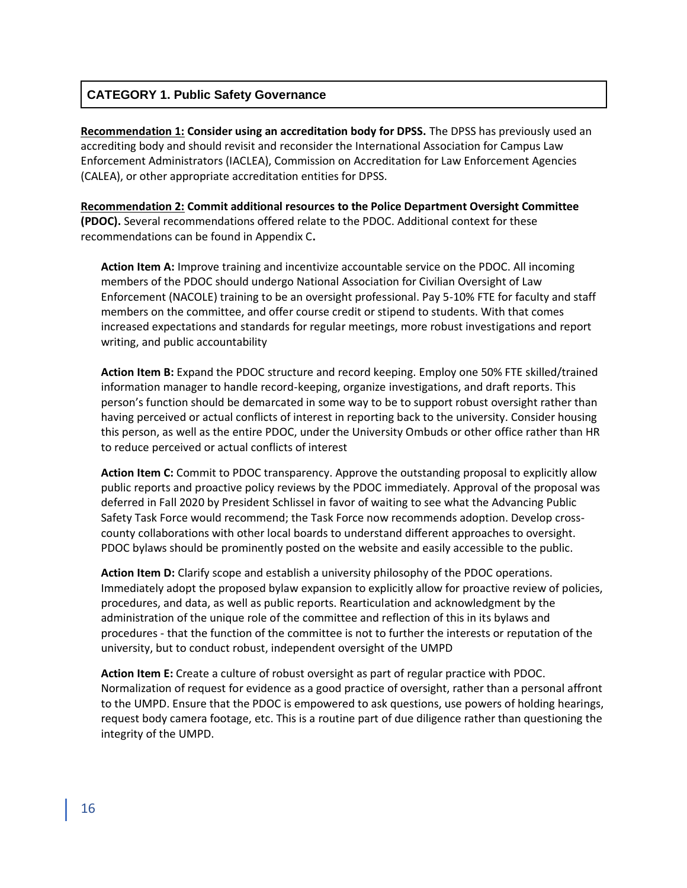## CATEGORY 1. Public Safety Governance

**Recommendation 1: Consider using an accreditation body for DPSS.** The DPSS has previously used an accrediting body and should revisit and reconsider the International Association for Campus Law Enforcement Administrators (IACLEA), Commission on Accreditation for Law Enforcement Agencies (CALEA), or other appropriate accreditation entities for DPSS.

**Recommendation 2: Commit additional resources to the Police Department Oversight Committee (PDOC).** Several recommendations offered relate to the PDOC. Additional context for these recommendations can be found in Appendix C**.**

**Action Item A:** Improve training and incentivize accountable service on the PDOC. All incoming members of the PDOC should undergo National Association for Civilian Oversight of Law Enforcement (NACOLE) training to be an oversight professional. Pay 5-10% FTE for faculty and staff members on the committee, and offer course credit or stipend to students. With that comes increased expectations and standards for regular meetings, more robust investigations and report writing, and public accountability

**Action Item B:** Expand the PDOC structure and record keeping. Employ one 50% FTE skilled/trained information manager to handle record-keeping, organize investigations, and draft reports. This person's function should be demarcated in some way to be to support robust oversight rather than having perceived or actual conflicts of interest in reporting back to the university. Consider housing this person, as well as the entire PDOC, under the University Ombuds or other office rather than HR to reduce perceived or actual conflicts of interest

**Action Item C:** Commit to PDOC transparency. Approve the outstanding proposal to explicitly allow public reports and proactive policy reviews by the PDOC immediately. Approval of the proposal was deferred in Fall 2020 by President Schlissel in favor of waiting to see what the Advancing Public Safety Task Force would recommend; the Task Force now recommends adoption. Develop cross-county collaborations with other local boards to understand different approaches to oversight. PDOC bylaws should be prominently posted on the website and easily accessible to the public.

**Action Item D:** Clarify scope and establish a university philosophy of the PDOC operations. Immediately adopt the proposed bylaw expansion to explicitly allow for proactive review of policies, procedures, and data, as well as public reports. Rearticulation and acknowledgment by the administration of the unique role of the committee and reflection of this in its bylaws and procedures - that the function of the committee is not to further the interests or reputation of the university, but to conduct robust, independent oversight of the UMPD

**Action Item E:** Create a culture of robust oversight as part of regular practice with PDOC. Normalization of request for evidence as a good practice of oversight, rather than a personal affront to the UMPD. Ensure that the PDOC is empowered to ask questions, use powers of holding hearings, request body camera footage, etc. This is a routine part of due diligence rather than questioning the integrity of the UMPD.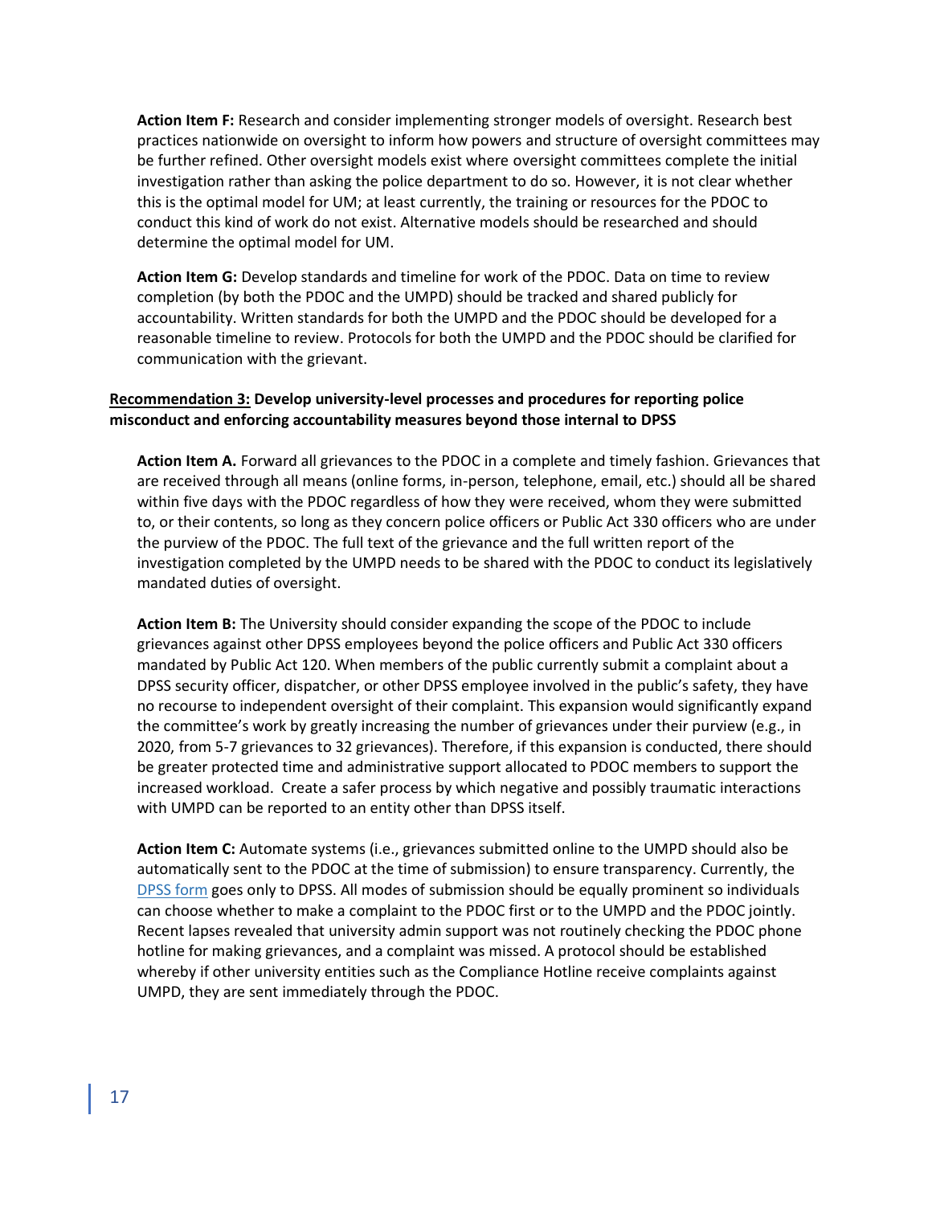**Action Item F:** Research and consider implementing stronger models of oversight. Research best practices nationwide on oversight to inform how powers and structure of oversight committees may be further refined. Other oversight models exist where oversight committees complete the initial investigation rather than asking the police department to do so. However, it is not clear whether this is the optimal model for UM; at least currently, the training or resources for the PDOC to conduct this kind of work do not exist. Alternative models should be researched and should determine the optimal model for UM.

**Action Item G:** Develop standards and timeline for work of the PDOC. Data on time to review completion (by both the PDOC and the UMPD) should be tracked and shared publicly for accountability. Written standards for both the UMPD and the PDOC should be developed for a reasonable timeline to review. Protocols for both the UMPD and the PDOC should be clarified for communication with the grievant.

**Recommendation 3: Develop university-level processes and procedures for reporting police misconduct and enforcing accountability measures beyond those internal to DPSS**

**Action Item A.** Forward all grievances to the PDOC in a complete and timely fashion. Grievances that are received through all means (online forms, in-person, telephone, email, etc.) should all be shared within five days with the PDOC regardless of how they were received, whom they were submitted to, or their contents, so long as they concern police officers or Public Act 330 officers who are under the purview of the PDOC. The full text of the grievance and the full written report of the investigation completed by the UMPD needs to be shared with the PDOC to conduct its legislatively mandated duties of oversight.

**Action Item B:** The University should consider expanding the scope of the PDOC to include grievances against other DPSS employees beyond the police officers and Public Act 330 officers mandated by Public Act 120. When members of the public currently submit a complaint about a DPSS security officer, dispatcher, or other DPSS employee involved in the public's safety, they have no recourse to independent oversight of their complaint. This expansion would significantly expand the committee's work by greatly increasing the number of grievances under their purview (e.g., in 2020, from 5-7 grievances to 32 grievances). Therefore, if this expansion is conducted, there should be greater protected time and administrative support allocated to PDOC members to support the increased workload. Create a safer process by which negative and possibly traumatic interactions with UMPD can be reported to an entity other than DPSS itself.

**Action Item C:** Automate systems (i.e., grievances submitted online to the UMPD should also be automatically sent to the PDOC at the time of submission) to ensure transparency. Currently, the DPSS form goes only to DPSS. All modes of submission should be equally prominent so individuals can choose whether to make a complaint to the PDOC first or to the UMPD and the PDOC jointly. Recent lapses revealed that university admin support was not routinely checking the PDOC phone hotline for making grievances, and a complaint was missed. A protocol should be established whereby if other university entities such as the Compliance Hotline receive complaints against UMPD, they are sent immediately through the PDOC.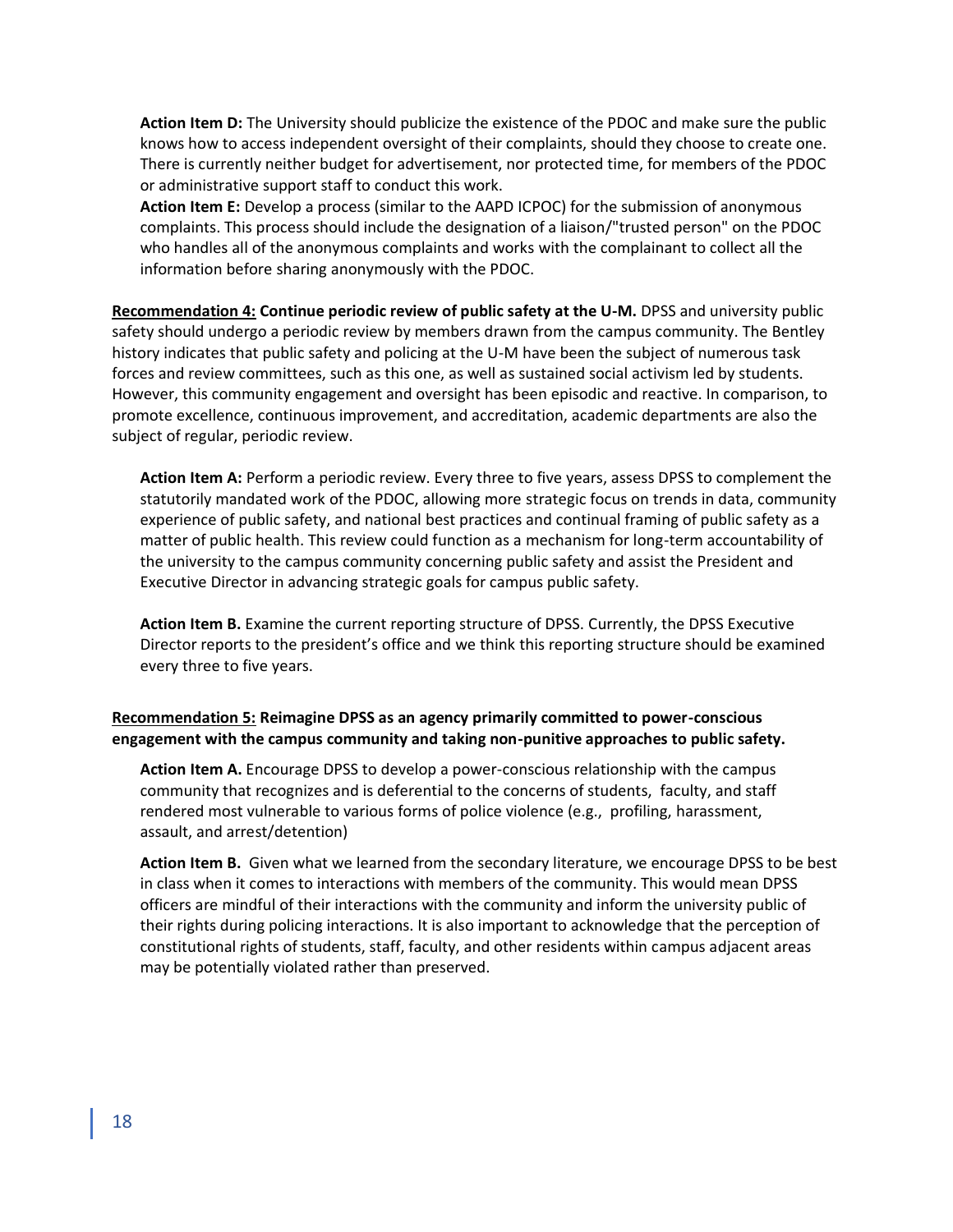**Action Item D:** The University should publicize the existence of the PDOC and make sure the public knows how to access independent oversight of their complaints, should they choose to create one. There is currently neither budget for advertisement, nor protected time, for members of the PDOC or administrative support staff to conduct this work.

**Action Item E:** Develop a process (similar to the AAPD ICPOC) for the submission of anonymous complaints. This process should include the designation of a liaison/"trusted person" on the PDOC who handles all of the anonymous complaints and works with the complainant to collect all the information before sharing anonymously with the PDOC.

**<u>Recommendation 4:</u> Continue periodic review of public safety at the U-M.** DPSS and university public safety should undergo a periodic review by members drawn from the campus community. The Bentley history indicates that public safety and policing at the U-M have been the subject of numerous task forces and review committees, such as this one, as well as sustained social activism led by students. However, this community engagement and oversight has been episodic and reactive. In comparison, to promote excellence, continuous improvement, and accreditation, academic departments are also the subject of regular, periodic review.

**Action Item A:** Perform a periodic review. Every three to five years, assess DPSS to complement the statutorily mandated work of the PDOC, allowing more strategic focus on trends in data, community experience of public safety, and national best practices and continual framing of public safety as a matter of public health. This review could function as a mechanism for long-term accountability of the university to the campus community concerning public safety and assist the President and Executive Director in advancing strategic goals for campus public safety.

**Action Item B.** Examine the current reporting structure of DPSS. Currently, the DPSS Executive Director reports to the president's office and we think this reporting structure should be examined every three to five years.

**<u>Recommendation 5:</u> Reimagine DPSS as an agency primarily committed to power-conscious engagement with the campus community and taking non-punitive approaches to public safety.**

**Action Item A.** Encourage DPSS to develop a power-conscious relationship with the campus community that recognizes and is deferential to the concerns of students, faculty, and staff rendered most vulnerable to various forms of police violence (e.g., profiling, harassment, assault, and arrest/detention)

**Action Item B.** Given what we learned from the secondary literature, we encourage DPSS to be best in class when it comes to interactions with members of the community. This would mean DPSS officers are mindful of their interactions with the community and inform the university public of their rights during policing interactions. It is also important to acknowledge that the perception of constitutional rights of students, staff, faculty, and other residents within campus adjacent areas may be potentially violated rather than preserved.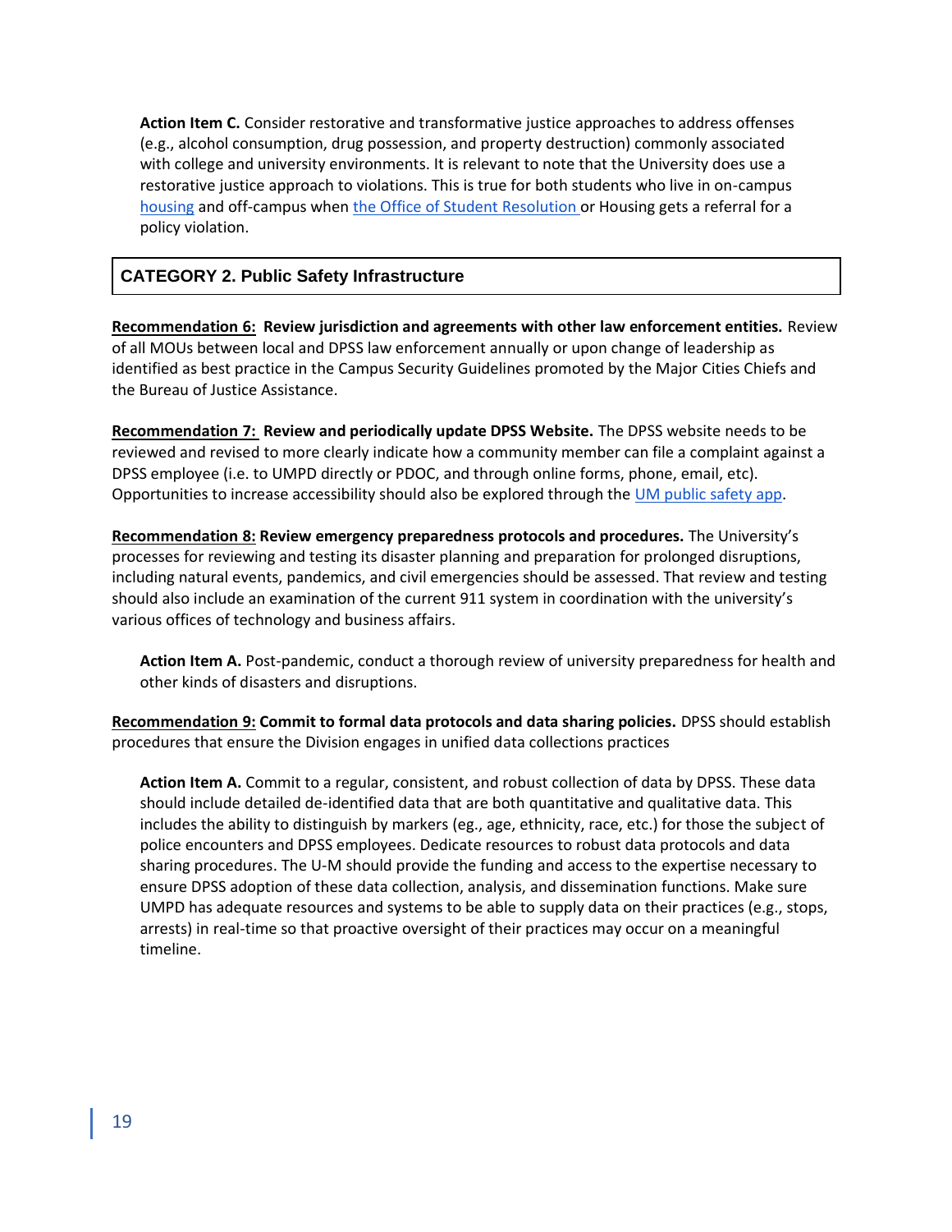**Action Item C.** Consider restorative and transformative justice approaches to address offenses (e.g., alcohol consumption, drug possession, and property destruction) commonly associated with college and university environments. It is relevant to note that the University does use a restorative justice approach to violations. This is true for both students who live in on-campus housing and off-campus when the Office of Student Resolution or Housing gets a referral for a policy violation.

## CATEGORY 2. Public Safety Infrastructure

**Recommendation 6: Review jurisdiction and agreements with other law enforcement entities.** Review of all MOUs between local and DPSS law enforcement annually or upon change of leadership as identified as best practice in the Campus Security Guidelines promoted by the Major Cities Chiefs and the Bureau of Justice Assistance.

**Recommendation 7: Review and periodically update DPSS Website.** The DPSS website needs to be reviewed and revised to more clearly indicate how a community member can file a complaint against a DPSS employee (i.e. to UMPD directly or PDOC, and through online forms, phone, email, etc). Opportunities to increase accessibility should also be explored through the UM public safety app.

**Recommendation 8: Review emergency preparedness protocols and procedures.** The University's processes for reviewing and testing its disaster planning and preparation for prolonged disruptions, including natural events, pandemics, and civil emergencies should be assessed. That review and testing should also include an examination of the current 911 system in coordination with the university's various offices of technology and business affairs.

**Action Item A.** Post-pandemic, conduct a thorough review of university preparedness for health and other kinds of disasters and disruptions.

**Recommendation 9: Commit to formal data protocols and data sharing policies.** DPSS should establish procedures that ensure the Division engages in unified data collections practices

**Action Item A.** Commit to a regular, consistent, and robust collection of data by DPSS. These data should include detailed de-identified data that are both quantitative and qualitative data. This includes the ability to distinguish by markers (eg., age, ethnicity, race, etc.) for those the subject of police encounters and DPSS employees. Dedicate resources to robust data protocols and data sharing procedures. The U-M should provide the funding and access to the expertise necessary to ensure DPSS adoption of these data collection, analysis, and dissemination functions. Make sure UMPD has adequate resources and systems to be able to supply data on their practices (e.g., stops, arrests) in real-time so that proactive oversight of their practices may occur on a meaningful timeline.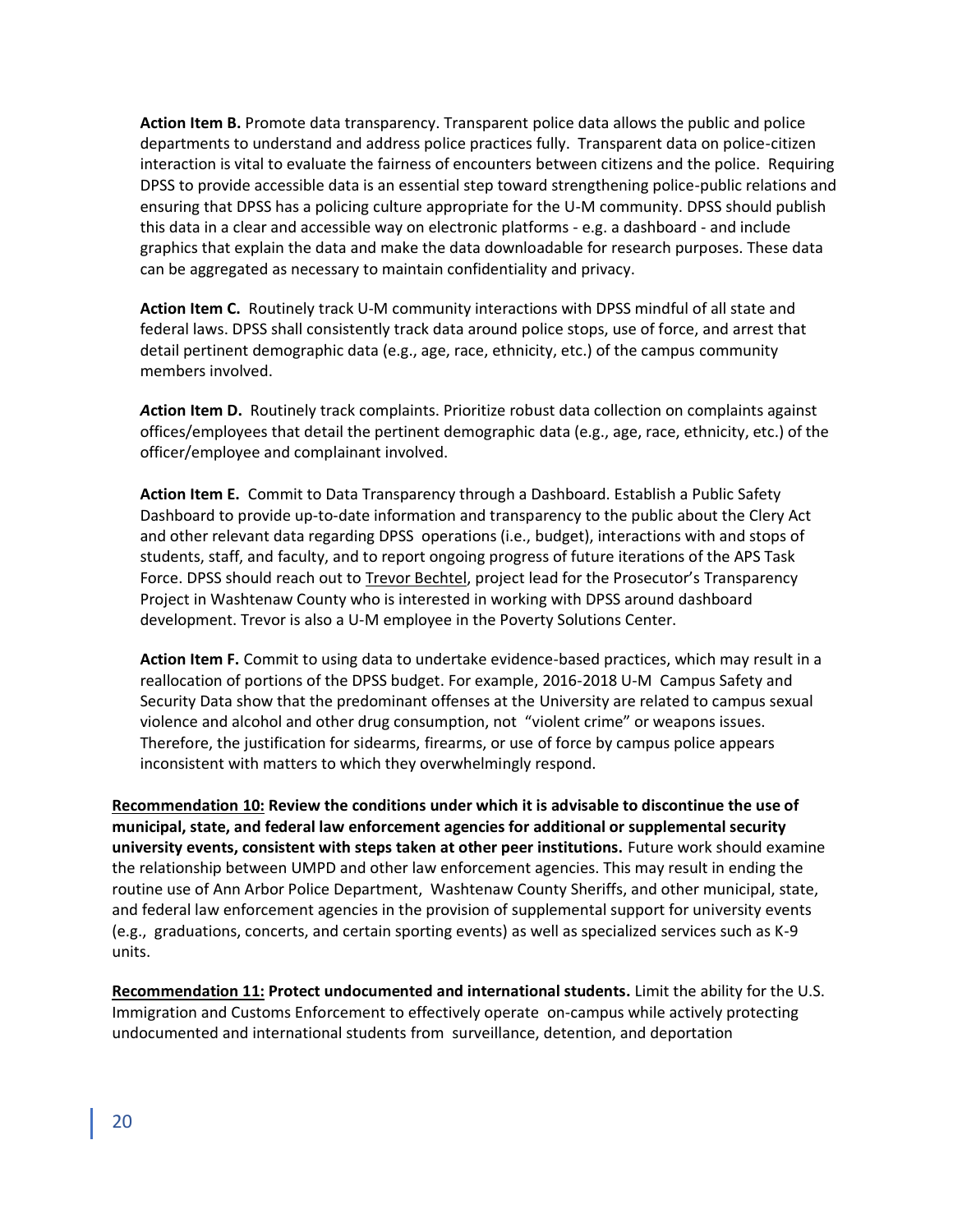**Action Item B.** Promote data transparency. Transparent police data allows the public and police departments to understand and address police practices fully. Transparent data on police-citizen interaction is vital to evaluate the fairness of encounters between citizens and the police. Requiring DPSS to provide accessible data is an essential step toward strengthening police-public relations and ensuring that DPSS has a policing culture appropriate for the U-M community. DPSS should publish this data in a clear and accessible way on electronic platforms - e.g. a dashboard - and include graphics that explain the data and make the data downloadable for research purposes. These data can be aggregated as necessary to maintain confidentiality and privacy.

**Action Item C.** Routinely track U-M community interactions with DPSS mindful of all state and federal laws. DPSS shall consistently track data around police stops, use of force, and arrest that detail pertinent demographic data (e.g., age, race, ethnicity, etc.) of the campus community members involved.

***A*ction Item D.** Routinely track complaints. Prioritize robust data collection on complaints against offices/employees that detail the pertinent demographic data (e.g., age, race, ethnicity, etc.) of the officer/employee and complainant involved.

**Action Item E.** Commit to Data Transparency through a Dashboard. Establish a Public Safety Dashboard to provide up-to-date information and transparency to the public about the Clery Act and other relevant data regarding DPSS operations (i.e., budget), interactions with and stops of students, staff, and faculty, and to report ongoing progress of future iterations of the APS Task Force. DPSS should reach out to Trevor Bechtel, project lead for the Prosecutor's Transparency Project in Washtenaw County who is interested in working with DPSS around dashboard development. Trevor is also a U-M employee in the Poverty Solutions Center.

**Action Item F.** Commit to using data to undertake evidence-based practices, which may result in a reallocation of portions of the DPSS budget. For example, 2016-2018 U-M Campus Safety and Security Data show that the predominant offenses at the University are related to campus sexual violence and alcohol and other drug consumption, not "violent crime" or weapons issues. Therefore, the justification for sidearms, firearms, or use of force by campus police appears inconsistent with matters to which they overwhelmingly respond.

**Recommendation 10: Review the conditions under which it is advisable to discontinue the use of municipal, state, and federal law enforcement agencies for additional or supplemental security university events, consistent with steps taken at other peer institutions.** Future work should examine the relationship between UMPD and other law enforcement agencies. This may result in ending the routine use of Ann Arbor Police Department, Washtenaw County Sheriffs, and other municipal, state, and federal law enforcement agencies in the provision of supplemental support for university events (e.g., graduations, concerts, and certain sporting events) as well as specialized services such as K-9 units.

**Recommendation 11: Protect undocumented and international students.** Limit the ability for the U.S. Immigration and Customs Enforcement to effectively operate on-campus while actively protecting undocumented and international students from surveillance, detention, and deportation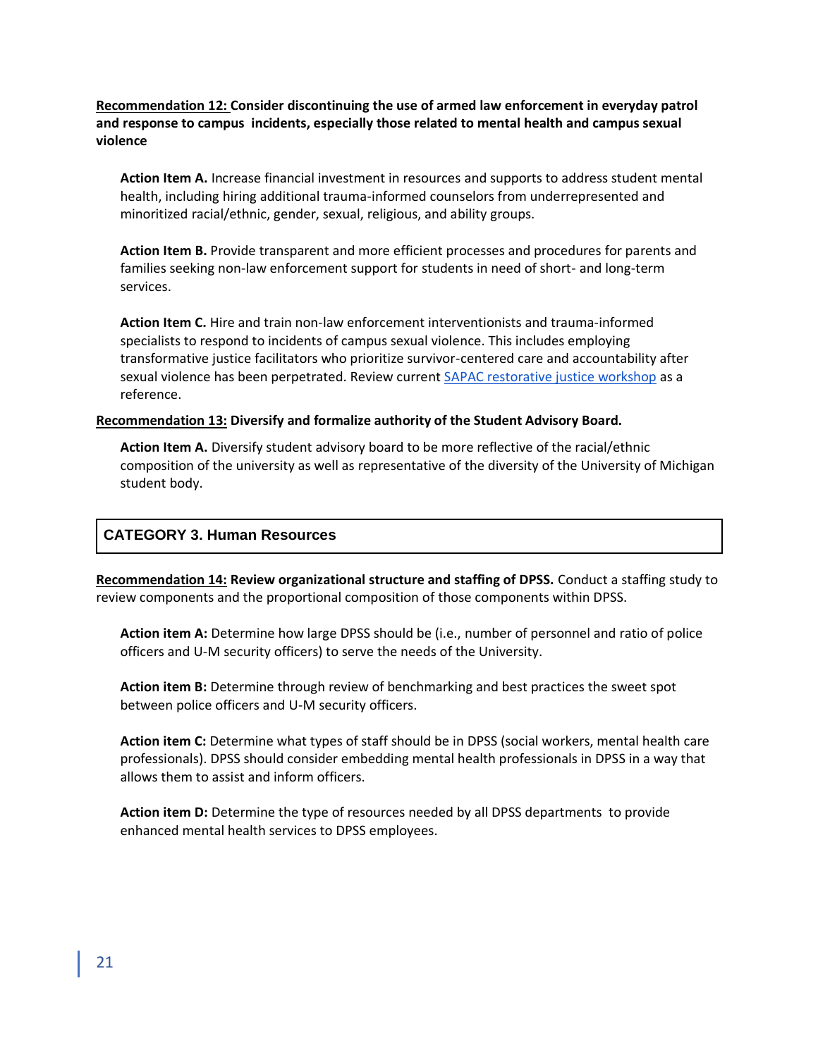**<u>Recommendation 12:</u> Consider discontinuing the use of armed law enforcement in everyday patrol and response to campus incidents, especially those related to mental health and campus sexual violence**

**Action Item A.** Increase financial investment in resources and supports to address student mental health, including hiring additional trauma-informed counselors from underrepresented and minoritized racial/ethnic, gender, sexual, religious, and ability groups.

**Action Item B.** Provide transparent and more efficient processes and procedures for parents and families seeking non-law enforcement support for students in need of short- and long-term services.

**Action Item C.** Hire and train non-law enforcement interventionists and trauma-informed specialists to respond to incidents of campus sexual violence. This includes employing transformative justice facilitators who prioritize survivor-centered care and accountability after sexual violence has been perpetrated. Review current SAPAC restorative justice workshop as a reference.

**<u>Recommendation 13:</u> Diversify and formalize authority of the Student Advisory Board.**

**Action Item A.** Diversify student advisory board to be more reflective of the racial/ethnic composition of the university as well as representative of the diversity of the University of Michigan student body.

## CATEGORY 3. Human Resources

**<u>Recommendation 14:</u> Review organizational structure and staffing of DPSS.** Conduct a staffing study to review components and the proportional composition of those components within DPSS.

**Action item A:** Determine how large DPSS should be (i.e., number of personnel and ratio of police officers and U-M security officers) to serve the needs of the University.

**Action item B:** Determine through review of benchmarking and best practices the sweet spot between police officers and U-M security officers.

**Action item C:** Determine what types of staff should be in DPSS (social workers, mental health care professionals). DPSS should consider embedding mental health professionals in DPSS in a way that allows them to assist and inform officers.

**Action item D:** Determine the type of resources needed by all DPSS departments to provide enhanced mental health services to DPSS employees.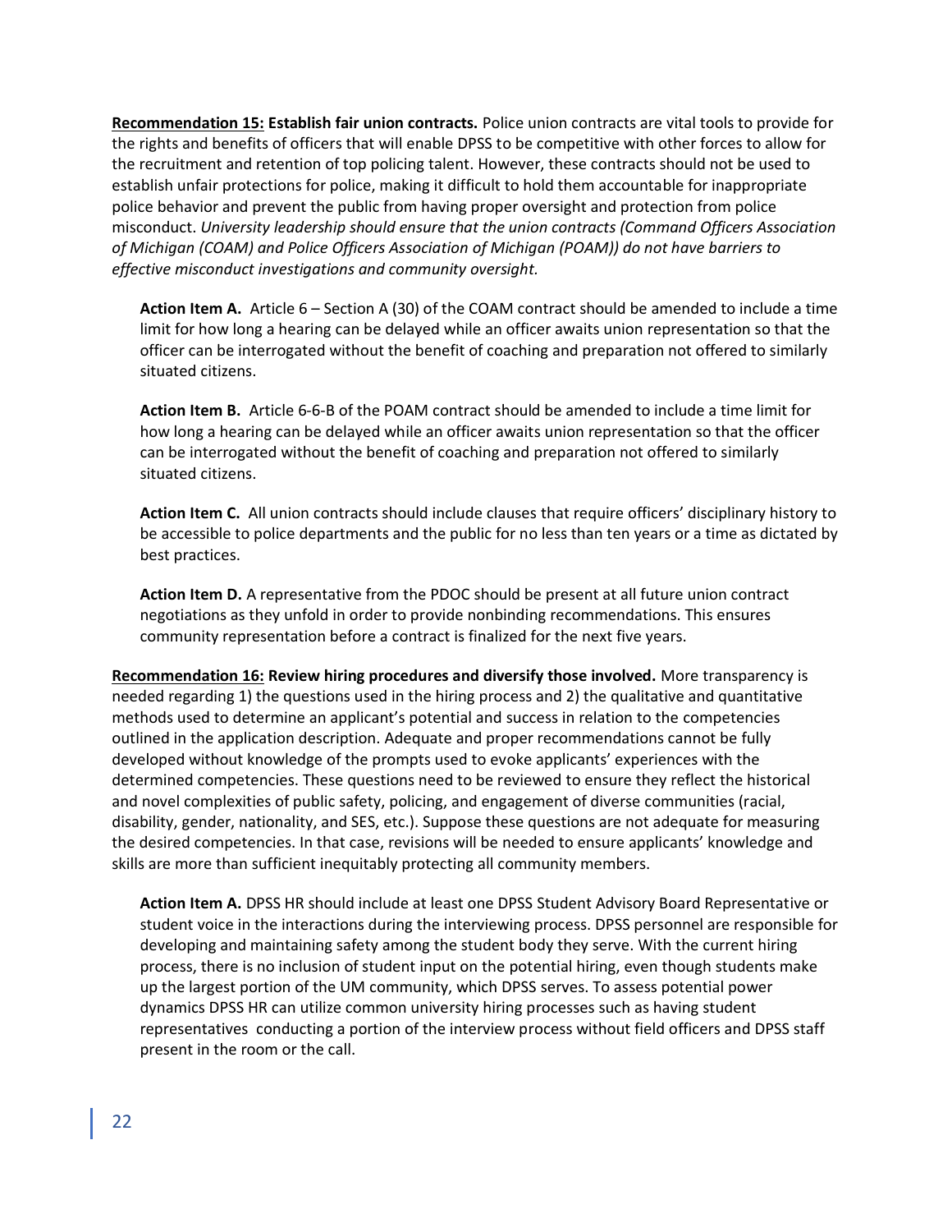<u>**Recommendation 15:**</u> **Establish fair union contracts.** Police union contracts are vital tools to provide for the rights and benefits of officers that will enable DPSS to be competitive with other forces to allow for the recruitment and retention of top policing talent. However, these contracts should not be used to establish unfair protections for police, making it difficult to hold them accountable for inappropriate police behavior and prevent the public from having proper oversight and protection from police misconduct. *University leadership should ensure that the union contracts (Command Officers Association of Michigan (COAM) and Police Officers Association of Michigan (POAM)) do not have barriers to effective misconduct investigations and community oversight.*

**Action Item A.** Article 6 – Section A (30) of the COAM contract should be amended to include a time limit for how long a hearing can be delayed while an officer awaits union representation so that the officer can be interrogated without the benefit of coaching and preparation not offered to similarly situated citizens.

**Action Item B.** Article 6-6-B of the POAM contract should be amended to include a time limit for how long a hearing can be delayed while an officer awaits union representation so that the officer can be interrogated without the benefit of coaching and preparation not offered to similarly situated citizens.

**Action Item C.** All union contracts should include clauses that require officers' disciplinary history to be accessible to police departments and the public for no less than ten years or a time as dictated by best practices.

**Action Item D.** A representative from the PDOC should be present at all future union contract negotiations as they unfold in order to provide nonbinding recommendations. This ensures community representation before a contract is finalized for the next five years.

<u>**Recommendation 16:**</u> **Review hiring procedures and diversify those involved.** More transparency is needed regarding 1) the questions used in the hiring process and 2) the qualitative and quantitative methods used to determine an applicant's potential and success in relation to the competencies outlined in the application description. Adequate and proper recommendations cannot be fully developed without knowledge of the prompts used to evoke applicants' experiences with the determined competencies. These questions need to be reviewed to ensure they reflect the historical and novel complexities of public safety, policing, and engagement of diverse communities (racial, disability, gender, nationality, and SES, etc.). Suppose these questions are not adequate for measuring the desired competencies. In that case, revisions will be needed to ensure applicants' knowledge and skills are more than sufficient inequitably protecting all community members.

**Action Item A.** DPSS HR should include at least one DPSS Student Advisory Board Representative or student voice in the interactions during the interviewing process. DPSS personnel are responsible for developing and maintaining safety among the student body they serve. With the current hiring process, there is no inclusion of student input on the potential hiring, even though students make up the largest portion of the UM community, which DPSS serves. To assess potential power dynamics DPSS HR can utilize common university hiring processes such as having student representatives conducting a portion of the interview process without field officers and DPSS staff present in the room or the call.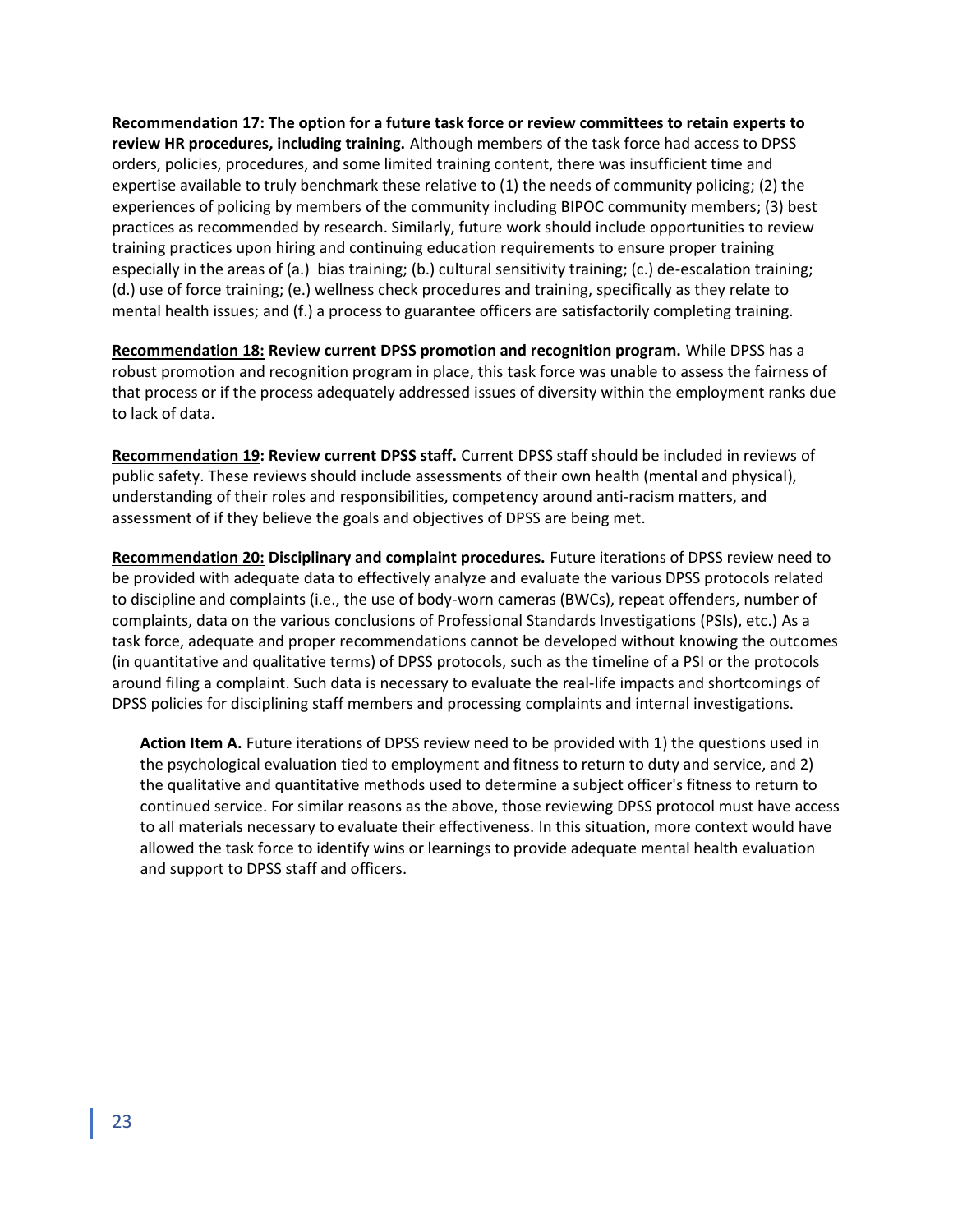**<u>Recommendation 17</u>: The option for a future task force or review committees to retain experts to review HR procedures, including training.** Although members of the task force had access to DPSS orders, policies, procedures, and some limited training content, there was insufficient time and expertise available to truly benchmark these relative to (1) the needs of community policing; (2) the experiences of policing by members of the community including BIPOC community members; (3) best practices as recommended by research. Similarly, future work should include opportunities to review training practices upon hiring and continuing education requirements to ensure proper training especially in the areas of (a.) bias training; (b.) cultural sensitivity training; (c.) de-escalation training; (d.) use of force training; (e.) wellness check procedures and training, specifically as they relate to mental health issues; and (f.) a process to guarantee officers are satisfactorily completing training.

**<u>Recommendation 18:</u> Review current DPSS promotion and recognition program.** While DPSS has a robust promotion and recognition program in place, this task force was unable to assess the fairness of that process or if the process adequately addressed issues of diversity within the employment ranks due to lack of data.

**<u>Recommendation 19</u>: Review current DPSS staff.** Current DPSS staff should be included in reviews of public safety. These reviews should include assessments of their own health (mental and physical), understanding of their roles and responsibilities, competency around anti-racism matters, and assessment of if they believe the goals and objectives of DPSS are being met.

**<u>Recommendation 20:</u> Disciplinary and complaint procedures.** Future iterations of DPSS review need to be provided with adequate data to effectively analyze and evaluate the various DPSS protocols related to discipline and complaints (i.e., the use of body-worn cameras (BWCs), repeat offenders, number of complaints, data on the various conclusions of Professional Standards Investigations (PSIs), etc.) As a task force, adequate and proper recommendations cannot be developed without knowing the outcomes (in quantitative and qualitative terms) of DPSS protocols, such as the timeline of a PSI or the protocols around filing a complaint. Such data is necessary to evaluate the real-life impacts and shortcomings of DPSS policies for disciplining staff members and processing complaints and internal investigations.

**Action Item A.** Future iterations of DPSS review need to be provided with 1) the questions used in the psychological evaluation tied to employment and fitness to return to duty and service, and 2) the qualitative and quantitative methods used to determine a subject officer's fitness to return to continued service. For similar reasons as the above, those reviewing DPSS protocol must have access to all materials necessary to evaluate their effectiveness. In this situation, more context would have allowed the task force to identify wins or learnings to provide adequate mental health evaluation and support to DPSS staff and officers.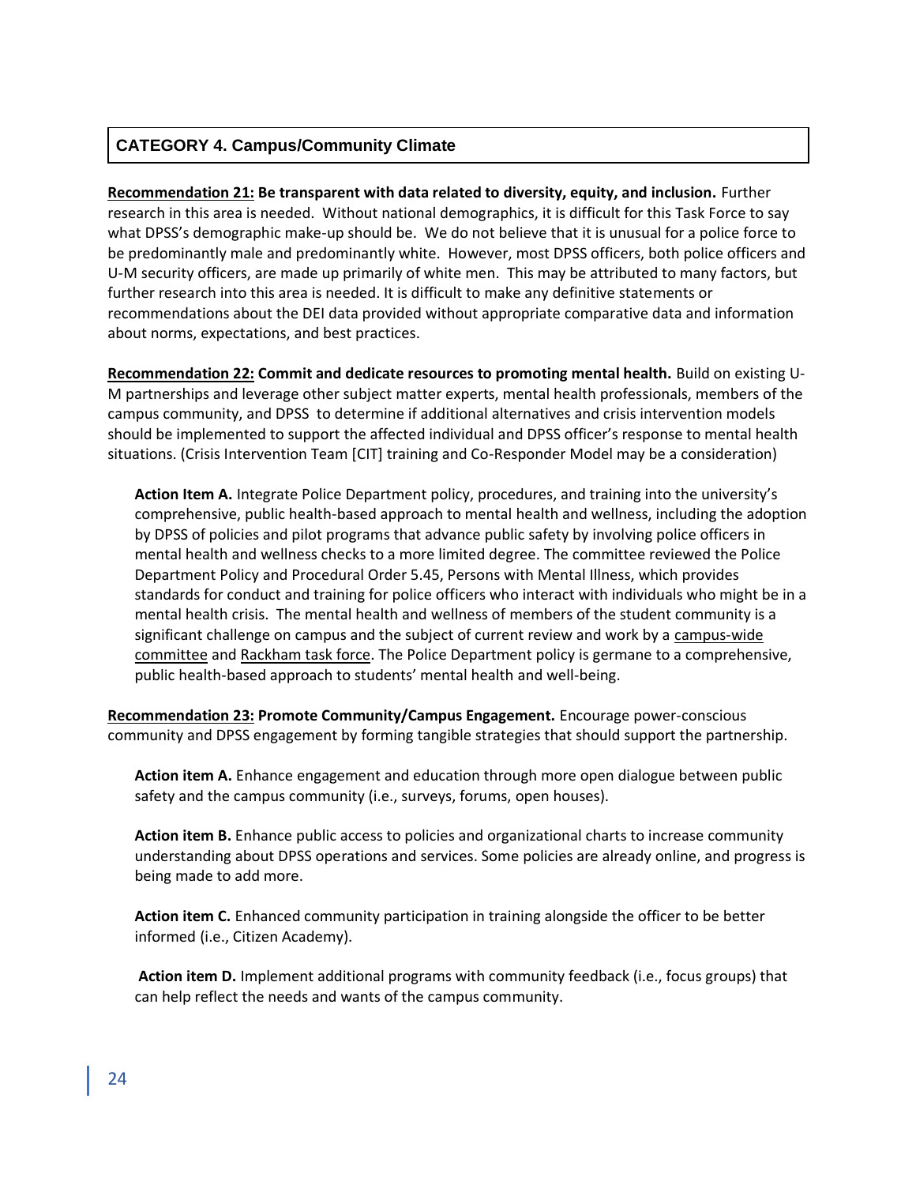## CATEGORY 4. Campus/Community Climate

**Recommendation 21: Be transparent with data related to diversity, equity, and inclusion.** Further research in this area is needed. Without national demographics, it is difficult for this Task Force to say what DPSS's demographic make-up should be. We do not believe that it is unusual for a police force to be predominantly male and predominantly white. However, most DPSS officers, both police officers and U-M security officers, are made up primarily of white men. This may be attributed to many factors, but further research into this area is needed. It is difficult to make any definitive statements or recommendations about the DEI data provided without appropriate comparative data and information about norms, expectations, and best practices.

**Recommendation 22: Commit and dedicate resources to promoting mental health.** Build on existing U-M partnerships and leverage other subject matter experts, mental health professionals, members of the campus community, and DPSS to determine if additional alternatives and crisis intervention models should be implemented to support the affected individual and DPSS officer's response to mental health situations. (Crisis Intervention Team [CIT] training and Co-Responder Model may be a consideration)

**Action Item A.** Integrate Police Department policy, procedures, and training into the university's comprehensive, public health-based approach to mental health and wellness, including the adoption by DPSS of policies and pilot programs that advance public safety by involving police officers in mental health and wellness checks to a more limited degree. The committee reviewed the Police Department Policy and Procedural Order 5.45, Persons with Mental Illness, which provides standards for conduct and training for police officers who interact with individuals who might be in a mental health crisis. The mental health and wellness of members of the student community is a significant challenge on campus and the subject of current review and work by a campus-wide committee and Rackham task force. The Police Department policy is germane to a comprehensive, public health-based approach to students' mental health and well-being.

**Recommendation 23: Promote Community/Campus Engagement.** Encourage power-conscious community and DPSS engagement by forming tangible strategies that should support the partnership.

**Action item A.** Enhance engagement and education through more open dialogue between public safety and the campus community (i.e., surveys, forums, open houses).

**Action item B.** Enhance public access to policies and organizational charts to increase community understanding about DPSS operations and services. Some policies are already online, and progress is being made to add more.

**Action item C.** Enhanced community participation in training alongside the officer to be better informed (i.e., Citizen Academy).

**Action item D.** Implement additional programs with community feedback (i.e., focus groups) that can help reflect the needs and wants of the campus community.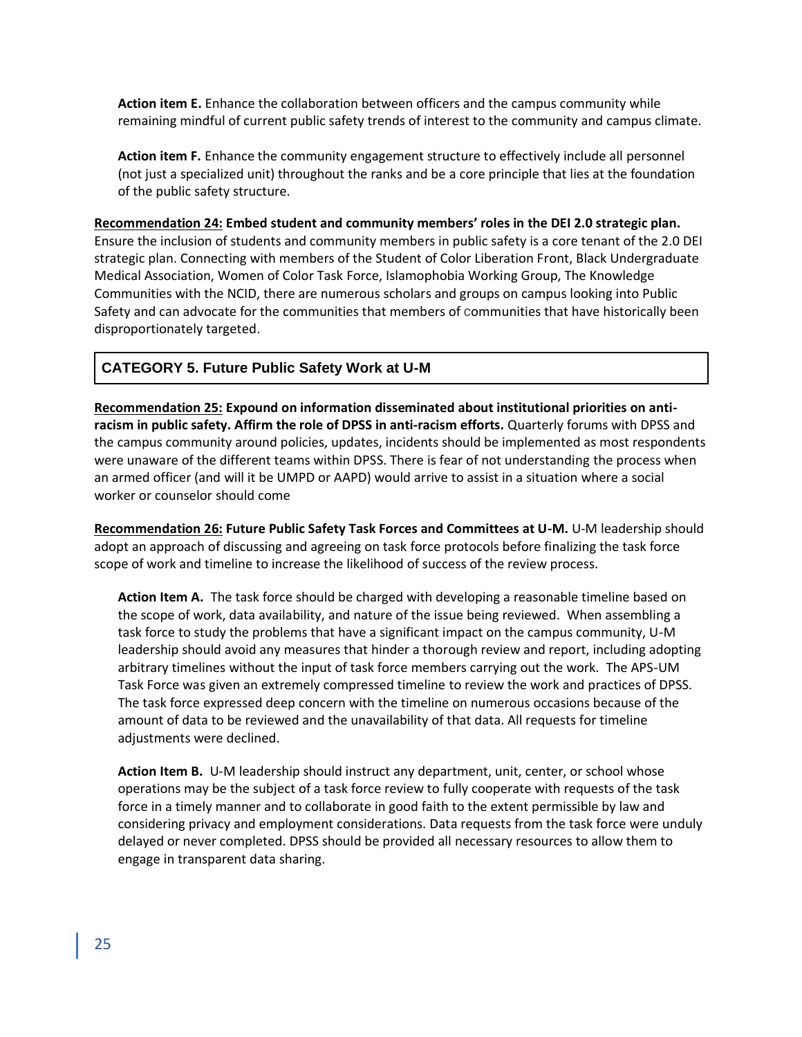**Action item E.** Enhance the collaboration between officers and the campus community while remaining mindful of current public safety trends of interest to the community and campus climate.

**Action item F.** Enhance the community engagement structure to effectively include all personnel (not just a specialized unit) throughout the ranks and be a core principle that lies at the foundation of the public safety structure.

**Recommendation 24: Embed student and community members' roles in the DEI 2.0 strategic plan.** Ensure the inclusion of students and community members in public safety is a core tenant of the 2.0 DEI strategic plan. Connecting with members of the Student of Color Liberation Front, Black Undergraduate Medical Association, Women of Color Task Force, Islamophobia Working Group, The Knowledge Communities with the NCID, there are numerous scholars and groups on campus looking into Public Safety and can advocate for the communities that members of communities that have historically been disproportionately targeted.

## CATEGORY 5. Future Public Safety Work at U-M

**Recommendation 25: Expound on information disseminated about institutional priorities on anti-racism in public safety. Affirm the role of DPSS in anti-racism efforts.** Quarterly forums with DPSS and the campus community around policies, updates, incidents should be implemented as most respondents were unaware of the different teams within DPSS. There is fear of not understanding the process when an armed officer (and will it be UMPD or AAPD) would arrive to assist in a situation where a social worker or counselor should come

**Recommendation 26: Future Public Safety Task Forces and Committees at U-M.** U-M leadership should adopt an approach of discussing and agreeing on task force protocols before finalizing the task force scope of work and timeline to increase the likelihood of success of the review process.

**Action Item A.** The task force should be charged with developing a reasonable timeline based on the scope of work, data availability, and nature of the issue being reviewed. When assembling a task force to study the problems that have a significant impact on the campus community, U-M leadership should avoid any measures that hinder a thorough review and report, including adopting arbitrary timelines without the input of task force members carrying out the work. The APS-UM Task Force was given an extremely compressed timeline to review the work and practices of DPSS. The task force expressed deep concern with the timeline on numerous occasions because of the amount of data to be reviewed and the unavailability of that data. All requests for timeline adjustments were declined.

**Action Item B.** U-M leadership should instruct any department, unit, center, or school whose operations may be the subject of a task force review to fully cooperate with requests of the task force in a timely manner and to collaborate in good faith to the extent permissible by law and considering privacy and employment considerations. Data requests from the task force were unduly delayed or never completed. DPSS should be provided all necessary resources to allow them to engage in transparent data sharing.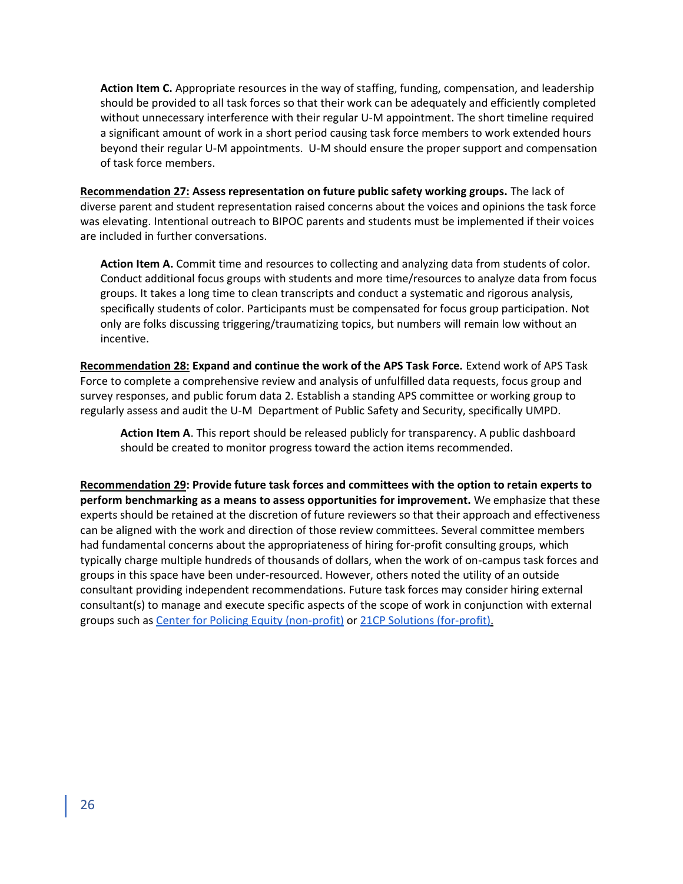**Action Item C.** Appropriate resources in the way of staffing, funding, compensation, and leadership should be provided to all task forces so that their work can be adequately and efficiently completed without unnecessary interference with their regular U-M appointment. The short timeline required a significant amount of work in a short period causing task force members to work extended hours beyond their regular U-M appointments. U-M should ensure the proper support and compensation of task force members.

**Recommendation 27: Assess representation on future public safety working groups.** The lack of diverse parent and student representation raised concerns about the voices and opinions the task force was elevating. Intentional outreach to BIPOC parents and students must be implemented if their voices are included in further conversations.

**Action Item A.** Commit time and resources to collecting and analyzing data from students of color. Conduct additional focus groups with students and more time/resources to analyze data from focus groups. It takes a long time to clean transcripts and conduct a systematic and rigorous analysis, specifically students of color. Participants must be compensated for focus group participation. Not only are folks discussing triggering/traumatizing topics, but numbers will remain low without an incentive.

**Recommendation 28: Expand and continue the work of the APS Task Force.** Extend work of APS Task Force to complete a comprehensive review and analysis of unfulfilled data requests, focus group and survey responses, and public forum data 2. Establish a standing APS committee or working group to regularly assess and audit the U-M Department of Public Safety and Security, specifically UMPD.

**Action Item A**. This report should be released publicly for transparency. A public dashboard should be created to monitor progress toward the action items recommended.

**Recommendation 29: Provide future task forces and committees with the option to retain experts to perform benchmarking as a means to assess opportunities for improvement.** We emphasize that these experts should be retained at the discretion of future reviewers so that their approach and effectiveness can be aligned with the work and direction of those review committees. Several committee members had fundamental concerns about the appropriateness of hiring for-profit consulting groups, which typically charge multiple hundreds of thousands of dollars, when the work of on-campus task forces and groups in this space have been under-resourced. However, others noted the utility of an outside consultant providing independent recommendations. Future task forces may consider hiring external consultant(s) to manage and execute specific aspects of the scope of work in conjunction with external groups such as Center for Policing Equity (non-profit) or 21CP Solutions (for-profit).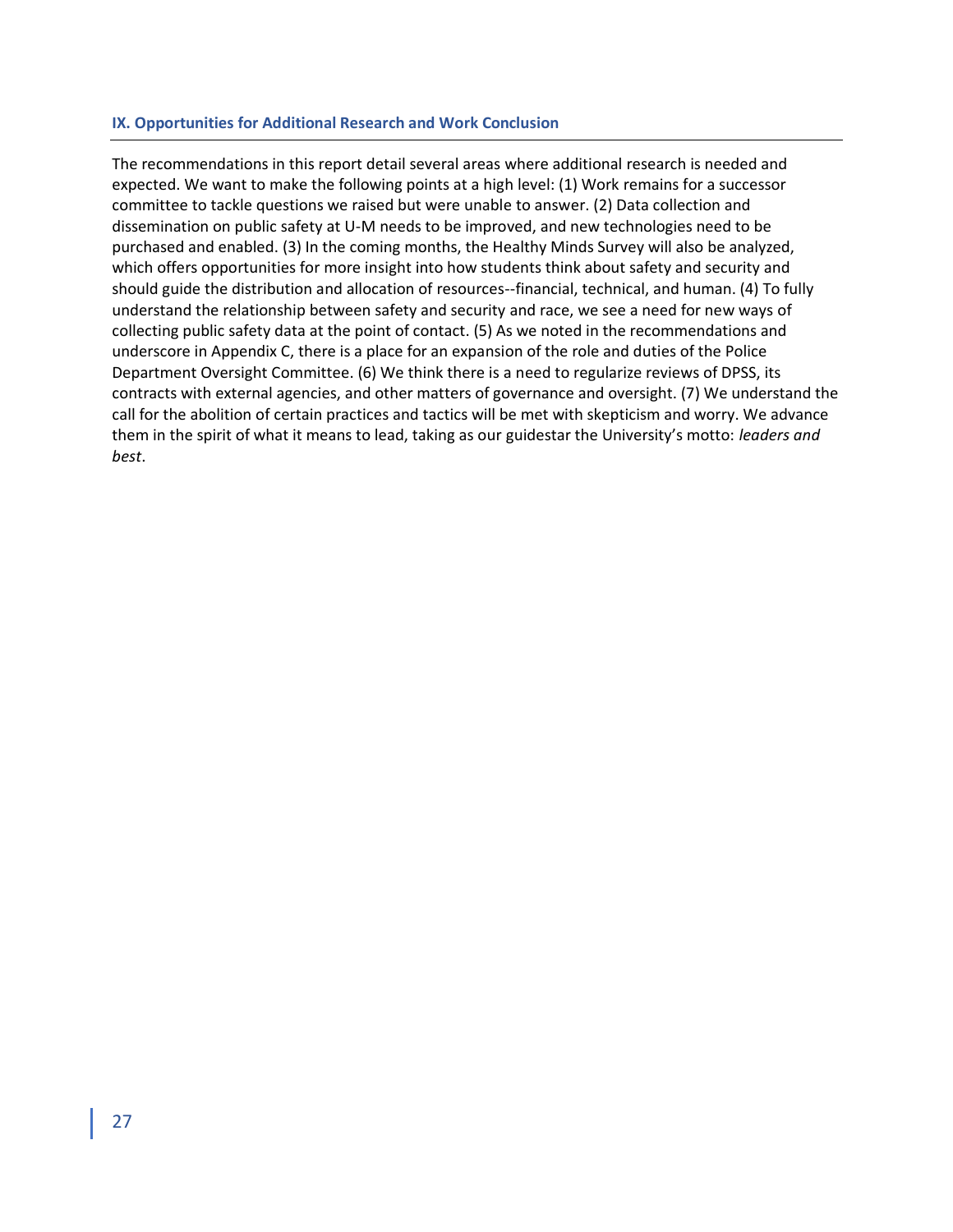## IX. Opportunities for Additional Research and Work Conclusion

The recommendations in this report detail several areas where additional research is needed and expected. We want to make the following points at a high level: (1) Work remains for a successor committee to tackle questions we raised but were unable to answer. (2) Data collection and dissemination on public safety at U-M needs to be improved, and new technologies need to be purchased and enabled. (3) In the coming months, the Healthy Minds Survey will also be analyzed, which offers opportunities for more insight into how students think about safety and security and should guide the distribution and allocation of resources--financial, technical, and human. (4) To fully understand the relationship between safety and security and race, we see a need for new ways of collecting public safety data at the point of contact. (5) As we noted in the recommendations and underscore in Appendix C, there is a place for an expansion of the role and duties of the Police Department Oversight Committee. (6) We think there is a need to regularize reviews of DPSS, its contracts with external agencies, and other matters of governance and oversight. (7) We understand the call for the abolition of certain practices and tactics will be met with skepticism and worry. We advance them in the spirit of what it means to lead, taking as our guidestar the University's motto: *leaders and best*.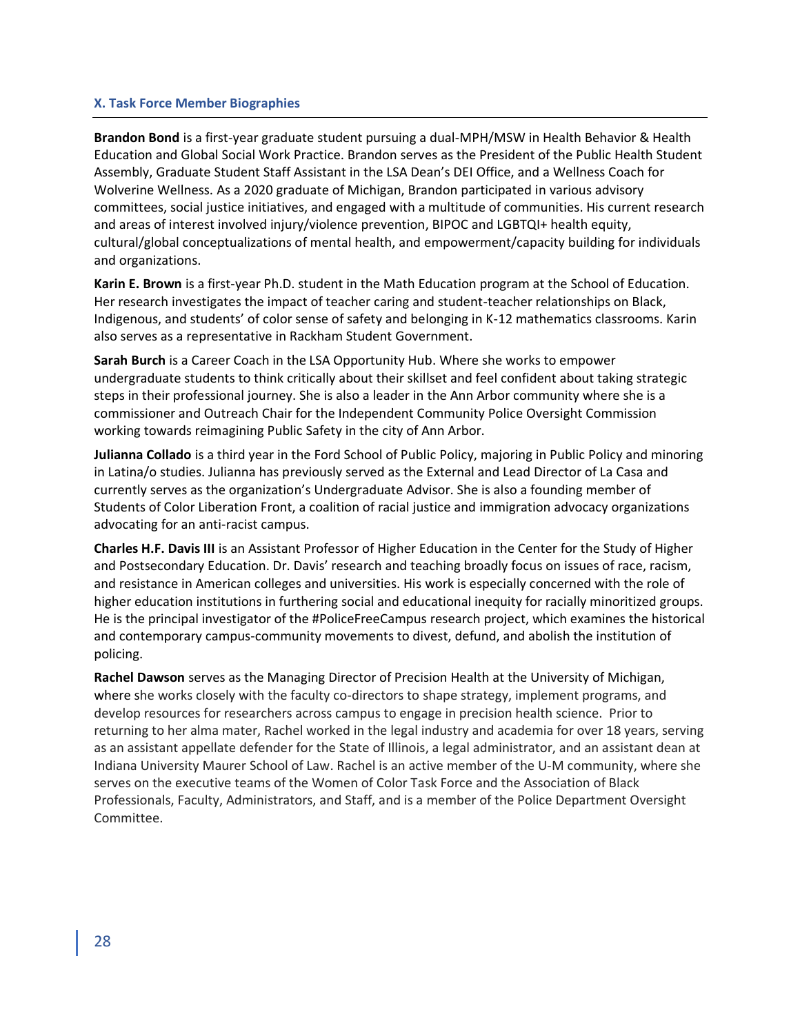## X. Task Force Member Biographies

**Brandon Bond** is a first-year graduate student pursuing a dual-MPH/MSW in Health Behavior & Health Education and Global Social Work Practice. Brandon serves as the President of the Public Health Student Assembly, Graduate Student Staff Assistant in the LSA Dean's DEI Office, and a Wellness Coach for Wolverine Wellness. As a 2020 graduate of Michigan, Brandon participated in various advisory committees, social justice initiatives, and engaged with a multitude of communities. His current research and areas of interest involved injury/violence prevention, BIPOC and LGBTQI+ health equity, cultural/global conceptualizations of mental health, and empowerment/capacity building for individuals and organizations.

**Karin E. Brown** is a first-year Ph.D. student in the Math Education program at the School of Education. Her research investigates the impact of teacher caring and student-teacher relationships on Black, Indigenous, and students' of color sense of safety and belonging in K-12 mathematics classrooms. Karin also serves as a representative in Rackham Student Government.

**Sarah Burch** is a Career Coach in the LSA Opportunity Hub. Where she works to empower undergraduate students to think critically about their skillset and feel confident about taking strategic steps in their professional journey. She is also a leader in the Ann Arbor community where she is a commissioner and Outreach Chair for the Independent Community Police Oversight Commission working towards reimagining Public Safety in the city of Ann Arbor.

**Julianna Collado** is a third year in the Ford School of Public Policy, majoring in Public Policy and minoring in Latina/o studies. Julianna has previously served as the External and Lead Director of La Casa and currently serves as the organization's Undergraduate Advisor. She is also a founding member of Students of Color Liberation Front, a coalition of racial justice and immigration advocacy organizations advocating for an anti-racist campus.

**Charles H.F. Davis III** is an Assistant Professor of Higher Education in the Center for the Study of Higher and Postsecondary Education. Dr. Davis' research and teaching broadly focus on issues of race, racism, and resistance in American colleges and universities. His work is especially concerned with the role of higher education institutions in furthering social and educational inequity for racially minoritized groups. He is the principal investigator of the #PoliceFreeCampus research project, which examines the historical and contemporary campus-community movements to divest, defund, and abolish the institution of policing.

**Rachel Dawson** serves as the Managing Director of Precision Health at the University of Michigan, where she works closely with the faculty co-directors to shape strategy, implement programs, and develop resources for researchers across campus to engage in precision health science. Prior to returning to her alma mater, Rachel worked in the legal industry and academia for over 18 years, serving as an assistant appellate defender for the State of Illinois, a legal administrator, and an assistant dean at Indiana University Maurer School of Law. Rachel is an active member of the U-M community, where she serves on the executive teams of the Women of Color Task Force and the Association of Black Professionals, Faculty, Administrators, and Staff, and is a member of the Police Department Oversight Committee.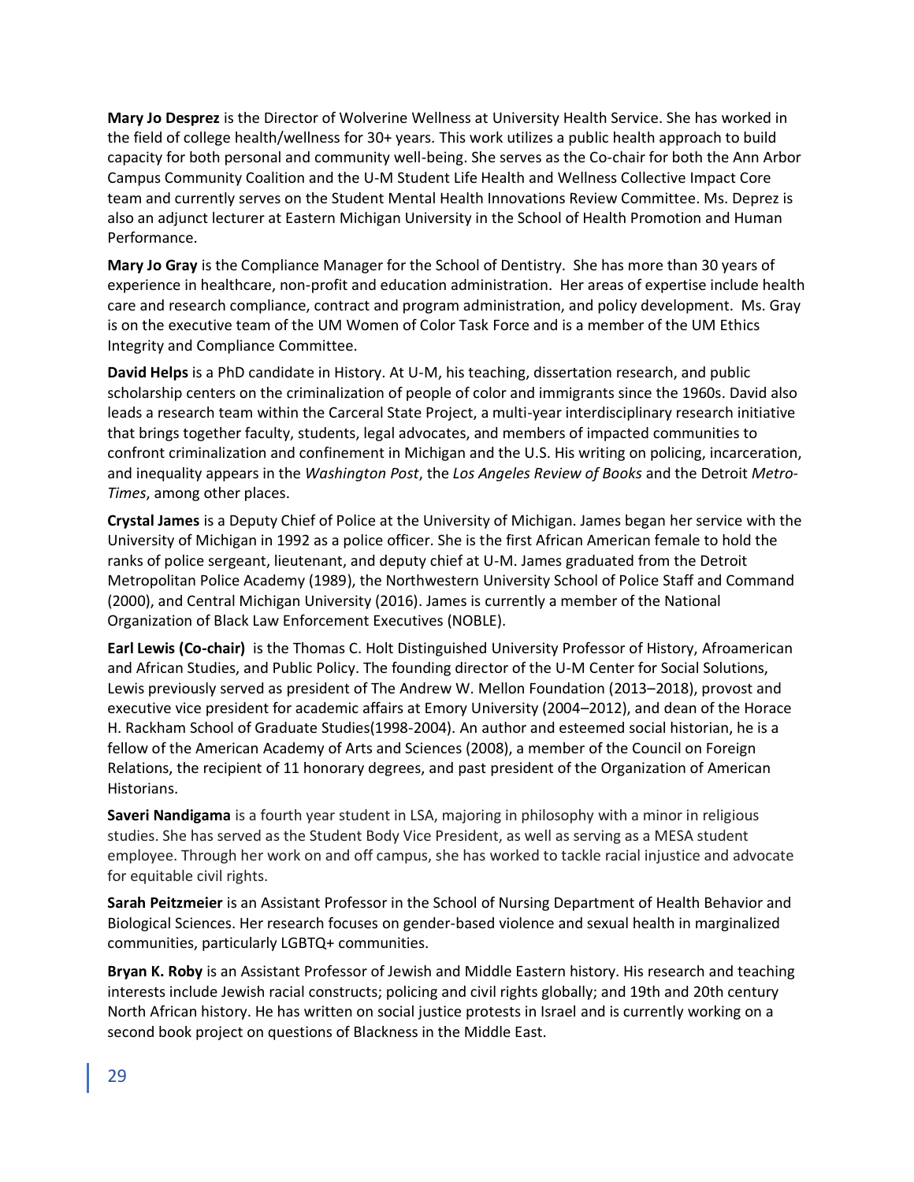**Mary Jo Desprez** is the Director of Wolverine Wellness at University Health Service. She has worked in the field of college health/wellness for 30+ years. This work utilizes a public health approach to build capacity for both personal and community well-being. She serves as the Co-chair for both the Ann Arbor Campus Community Coalition and the U-M Student Life Health and Wellness Collective Impact Core team and currently serves on the Student Mental Health Innovations Review Committee. Ms. Deprez is also an adjunct lecturer at Eastern Michigan University in the School of Health Promotion and Human Performance.

**Mary Jo Gray** is the Compliance Manager for the School of Dentistry. She has more than 30 years of experience in healthcare, non-profit and education administration. Her areas of expertise include health care and research compliance, contract and program administration, and policy development. Ms. Gray is on the executive team of the UM Women of Color Task Force and is a member of the UM Ethics Integrity and Compliance Committee.

**David Helps** is a PhD candidate in History. At U-M, his teaching, dissertation research, and public scholarship centers on the criminalization of people of color and immigrants since the 1960s. David also leads a research team within the Carceral State Project, a multi-year interdisciplinary research initiative that brings together faculty, students, legal advocates, and members of impacted communities to confront criminalization and confinement in Michigan and the U.S. His writing on policing, incarceration, and inequality appears in the *Washington Post*, the *Los Angeles Review of Books* and the Detroit *Metro-Times*, among other places.

**Crystal James** is a Deputy Chief of Police at the University of Michigan. James began her service with the University of Michigan in 1992 as a police officer. She is the first African American female to hold the ranks of police sergeant, lieutenant, and deputy chief at U-M. James graduated from the Detroit Metropolitan Police Academy (1989), the Northwestern University School of Police Staff and Command (2000), and Central Michigan University (2016). James is currently a member of the National Organization of Black Law Enforcement Executives (NOBLE).

**Earl Lewis (Co-chair)** is the Thomas C. Holt Distinguished University Professor of History, Afroamerican and African Studies, and Public Policy. The founding director of the U-M Center for Social Solutions, Lewis previously served as president of The Andrew W. Mellon Foundation (2013–2018), provost and executive vice president for academic affairs at Emory University (2004–2012), and dean of the Horace H. Rackham School of Graduate Studies(1998-2004). An author and esteemed social historian, he is a fellow of the American Academy of Arts and Sciences (2008), a member of the Council on Foreign Relations, the recipient of 11 honorary degrees, and past president of the Organization of American Historians.

**Saveri Nandigama** is a fourth year student in LSA, majoring in philosophy with a minor in religious studies. She has served as the Student Body Vice President, as well as serving as a MESA student employee. Through her work on and off campus, she has worked to tackle racial injustice and advocate for equitable civil rights.

**Sarah Peitzmeier** is an Assistant Professor in the School of Nursing Department of Health Behavior and Biological Sciences. Her research focuses on gender-based violence and sexual health in marginalized communities, particularly LGBTQ+ communities.

**Bryan K. Roby** is an Assistant Professor of Jewish and Middle Eastern history. His research and teaching interests include Jewish racial constructs; policing and civil rights globally; and 19th and 20th century North African history. He has written on social justice protests in Israel and is currently working on a second book project on questions of Blackness in the Middle East.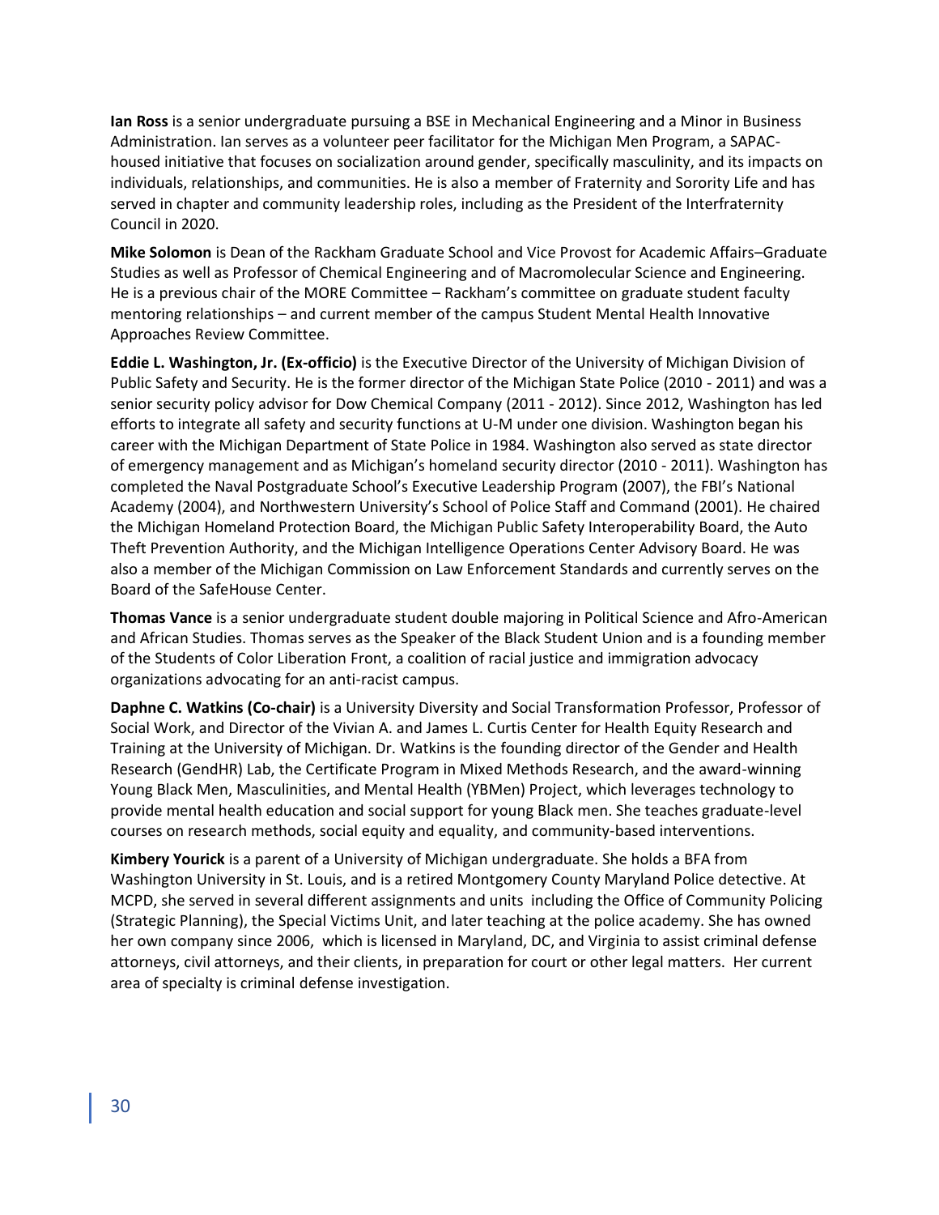**Ian Ross** is a senior undergraduate pursuing a BSE in Mechanical Engineering and a Minor in Business Administration. Ian serves as a volunteer peer facilitator for the Michigan Men Program, a SAPAC-housed initiative that focuses on socialization around gender, specifically masculinity, and its impacts on individuals, relationships, and communities. He is also a member of Fraternity and Sorority Life and has served in chapter and community leadership roles, including as the President of the Interfraternity Council in 2020.

**Mike Solomon** is Dean of the Rackham Graduate School and Vice Provost for Academic Affairs–Graduate Studies as well as Professor of Chemical Engineering and of Macromolecular Science and Engineering. He is a previous chair of the MORE Committee – Rackham's committee on graduate student faculty mentoring relationships – and current member of the campus Student Mental Health Innovative Approaches Review Committee.

**Eddie L. Washington, Jr. (Ex-officio)** is the Executive Director of the University of Michigan Division of Public Safety and Security. He is the former director of the Michigan State Police (2010 - 2011) and was a senior security policy advisor for Dow Chemical Company (2011 - 2012). Since 2012, Washington has led efforts to integrate all safety and security functions at U-M under one division. Washington began his career with the Michigan Department of State Police in 1984. Washington also served as state director of emergency management and as Michigan's homeland security director (2010 - 2011). Washington has completed the Naval Postgraduate School's Executive Leadership Program (2007), the FBI's National Academy (2004), and Northwestern University's School of Police Staff and Command (2001). He chaired the Michigan Homeland Protection Board, the Michigan Public Safety Interoperability Board, the Auto Theft Prevention Authority, and the Michigan Intelligence Operations Center Advisory Board. He was also a member of the Michigan Commission on Law Enforcement Standards and currently serves on the Board of the SafeHouse Center.

**Thomas Vance** is a senior undergraduate student double majoring in Political Science and Afro-American and African Studies. Thomas serves as the Speaker of the Black Student Union and is a founding member of the Students of Color Liberation Front, a coalition of racial justice and immigration advocacy organizations advocating for an anti-racist campus.

**Daphne C. Watkins (Co-chair)** is a University Diversity and Social Transformation Professor, Professor of Social Work, and Director of the Vivian A. and James L. Curtis Center for Health Equity Research and Training at the University of Michigan. Dr. Watkins is the founding director of the Gender and Health Research (GendHR) Lab, the Certificate Program in Mixed Methods Research, and the award-winning Young Black Men, Masculinities, and Mental Health (YBMen) Project, which leverages technology to provide mental health education and social support for young Black men. She teaches graduate-level courses on research methods, social equity and equality, and community-based interventions.

**Kimbery Yourick** is a parent of a University of Michigan undergraduate. She holds a BFA from Washington University in St. Louis, and is a retired Montgomery County Maryland Police detective. At MCPD, she served in several different assignments and units including the Office of Community Policing (Strategic Planning), the Special Victims Unit, and later teaching at the police academy. She has owned her own company since 2006, which is licensed in Maryland, DC, and Virginia to assist criminal defense attorneys, civil attorneys, and their clients, in preparation for court or other legal matters. Her current area of specialty is criminal defense investigation.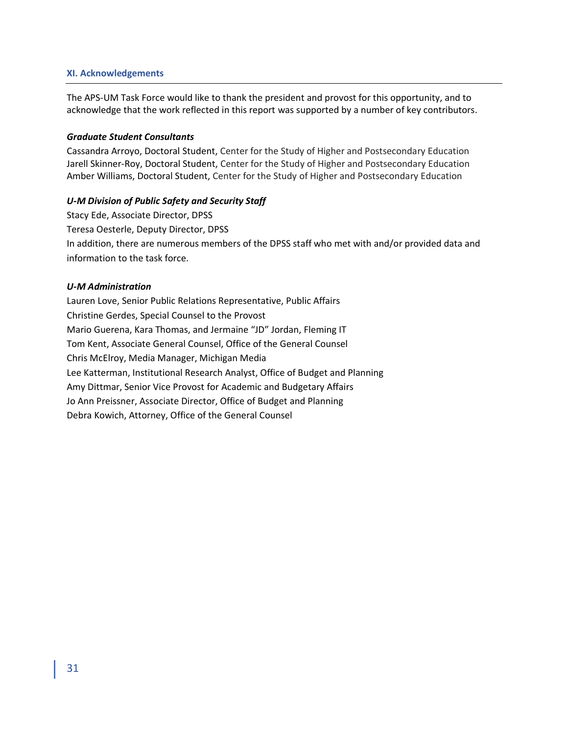## XI. Acknowledgements

The APS-UM Task Force would like to thank the president and provost for this opportunity, and to acknowledge that the work reflected in this report was supported by a number of key contributors.

***Graduate Student Consultants***

Cassandra Arroyo, Doctoral Student, Center for the Study of Higher and Postsecondary Education
Jarell Skinner-Roy, Doctoral Student, Center for the Study of Higher and Postsecondary Education
Amber Williams, Doctoral Student, Center for the Study of Higher and Postsecondary Education

***U-M Division of Public Safety and Security Staff***

Stacy Ede, Associate Director, DPSS
Teresa Oesterle, Deputy Director, DPSS
In addition, there are numerous members of the DPSS staff who met with and/or provided data and information to the task force.

***U-M Administration***

Lauren Love, Senior Public Relations Representative, Public Affairs
Christine Gerdes, Special Counsel to the Provost
Mario Guerena, Kara Thomas, and Jermaine "JD" Jordan, Fleming IT
Tom Kent, Associate General Counsel, Office of the General Counsel
Chris McElroy, Media Manager, Michigan Media
Lee Katterman, Institutional Research Analyst, Office of Budget and Planning
Amy Dittmar, Senior Vice Provost for Academic and Budgetary Affairs
Jo Ann Preissner, Associate Director, Office of Budget and Planning
Debra Kowich, Attorney, Office of the General Counsel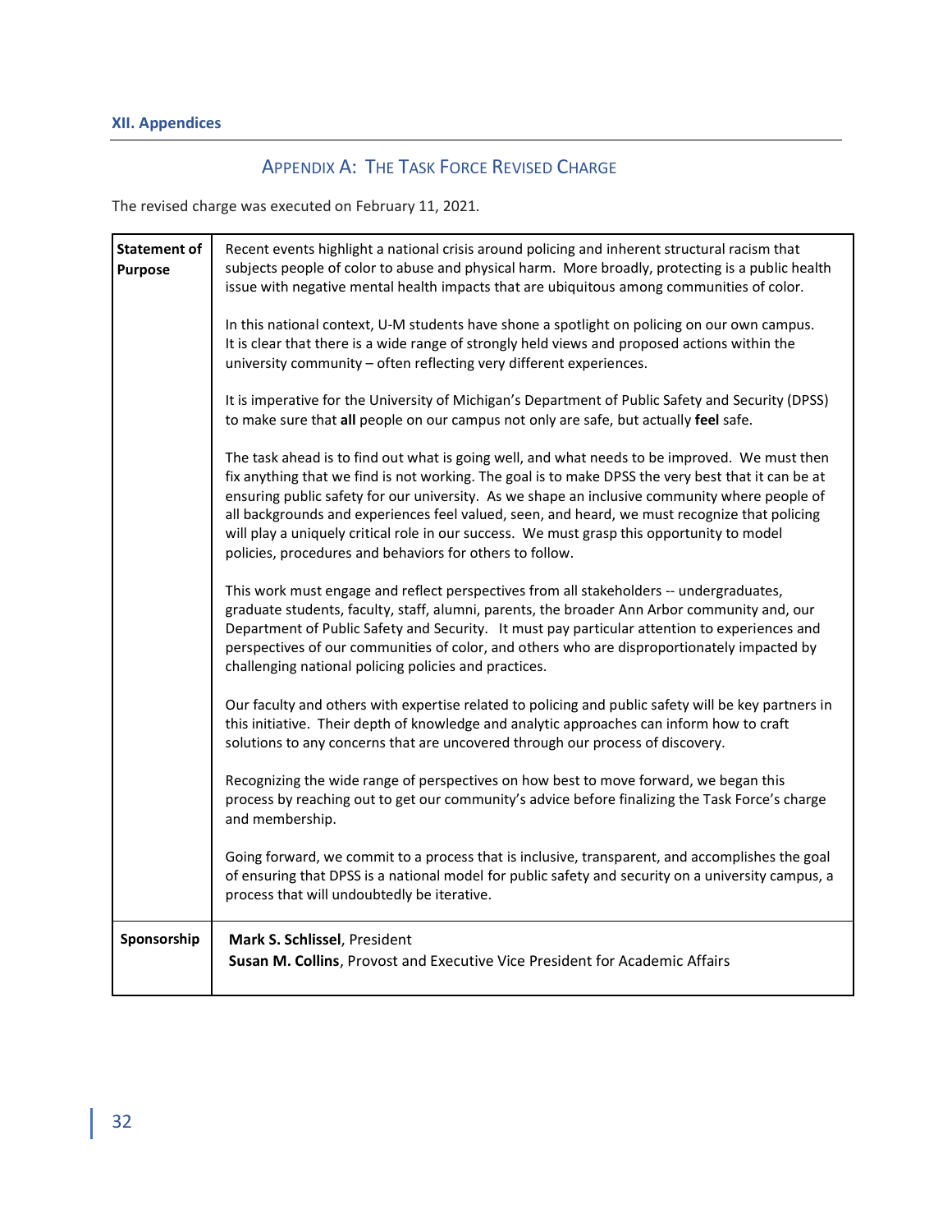## XII. Appendices

### Appendix A: The Task Force Revised Charge

The revised charge was executed on February 11, 2021.

| | |
|---|---|
| **Statement of Purpose** | Recent events highlight a national crisis around policing and inherent structural racism that subjects people of color to abuse and physical harm. More broadly, protecting is a public health issue with negative mental health impacts that are ubiquitous among communities of color.<br><br>In this national context, U-M students have shone a spotlight on policing on our own campus. It is clear that there is a wide range of strongly held views and proposed actions within the university community – often reflecting very different experiences.<br><br>It is imperative for the University of Michigan's Department of Public Safety and Security (DPSS) to make sure that **all** people on our campus not only are safe, but actually **feel** safe.<br><br>The task ahead is to find out what is going well, and what needs to be improved. We must then fix anything that we find is not working. The goal is to make DPSS the very best that it can be at ensuring public safety for our university. As we shape an inclusive community where people of all backgrounds and experiences feel valued, seen, and heard, we must recognize that policing will play a uniquely critical role in our success. We must grasp this opportunity to model policies, procedures and behaviors for others to follow.<br><br>This work must engage and reflect perspectives from all stakeholders -- undergraduates, graduate students, faculty, staff, alumni, parents, the broader Ann Arbor community and, our Department of Public Safety and Security. It must pay particular attention to experiences and perspectives of our communities of color, and others who are disproportionately impacted by challenging national policing policies and practices.<br><br>Our faculty and others with expertise related to policing and public safety will be key partners in this initiative. Their depth of knowledge and analytic approaches can inform how to craft solutions to any concerns that are uncovered through our process of discovery.<br><br>Recognizing the wide range of perspectives on how best to move forward, we began this process by reaching out to get our community's advice before finalizing the Task Force's charge and membership.<br><br>Going forward, we commit to a process that is inclusive, transparent, and accomplishes the goal of ensuring that DPSS is a national model for public safety and security on a university campus, a process that will undoubtedly be iterative. |
| **Sponsorship** | **Mark S. Schlissel**, President<br>**Susan M. Collins**, Provost and Executive Vice President for Academic Affairs |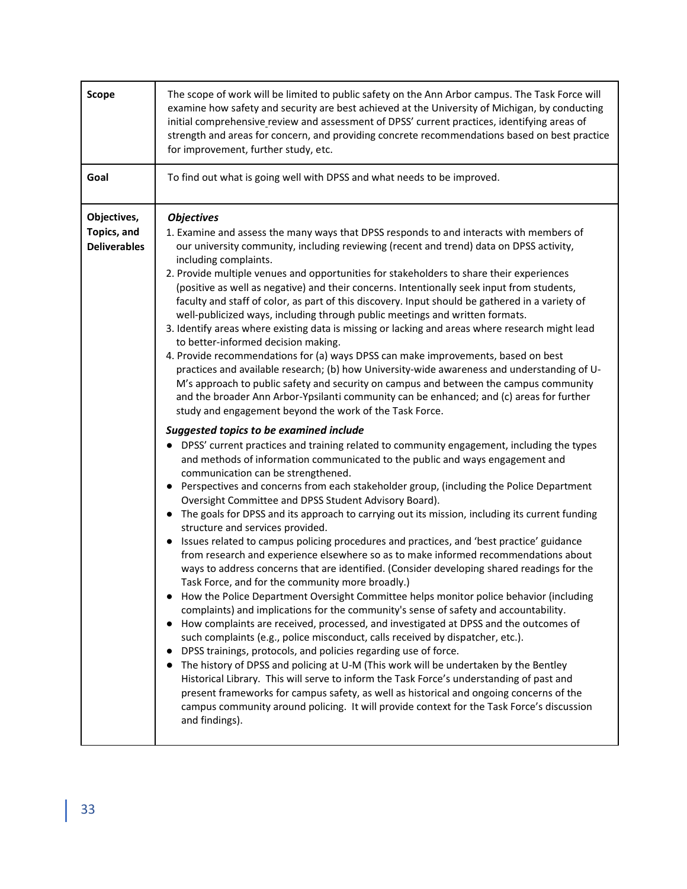| Scope | The scope of work will be limited to public safety on the Ann Arbor campus. The Task Force will examine how safety and security are best achieved at the University of Michigan, by conducting initial comprehensive review and assessment of DPSS' current practices, identifying areas of strength and areas for concern, and providing concrete recommendations based on best practice for improvement, further study, etc. |
|---|---|
| Goal | To find out what is going well with DPSS and what needs to be improved. |
| Objectives, Topics, and Deliverables | ***Objectives***<br>1. Examine and assess the many ways that DPSS responds to and interacts with members of our university community, including reviewing (recent and trend) data on DPSS activity, including complaints.<br>2. Provide multiple venues and opportunities for stakeholders to share their experiences (positive as well as negative) and their concerns. Intentionally seek input from students, faculty and staff of color, as part of this discovery. Input should be gathered in a variety of well-publicized ways, including through public meetings and written formats.<br>3. Identify areas where existing data is missing or lacking and areas where research might lead to better-informed decision making.<br>4. Provide recommendations for (a) ways DPSS can make improvements, based on best practices and available research; (b) how University-wide awareness and understanding of U-M's approach to public safety and security on campus and between the campus community and the broader Ann Arbor-Ypsilanti community can be enhanced; and (c) areas for further study and engagement beyond the work of the Task Force.<br><br>***Suggested topics to be examined include***<br>● DPSS' current practices and training related to community engagement, including the types and methods of information communicated to the public and ways engagement and communication can be strengthened.<br>● Perspectives and concerns from each stakeholder group, (including the Police Department Oversight Committee and DPSS Student Advisory Board).<br>● The goals for DPSS and its approach to carrying out its mission, including its current funding structure and services provided.<br>● Issues related to campus policing procedures and practices, and 'best practice' guidance from research and experience elsewhere so as to make informed recommendations about ways to address concerns that are identified. (Consider developing shared readings for the Task Force, and for the community more broadly.)<br>● How the Police Department Oversight Committee helps monitor police behavior (including complaints) and implications for the community's sense of safety and accountability.<br>● How complaints are received, processed, and investigated at DPSS and the outcomes of such complaints (e.g., police misconduct, calls received by dispatcher, etc.).<br>● DPSS trainings, protocols, and policies regarding use of force.<br>● The history of DPSS and policing at U-M (This work will be undertaken by the Bentley Historical Library. This will serve to inform the Task Force's understanding of past and present frameworks for campus safety, as well as historical and ongoing concerns of the campus community around policing. It will provide context for the Task Force's discussion and findings). |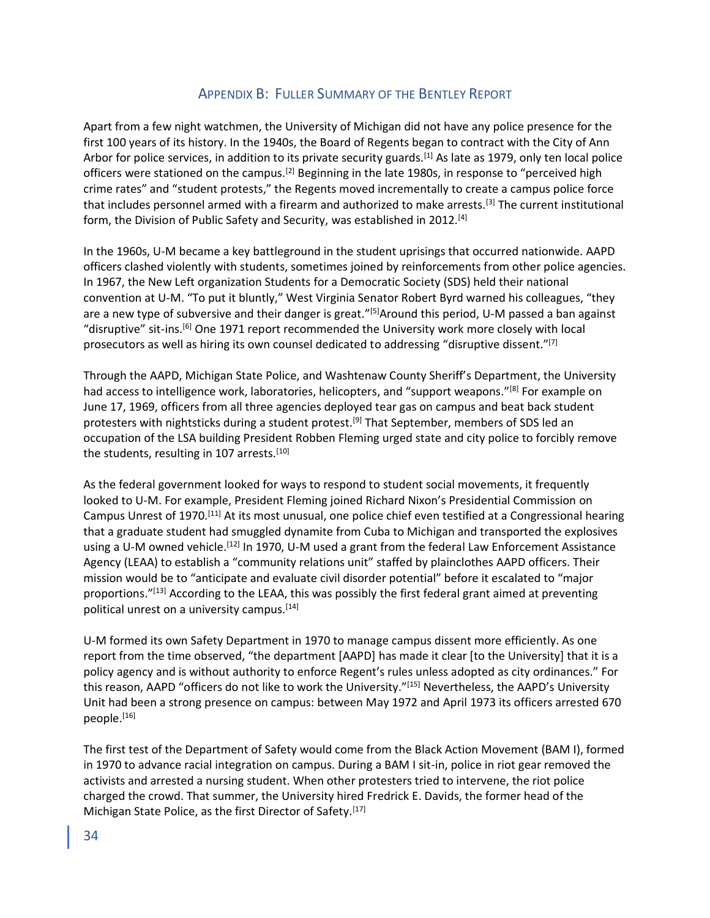## Appendix B: Fuller Summary of the Bentley Report

Apart from a few night watchmen, the University of Michigan did not have any police presence for the first 100 years of its history. In the 1940s, the Board of Regents began to contract with the City of Ann Arbor for police services, in addition to its private security guards.[1] As late as 1979, only ten local police officers were stationed on the campus.[2] Beginning in the late 1980s, in response to "perceived high crime rates" and "student protests," the Regents moved incrementally to create a campus police force that includes personnel armed with a firearm and authorized to make arrests.[3] The current institutional form, the Division of Public Safety and Security, was established in 2012.[4]

In the 1960s, U-M became a key battleground in the student uprisings that occurred nationwide. AAPD officers clashed violently with students, sometimes joined by reinforcements from other police agencies. In 1967, the New Left organization Students for a Democratic Society (SDS) held their national convention at U-M. "To put it bluntly," West Virginia Senator Robert Byrd warned his colleagues, "they are a new type of subversive and their danger is great."[5]Around this period, U-M passed a ban against "disruptive" sit-ins.[6] One 1971 report recommended the University work more closely with local prosecutors as well as hiring its own counsel dedicated to addressing "disruptive dissent."[7]

Through the AAPD, Michigan State Police, and Washtenaw County Sheriff's Department, the University had access to intelligence work, laboratories, helicopters, and "support weapons."[8] For example on June 17, 1969, officers from all three agencies deployed tear gas on campus and beat back student protesters with nightsticks during a student protest.[9] That September, members of SDS led an occupation of the LSA building President Robben Fleming urged state and city police to forcibly remove the students, resulting in 107 arrests.[10]

As the federal government looked for ways to respond to student social movements, it frequently looked to U-M. For example, President Fleming joined Richard Nixon's Presidential Commission on Campus Unrest of 1970.[11] At its most unusual, one police chief even testified at a Congressional hearing that a graduate student had smuggled dynamite from Cuba to Michigan and transported the explosives using a U-M owned vehicle.[12] In 1970, U-M used a grant from the federal Law Enforcement Assistance Agency (LEAA) to establish a "community relations unit" staffed by plainclothes AAPD officers. Their mission would be to "anticipate and evaluate civil disorder potential" before it escalated to "major proportions."[13] According to the LEAA, this was possibly the first federal grant aimed at preventing political unrest on a university campus.[14]

U-M formed its own Safety Department in 1970 to manage campus dissent more efficiently. As one report from the time observed, "the department [AAPD] has made it clear [to the University] that it is a policy agency and is without authority to enforce Regent's rules unless adopted as city ordinances." For this reason, AAPD "officers do not like to work the University."[15] Nevertheless, the AAPD's University Unit had been a strong presence on campus: between May 1972 and April 1973 its officers arrested 670 people.[16]

The first test of the Department of Safety would come from the Black Action Movement (BAM I), formed in 1970 to advance racial integration on campus. During a BAM I sit-in, police in riot gear removed the activists and arrested a nursing student. When other protesters tried to intervene, the riot police charged the crowd. That summer, the University hired Fredrick E. Davids, the former head of the Michigan State Police, as the first Director of Safety.[17]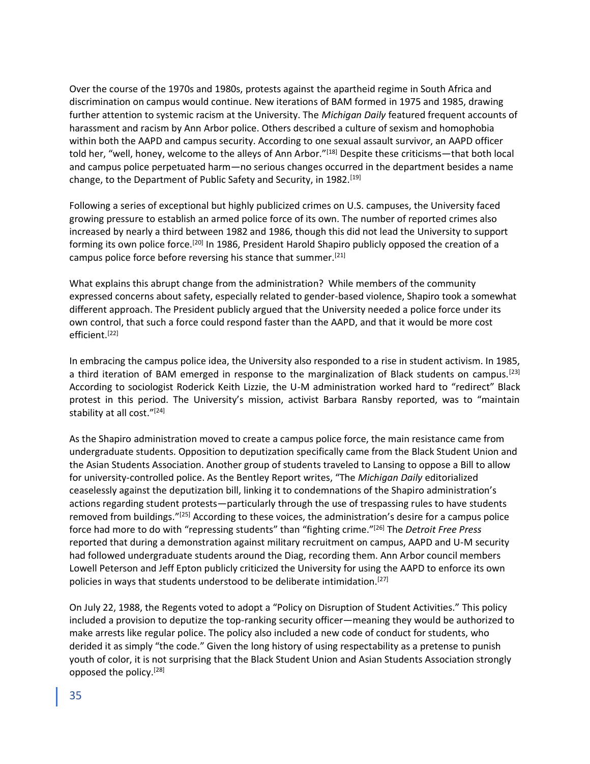Over the course of the 1970s and 1980s, protests against the apartheid regime in South Africa and discrimination on campus would continue. New iterations of BAM formed in 1975 and 1985, drawing further attention to systemic racism at the University. The *Michigan Daily* featured frequent accounts of harassment and racism by Ann Arbor police. Others described a culture of sexism and homophobia within both the AAPD and campus security. According to one sexual assault survivor, an AAPD officer told her, "well, honey, welcome to the alleys of Ann Arbor."[18] Despite these criticisms—that both local and campus police perpetuated harm—no serious changes occurred in the department besides a name change, to the Department of Public Safety and Security, in 1982.[19]

Following a series of exceptional but highly publicized crimes on U.S. campuses, the University faced growing pressure to establish an armed police force of its own. The number of reported crimes also increased by nearly a third between 1982 and 1986, though this did not lead the University to support forming its own police force.[20] In 1986, President Harold Shapiro publicly opposed the creation of a campus police force before reversing his stance that summer.[21]

What explains this abrupt change from the administration? While members of the community expressed concerns about safety, especially related to gender-based violence, Shapiro took a somewhat different approach. The President publicly argued that the University needed a police force under its own control, that such a force could respond faster than the AAPD, and that it would be more cost efficient.[22]

In embracing the campus police idea, the University also responded to a rise in student activism. In 1985, a third iteration of BAM emerged in response to the marginalization of Black students on campus.[23] According to sociologist Roderick Keith Lizzie, the U-M administration worked hard to "redirect" Black protest in this period. The University's mission, activist Barbara Ransby reported, was to "maintain stability at all cost."[24]

As the Shapiro administration moved to create a campus police force, the main resistance came from undergraduate students. Opposition to deputization specifically came from the Black Student Union and the Asian Students Association. Another group of students traveled to Lansing to oppose a Bill to allow for university-controlled police. As the Bentley Report writes, "The *Michigan Daily* editorialized ceaselessly against the deputization bill, linking it to condemnations of the Shapiro administration's actions regarding student protests—particularly through the use of trespassing rules to have students removed from buildings."[25] According to these voices, the administration's desire for a campus police force had more to do with "repressing students" than "fighting crime."[26] The *Detroit Free Press* reported that during a demonstration against military recruitment on campus, AAPD and U-M security had followed undergraduate students around the Diag, recording them. Ann Arbor council members Lowell Peterson and Jeff Epton publicly criticized the University for using the AAPD to enforce its own policies in ways that students understood to be deliberate intimidation.[27]

On July 22, 1988, the Regents voted to adopt a "Policy on Disruption of Student Activities." This policy included a provision to deputize the top-ranking security officer—meaning they would be authorized to make arrests like regular police. The policy also included a new code of conduct for students, who derided it as simply "the code." Given the long history of using respectability as a pretense to punish youth of color, it is not surprising that the Black Student Union and Asian Students Association strongly opposed the policy.[28]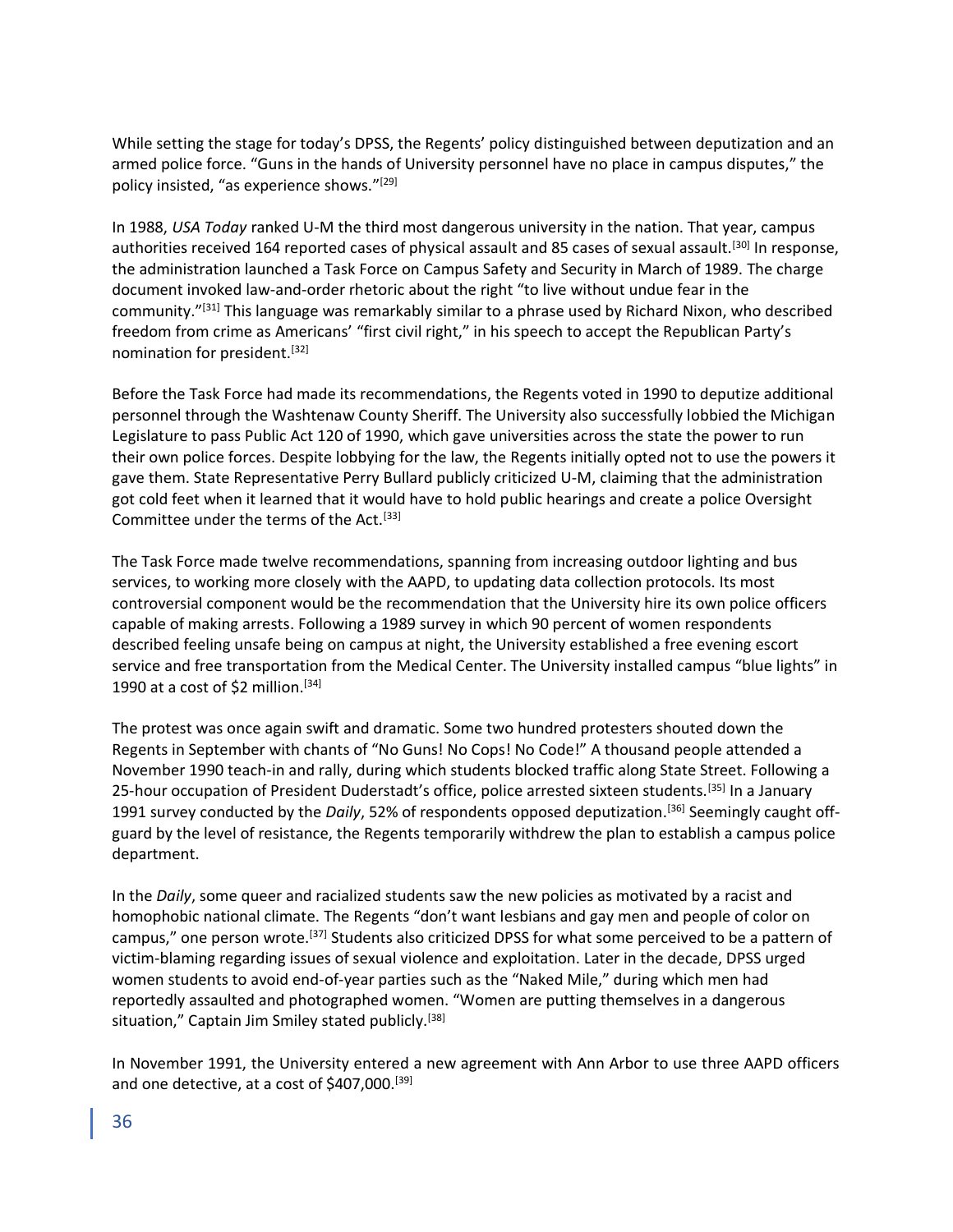While setting the stage for today's DPSS, the Regents' policy distinguished between deputization and an armed police force. "Guns in the hands of University personnel have no place in campus disputes," the policy insisted, "as experience shows."[29]

In 1988, *USA Today* ranked U-M the third most dangerous university in the nation. That year, campus authorities received 164 reported cases of physical assault and 85 cases of sexual assault.[30] In response, the administration launched a Task Force on Campus Safety and Security in March of 1989. The charge document invoked law-and-order rhetoric about the right "to live without undue fear in the community."[31] This language was remarkably similar to a phrase used by Richard Nixon, who described freedom from crime as Americans' "first civil right," in his speech to accept the Republican Party's nomination for president.[32]

Before the Task Force had made its recommendations, the Regents voted in 1990 to deputize additional personnel through the Washtenaw County Sheriff. The University also successfully lobbied the Michigan Legislature to pass Public Act 120 of 1990, which gave universities across the state the power to run their own police forces. Despite lobbying for the law, the Regents initially opted not to use the powers it gave them. State Representative Perry Bullard publicly criticized U-M, claiming that the administration got cold feet when it learned that it would have to hold public hearings and create a police Oversight Committee under the terms of the Act.[33]

The Task Force made twelve recommendations, spanning from increasing outdoor lighting and bus services, to working more closely with the AAPD, to updating data collection protocols. Its most controversial component would be the recommendation that the University hire its own police officers capable of making arrests. Following a 1989 survey in which 90 percent of women respondents described feeling unsafe being on campus at night, the University established a free evening escort service and free transportation from the Medical Center. The University installed campus "blue lights" in 1990 at a cost of $2 million.[34]

The protest was once again swift and dramatic. Some two hundred protesters shouted down the Regents in September with chants of "No Guns! No Cops! No Code!" A thousand people attended a November 1990 teach-in and rally, during which students blocked traffic along State Street. Following a 25-hour occupation of President Duderstadt's office, police arrested sixteen students.[35] In a January 1991 survey conducted by the *Daily*, 52% of respondents opposed deputization.[36] Seemingly caught off-guard by the level of resistance, the Regents temporarily withdrew the plan to establish a campus police department.

In the *Daily*, some queer and racialized students saw the new policies as motivated by a racist and homophobic national climate. The Regents "don't want lesbians and gay men and people of color on campus," one person wrote.[37] Students also criticized DPSS for what some perceived to be a pattern of victim-blaming regarding issues of sexual violence and exploitation. Later in the decade, DPSS urged women students to avoid end-of-year parties such as the "Naked Mile," during which men had reportedly assaulted and photographed women. "Women are putting themselves in a dangerous situation," Captain Jim Smiley stated publicly.[38]

In November 1991, the University entered a new agreement with Ann Arbor to use three AAPD officers and one detective, at a cost of $407,000.[39]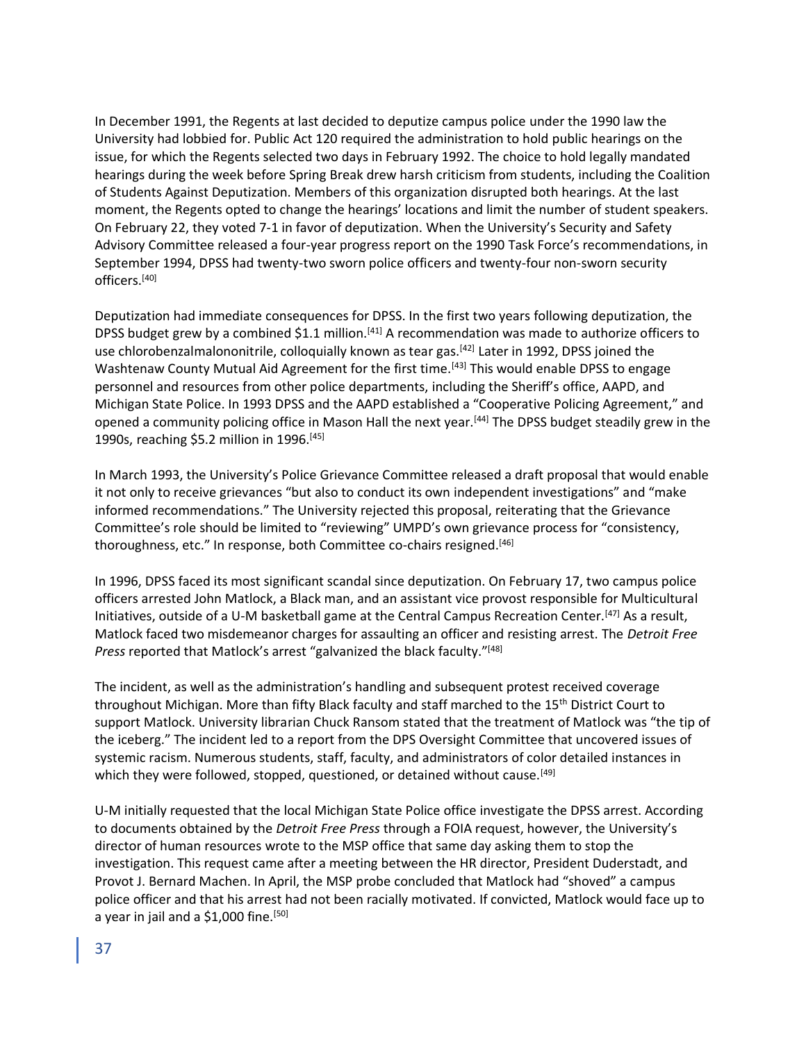In December 1991, the Regents at last decided to deputize campus police under the 1990 law the University had lobbied for. Public Act 120 required the administration to hold public hearings on the issue, for which the Regents selected two days in February 1992. The choice to hold legally mandated hearings during the week before Spring Break drew harsh criticism from students, including the Coalition of Students Against Deputization. Members of this organization disrupted both hearings. At the last moment, the Regents opted to change the hearings' locations and limit the number of student speakers. On February 22, they voted 7-1 in favor of deputization. When the University's Security and Safety Advisory Committee released a four-year progress report on the 1990 Task Force's recommendations, in September 1994, DPSS had twenty-two sworn police officers and twenty-four non-sworn security officers.[40]

Deputization had immediate consequences for DPSS. In the first two years following deputization, the DPSS budget grew by a combined $1.1 million.[41] A recommendation was made to authorize officers to use chlorobenzalmalononitrile, colloquially known as tear gas.[42] Later in 1992, DPSS joined the Washtenaw County Mutual Aid Agreement for the first time.[43] This would enable DPSS to engage personnel and resources from other police departments, including the Sheriff's office, AAPD, and Michigan State Police. In 1993 DPSS and the AAPD established a "Cooperative Policing Agreement," and opened a community policing office in Mason Hall the next year.[44] The DPSS budget steadily grew in the 1990s, reaching $5.2 million in 1996.[45]

In March 1993, the University's Police Grievance Committee released a draft proposal that would enable it not only to receive grievances "but also to conduct its own independent investigations" and "make informed recommendations." The University rejected this proposal, reiterating that the Grievance Committee's role should be limited to "reviewing" UMPD's own grievance process for "consistency, thoroughness, etc." In response, both Committee co-chairs resigned.[46]

In 1996, DPSS faced its most significant scandal since deputization. On February 17, two campus police officers arrested John Matlock, a Black man, and an assistant vice provost responsible for Multicultural Initiatives, outside of a U-M basketball game at the Central Campus Recreation Center.[47] As a result, Matlock faced two misdemeanor charges for assaulting an officer and resisting arrest. The *Detroit Free Press* reported that Matlock's arrest "galvanized the black faculty."[48]

The incident, as well as the administration's handling and subsequent protest received coverage throughout Michigan. More than fifty Black faculty and staff marched to the 15th District Court to support Matlock. University librarian Chuck Ransom stated that the treatment of Matlock was "the tip of the iceberg." The incident led to a report from the DPS Oversight Committee that uncovered issues of systemic racism. Numerous students, staff, faculty, and administrators of color detailed instances in which they were followed, stopped, questioned, or detained without cause.[49]

U-M initially requested that the local Michigan State Police office investigate the DPSS arrest. According to documents obtained by the *Detroit Free Press* through a FOIA request, however, the University's director of human resources wrote to the MSP office that same day asking them to stop the investigation. This request came after a meeting between the HR director, President Duderstadt, and Provot J. Bernard Machen. In April, the MSP probe concluded that Matlock had "shoved" a campus police officer and that his arrest had not been racially motivated. If convicted, Matlock would face up to a year in jail and a $1,000 fine.[50]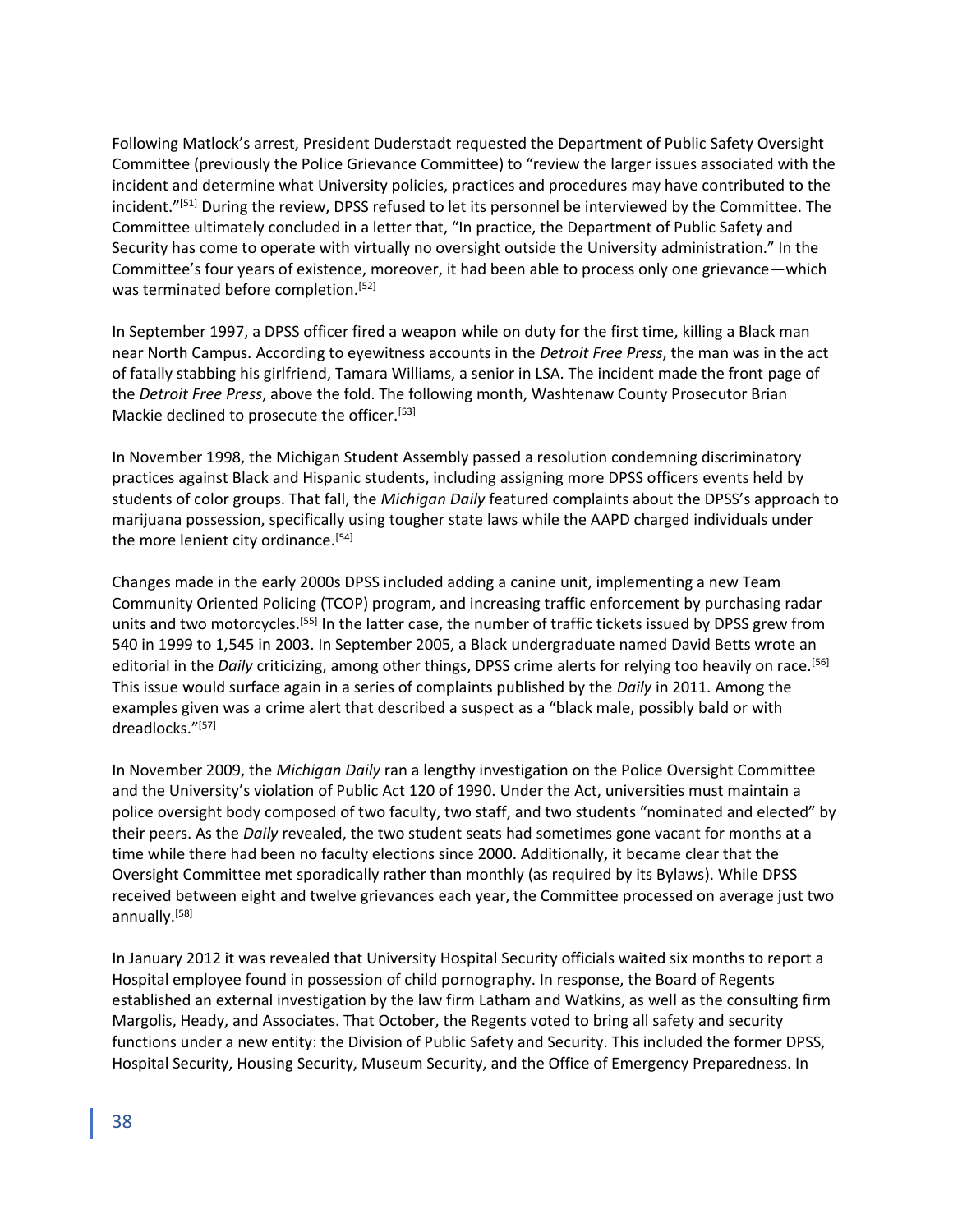Following Matlock's arrest, President Duderstadt requested the Department of Public Safety Oversight Committee (previously the Police Grievance Committee) to "review the larger issues associated with the incident and determine what University policies, practices and procedures may have contributed to the incident."[51] During the review, DPSS refused to let its personnel be interviewed by the Committee. The Committee ultimately concluded in a letter that, "In practice, the Department of Public Safety and Security has come to operate with virtually no oversight outside the University administration." In the Committee's four years of existence, moreover, it had been able to process only one grievance—which was terminated before completion.[52]

In September 1997, a DPSS officer fired a weapon while on duty for the first time, killing a Black man near North Campus. According to eyewitness accounts in the *Detroit Free Press*, the man was in the act of fatally stabbing his girlfriend, Tamara Williams, a senior in LSA. The incident made the front page of the *Detroit Free Press*, above the fold. The following month, Washtenaw County Prosecutor Brian Mackie declined to prosecute the officer.[53]

In November 1998, the Michigan Student Assembly passed a resolution condemning discriminatory practices against Black and Hispanic students, including assigning more DPSS officers events held by students of color groups. That fall, the *Michigan Daily* featured complaints about the DPSS's approach to marijuana possession, specifically using tougher state laws while the AAPD charged individuals under the more lenient city ordinance.[54]

Changes made in the early 2000s DPSS included adding a canine unit, implementing a new Team Community Oriented Policing (TCOP) program, and increasing traffic enforcement by purchasing radar units and two motorcycles.[55] In the latter case, the number of traffic tickets issued by DPSS grew from 540 in 1999 to 1,545 in 2003. In September 2005, a Black undergraduate named David Betts wrote an editorial in the *Daily* criticizing, among other things, DPSS crime alerts for relying too heavily on race.[56] This issue would surface again in a series of complaints published by the *Daily* in 2011. Among the examples given was a crime alert that described a suspect as a "black male, possibly bald or with dreadlocks."[57]

In November 2009, the *Michigan Daily* ran a lengthy investigation on the Police Oversight Committee and the University's violation of Public Act 120 of 1990. Under the Act, universities must maintain a police oversight body composed of two faculty, two staff, and two students "nominated and elected" by their peers. As the *Daily* revealed, the two student seats had sometimes gone vacant for months at a time while there had been no faculty elections since 2000. Additionally, it became clear that the Oversight Committee met sporadically rather than monthly (as required by its Bylaws). While DPSS received between eight and twelve grievances each year, the Committee processed on average just two annually.[58]

In January 2012 it was revealed that University Hospital Security officials waited six months to report a Hospital employee found in possession of child pornography. In response, the Board of Regents established an external investigation by the law firm Latham and Watkins, as well as the consulting firm Margolis, Heady, and Associates. That October, the Regents voted to bring all safety and security functions under a new entity: the Division of Public Safety and Security. This included the former DPSS, Hospital Security, Housing Security, Museum Security, and the Office of Emergency Preparedness. In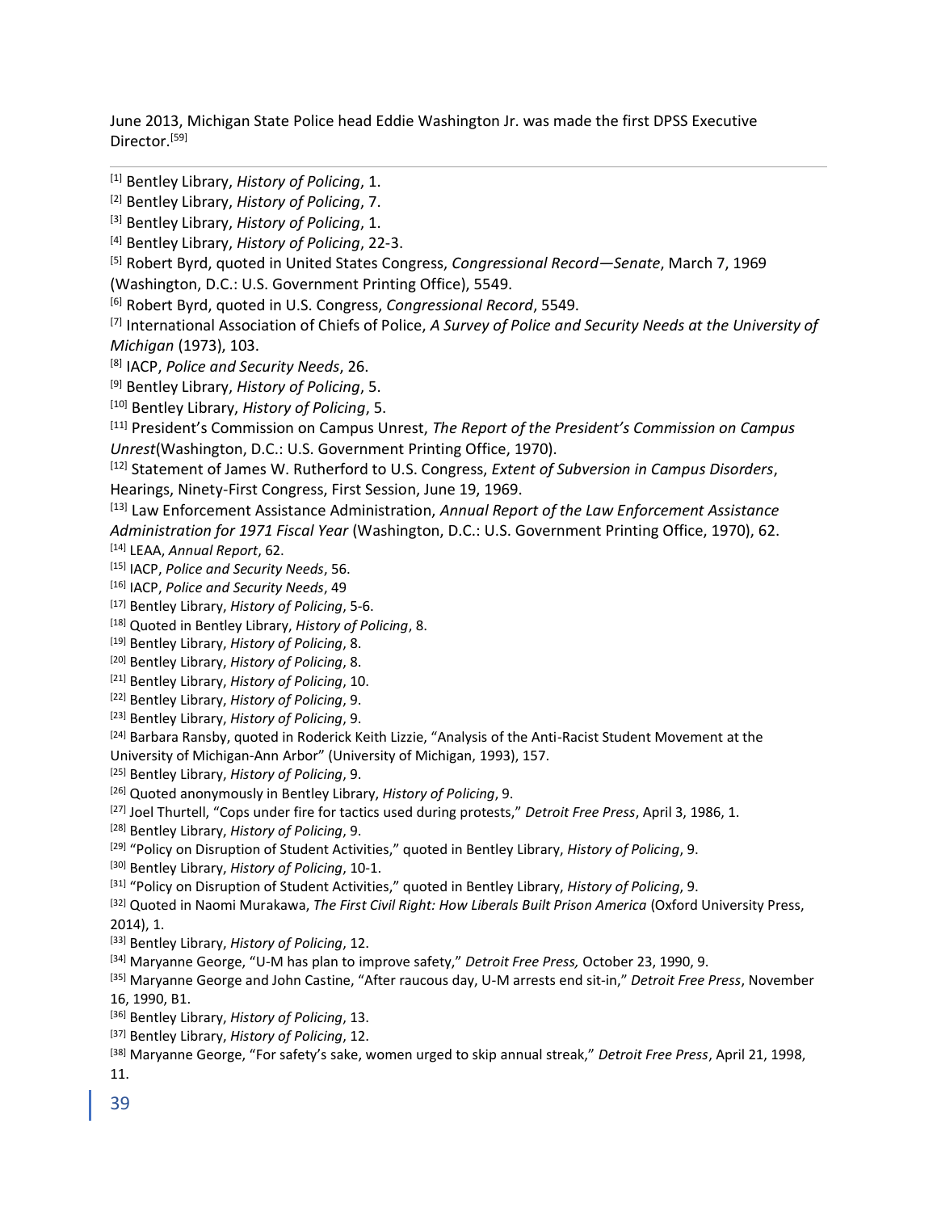June 2013, Michigan State Police head Eddie Washington Jr. was made the first DPSS Executive Director.[59]

---

[1] Bentley Library, *History of Policing*, 1.

[2] Bentley Library, *History of Policing*, 7.

[3] Bentley Library, *History of Policing*, 1.

[4] Bentley Library, *History of Policing*, 22-3.

[5] Robert Byrd, quoted in United States Congress, *Congressional Record—Senate*, March 7, 1969 (Washington, D.C.: U.S. Government Printing Office), 5549.

[6] Robert Byrd, quoted in U.S. Congress, *Congressional Record*, 5549.

[7] International Association of Chiefs of Police, *A Survey of Police and Security Needs at the University of Michigan* (1973), 103.

[8] IACP, *Police and Security Needs*, 26.

[9] Bentley Library, *History of Policing*, 5.

[10] Bentley Library, *History of Policing*, 5.

[11] President's Commission on Campus Unrest, *The Report of the President's Commission on Campus Unrest*(Washington, D.C.: U.S. Government Printing Office, 1970).

[12] Statement of James W. Rutherford to U.S. Congress, *Extent of Subversion in Campus Disorders*, Hearings, Ninety-First Congress, First Session, June 19, 1969.

[13] Law Enforcement Assistance Administration, *Annual Report of the Law Enforcement Assistance Administration for 1971 Fiscal Year* (Washington, D.C.: U.S. Government Printing Office, 1970), 62.

[14] LEAA, *Annual Report*, 62.

[15] IACP, *Police and Security Needs*, 56.

[16] IACP, *Police and Security Needs*, 49

[17] Bentley Library, *History of Policing*, 5-6.

[18] Quoted in Bentley Library, *History of Policing*, 8.

[19] Bentley Library, *History of Policing*, 8.

[20] Bentley Library, *History of Policing*, 8.

[21] Bentley Library, *History of Policing*, 10.

[22] Bentley Library, *History of Policing*, 9.

[23] Bentley Library, *History of Policing*, 9.

[24] Barbara Ransby, quoted in Roderick Keith Lizzie, "Analysis of the Anti-Racist Student Movement at the University of Michigan-Ann Arbor" (University of Michigan, 1993), 157.

[25] Bentley Library, *History of Policing*, 9.

[26] Quoted anonymously in Bentley Library, *History of Policing*, 9.

[27] Joel Thurtell, "Cops under fire for tactics used during protests," *Detroit Free Press*, April 3, 1986, 1.

[28] Bentley Library, *History of Policing*, 9.

[29] "Policy on Disruption of Student Activities," quoted in Bentley Library, *History of Policing*, 9.

[30] Bentley Library, *History of Policing*, 10-1.

[31] "Policy on Disruption of Student Activities," quoted in Bentley Library, *History of Policing*, 9.

[32] Quoted in Naomi Murakawa, *The First Civil Right: How Liberals Built Prison America* (Oxford University Press, 2014), 1.

[33] Bentley Library, *History of Policing*, 12.

[34] Maryanne George, "U-M has plan to improve safety," *Detroit Free Press,* October 23, 1990, 9.

[35] Maryanne George and John Castine, "After raucous day, U-M arrests end sit-in," *Detroit Free Press*, November 16, 1990, B1.

[36] Bentley Library, *History of Policing*, 13.

[37] Bentley Library, *History of Policing*, 12.

[38] Maryanne George, "For safety's sake, women urged to skip annual streak," *Detroit Free Press*, April 21, 1998, 11.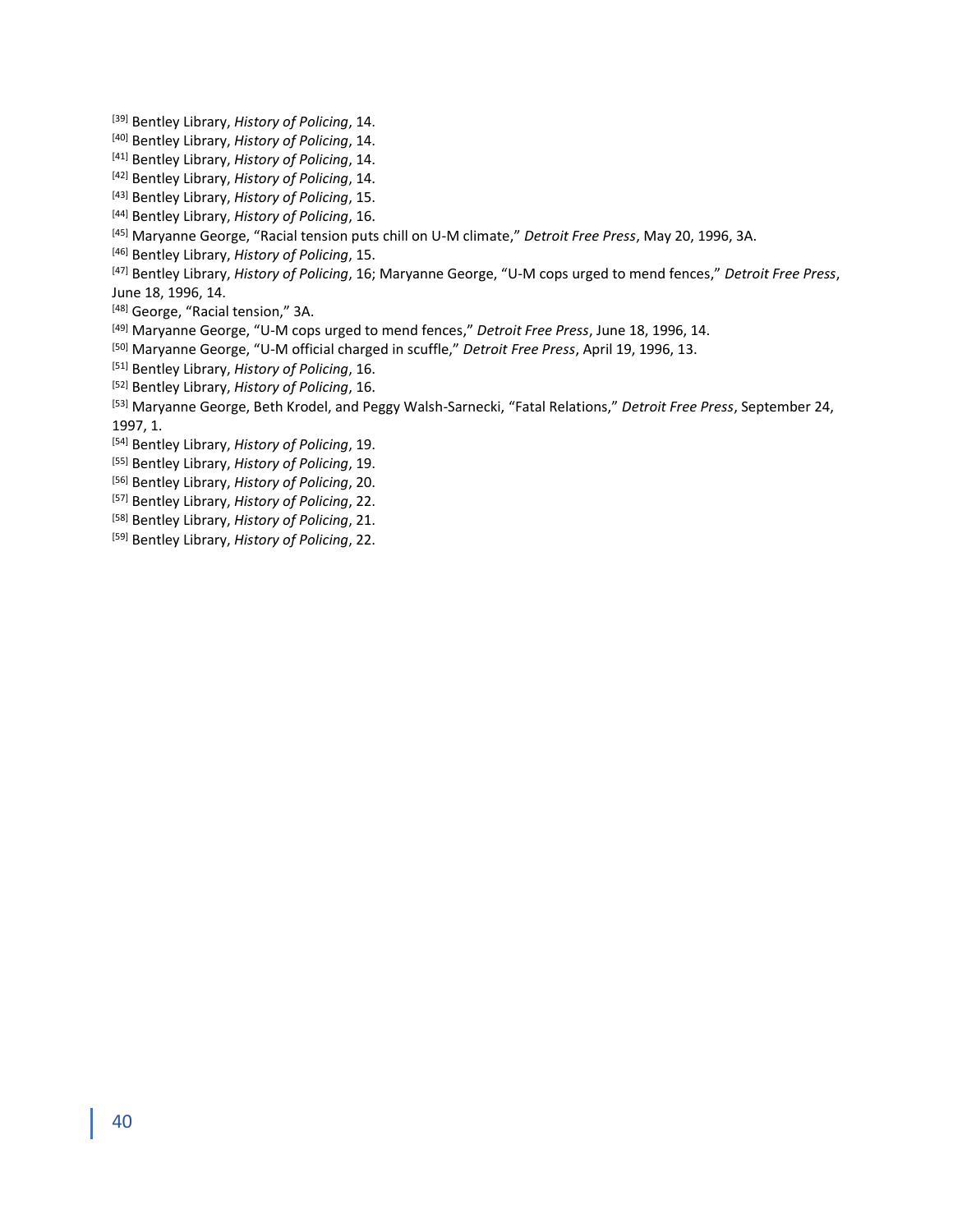[39] Bentley Library, *History of Policing*, 14.
[40] Bentley Library, *History of Policing*, 14.
[41] Bentley Library, *History of Policing*, 14.
[42] Bentley Library, *History of Policing*, 14.
[43] Bentley Library, *History of Policing*, 15.
[44] Bentley Library, *History of Policing*, 16.
[45] Maryanne George, "Racial tension puts chill on U-M climate," *Detroit Free Press*, May 20, 1996, 3A.
[46] Bentley Library, *History of Policing*, 15.
[47] Bentley Library, *History of Policing*, 16; Maryanne George, "U-M cops urged to mend fences," *Detroit Free Press*, June 18, 1996, 14.
[48] George, "Racial tension," 3A.
[49] Maryanne George, "U-M cops urged to mend fences," *Detroit Free Press*, June 18, 1996, 14.
[50] Maryanne George, "U-M official charged in scuffle," *Detroit Free Press*, April 19, 1996, 13.
[51] Bentley Library, *History of Policing*, 16.
[52] Bentley Library, *History of Policing*, 16.
[53] Maryanne George, Beth Krodel, and Peggy Walsh-Sarnecki, "Fatal Relations," *Detroit Free Press*, September 24, 1997, 1.
[54] Bentley Library, *History of Policing*, 19.
[55] Bentley Library, *History of Policing*, 19.
[56] Bentley Library, *History of Policing*, 20.
[57] Bentley Library, *History of Policing*, 22.
[58] Bentley Library, *History of Policing*, 21.
[59] Bentley Library, *History of Policing*, 22.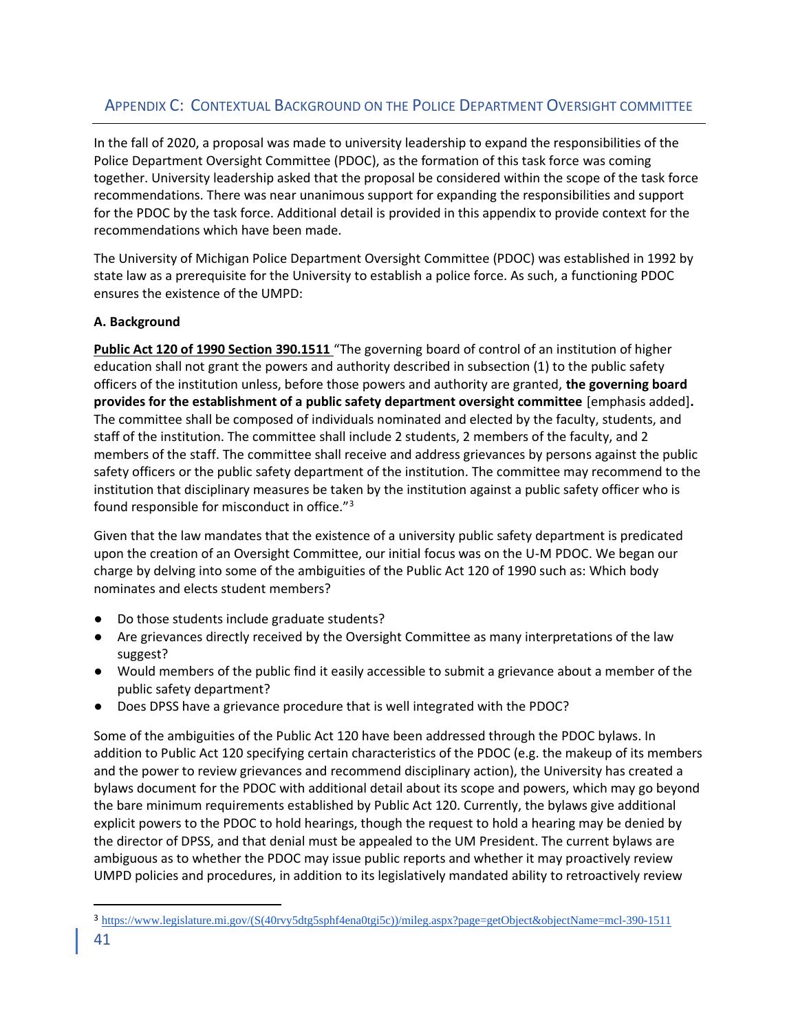## Appendix C: Contextual Background on the Police Department Oversight committee

In the fall of 2020, a proposal was made to university leadership to expand the responsibilities of the Police Department Oversight Committee (PDOC), as the formation of this task force was coming together. University leadership asked that the proposal be considered within the scope of the task force recommendations. There was near unanimous support for expanding the responsibilities and support for the PDOC by the task force. Additional detail is provided in this appendix to provide context for the recommendations which have been made.

The University of Michigan Police Department Oversight Committee (PDOC) was established in 1992 by state law as a prerequisite for the University to establish a police force. As such, a functioning PDOC ensures the existence of the UMPD:

**A. Background**

**Public Act 120 of 1990 Section 390.1511** "The governing board of control of an institution of higher education shall not grant the powers and authority described in subsection (1) to the public safety officers of the institution unless, before those powers and authority are granted, **the governing board provides for the establishment of a public safety department oversight committee** [emphasis added]**.** The committee shall be composed of individuals nominated and elected by the faculty, students, and staff of the institution. The committee shall include 2 students, 2 members of the faculty, and 2 members of the staff. The committee shall receive and address grievances by persons against the public safety officers or the public safety department of the institution. The committee may recommend to the institution that disciplinary measures be taken by the institution against a public safety officer who is found responsible for misconduct in office."[3]

Given that the law mandates that the existence of a university public safety department is predicated upon the creation of an Oversight Committee, our initial focus was on the U-M PDOC. We began our charge by delving into some of the ambiguities of the Public Act 120 of 1990 such as: Which body nominates and elects student members?

- Do those students include graduate students?
- Are grievances directly received by the Oversight Committee as many interpretations of the law suggest?
- Would members of the public find it easily accessible to submit a grievance about a member of the public safety department?
- Does DPSS have a grievance procedure that is well integrated with the PDOC?

Some of the ambiguities of the Public Act 120 have been addressed through the PDOC bylaws. In addition to Public Act 120 specifying certain characteristics of the PDOC (e.g. the makeup of its members and the power to review grievances and recommend disciplinary action), the University has created a bylaws document for the PDOC with additional detail about its scope and powers, which may go beyond the bare minimum requirements established by Public Act 120. Currently, the bylaws give additional explicit powers to the PDOC to hold hearings, though the request to hold a hearing may be denied by the director of DPSS, and that denial must be appealed to the UM President. The current bylaws are ambiguous as to whether the PDOC may issue public reports and whether it may proactively review UMPD policies and procedures, in addition to its legislatively mandated ability to retroactively review

[3] https://www.legislature.mi.gov/(S(40rvy5dtg5sphf4ena0tgi5c))/mileg.aspx?page=getObject&objectName=mcl-390-1511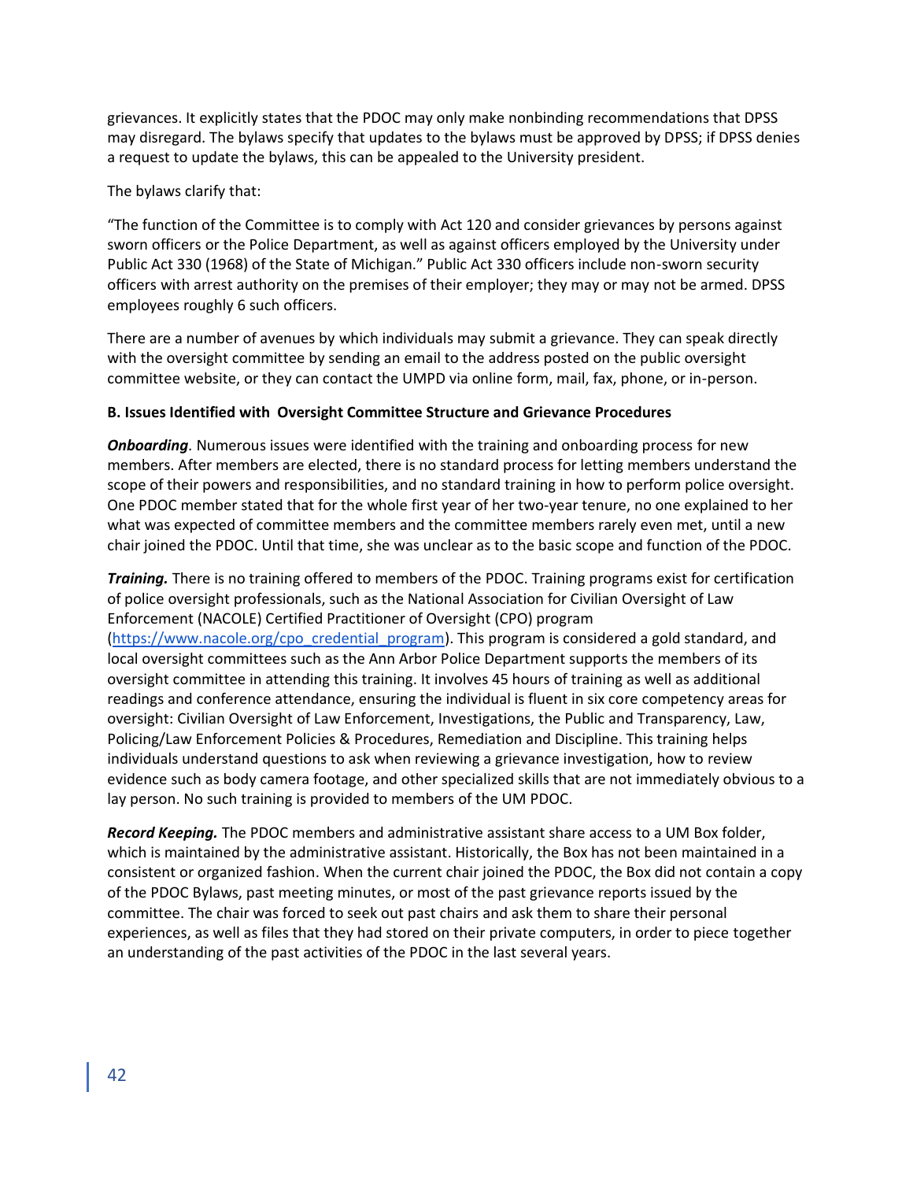grievances. It explicitly states that the PDOC may only make nonbinding recommendations that DPSS may disregard. The bylaws specify that updates to the bylaws must be approved by DPSS; if DPSS denies a request to update the bylaws, this can be appealed to the University president.

The bylaws clarify that:

"The function of the Committee is to comply with Act 120 and consider grievances by persons against sworn officers or the Police Department, as well as against officers employed by the University under Public Act 330 (1968) of the State of Michigan." Public Act 330 officers include non-sworn security officers with arrest authority on the premises of their employer; they may or may not be armed. DPSS employees roughly 6 such officers.

There are a number of avenues by which individuals may submit a grievance. They can speak directly with the oversight committee by sending an email to the address posted on the public oversight committee website, or they can contact the UMPD via online form, mail, fax, phone, or in-person.

**B. Issues Identified with Oversight Committee Structure and Grievance Procedures**

***Onboarding***. Numerous issues were identified with the training and onboarding process for new members. After members are elected, there is no standard process for letting members understand the scope of their powers and responsibilities, and no standard training in how to perform police oversight. One PDOC member stated that for the whole first year of her two-year tenure, no one explained to her what was expected of committee members and the committee members rarely even met, until a new chair joined the PDOC. Until that time, she was unclear as to the basic scope and function of the PDOC.

***Training.*** There is no training offered to members of the PDOC. Training programs exist for certification of police oversight professionals, such as the National Association for Civilian Oversight of Law Enforcement (NACOLE) Certified Practitioner of Oversight (CPO) program (https://www.nacole.org/cpo_credential_program). This program is considered a gold standard, and local oversight committees such as the Ann Arbor Police Department supports the members of its oversight committee in attending this training. It involves 45 hours of training as well as additional readings and conference attendance, ensuring the individual is fluent in six core competency areas for oversight: Civilian Oversight of Law Enforcement, Investigations, the Public and Transparency, Law, Policing/Law Enforcement Policies & Procedures, Remediation and Discipline. This training helps individuals understand questions to ask when reviewing a grievance investigation, how to review evidence such as body camera footage, and other specialized skills that are not immediately obvious to a lay person. No such training is provided to members of the UM PDOC.

***Record Keeping.*** The PDOC members and administrative assistant share access to a UM Box folder, which is maintained by the administrative assistant. Historically, the Box has not been maintained in a consistent or organized fashion. When the current chair joined the PDOC, the Box did not contain a copy of the PDOC Bylaws, past meeting minutes, or most of the past grievance reports issued by the committee. The chair was forced to seek out past chairs and ask them to share their personal experiences, as well as files that they had stored on their private computers, in order to piece together an understanding of the past activities of the PDOC in the last several years.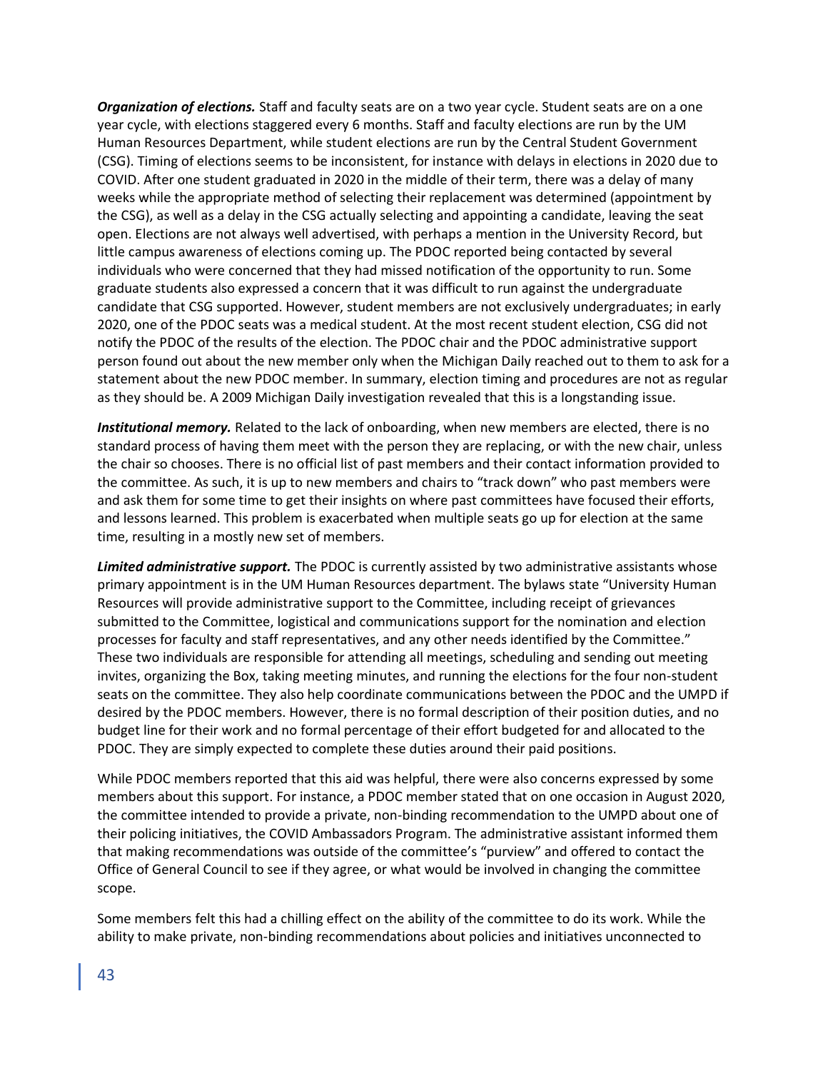***Organization of elections.*** Staff and faculty seats are on a two year cycle. Student seats are on a one year cycle, with elections staggered every 6 months. Staff and faculty elections are run by the UM Human Resources Department, while student elections are run by the Central Student Government (CSG). Timing of elections seems to be inconsistent, for instance with delays in elections in 2020 due to COVID. After one student graduated in 2020 in the middle of their term, there was a delay of many weeks while the appropriate method of selecting their replacement was determined (appointment by the CSG), as well as a delay in the CSG actually selecting and appointing a candidate, leaving the seat open. Elections are not always well advertised, with perhaps a mention in the University Record, but little campus awareness of elections coming up. The PDOC reported being contacted by several individuals who were concerned that they had missed notification of the opportunity to run. Some graduate students also expressed a concern that it was difficult to run against the undergraduate candidate that CSG supported. However, student members are not exclusively undergraduates; in early 2020, one of the PDOC seats was a medical student. At the most recent student election, CSG did not notify the PDOC of the results of the election. The PDOC chair and the PDOC administrative support person found out about the new member only when the Michigan Daily reached out to them to ask for a statement about the new PDOC member. In summary, election timing and procedures are not as regular as they should be. A 2009 Michigan Daily investigation revealed that this is a longstanding issue.

***Institutional memory.*** Related to the lack of onboarding, when new members are elected, there is no standard process of having them meet with the person they are replacing, or with the new chair, unless the chair so chooses. There is no official list of past members and their contact information provided to the committee. As such, it is up to new members and chairs to "track down" who past members were and ask them for some time to get their insights on where past committees have focused their efforts, and lessons learned. This problem is exacerbated when multiple seats go up for election at the same time, resulting in a mostly new set of members.

***Limited administrative support.*** The PDOC is currently assisted by two administrative assistants whose primary appointment is in the UM Human Resources department. The bylaws state "University Human Resources will provide administrative support to the Committee, including receipt of grievances submitted to the Committee, logistical and communications support for the nomination and election processes for faculty and staff representatives, and any other needs identified by the Committee." These two individuals are responsible for attending all meetings, scheduling and sending out meeting invites, organizing the Box, taking meeting minutes, and running the elections for the four non-student seats on the committee. They also help coordinate communications between the PDOC and the UMPD if desired by the PDOC members. However, there is no formal description of their position duties, and no budget line for their work and no formal percentage of their effort budgeted for and allocated to the PDOC. They are simply expected to complete these duties around their paid positions.

While PDOC members reported that this aid was helpful, there were also concerns expressed by some members about this support. For instance, a PDOC member stated that on one occasion in August 2020, the committee intended to provide a private, non-binding recommendation to the UMPD about one of their policing initiatives, the COVID Ambassadors Program. The administrative assistant informed them that making recommendations was outside of the committee's "purview" and offered to contact the Office of General Council to see if they agree, or what would be involved in changing the committee scope.

Some members felt this had a chilling effect on the ability of the committee to do its work. While the ability to make private, non-binding recommendations about policies and initiatives unconnected to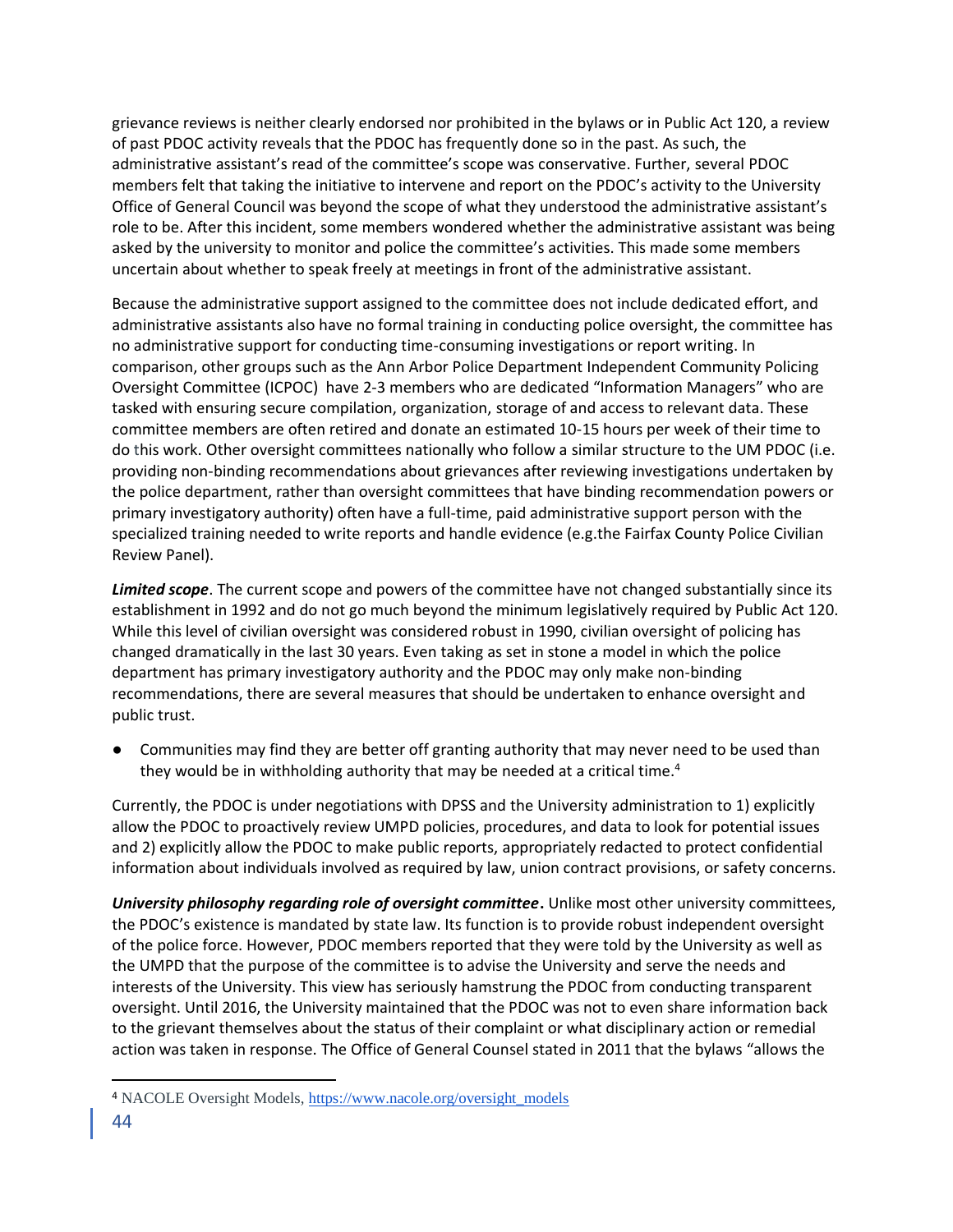grievance reviews is neither clearly endorsed nor prohibited in the bylaws or in Public Act 120, a review of past PDOC activity reveals that the PDOC has frequently done so in the past. As such, the administrative assistant's read of the committee's scope was conservative. Further, several PDOC members felt that taking the initiative to intervene and report on the PDOC's activity to the University Office of General Council was beyond the scope of what they understood the administrative assistant's role to be. After this incident, some members wondered whether the administrative assistant was being asked by the university to monitor and police the committee's activities. This made some members uncertain about whether to speak freely at meetings in front of the administrative assistant.

Because the administrative support assigned to the committee does not include dedicated effort, and administrative assistants also have no formal training in conducting police oversight, the committee has no administrative support for conducting time-consuming investigations or report writing. In comparison, other groups such as the Ann Arbor Police Department Independent Community Policing Oversight Committee (ICPOC) have 2-3 members who are dedicated "Information Managers" who are tasked with ensuring secure compilation, organization, storage of and access to relevant data. These committee members are often retired and donate an estimated 10-15 hours per week of their time to do this work. Other oversight committees nationally who follow a similar structure to the UM PDOC (i.e. providing non-binding recommendations about grievances after reviewing investigations undertaken by the police department, rather than oversight committees that have binding recommendation powers or primary investigatory authority) often have a full-time, paid administrative support person with the specialized training needed to write reports and handle evidence (e.g.the Fairfax County Police Civilian Review Panel).

***Limited scope***. The current scope and powers of the committee have not changed substantially since its establishment in 1992 and do not go much beyond the minimum legislatively required by Public Act 120. While this level of civilian oversight was considered robust in 1990, civilian oversight of policing has changed dramatically in the last 30 years. Even taking as set in stone a model in which the police department has primary investigatory authority and the PDOC may only make non-binding recommendations, there are several measures that should be undertaken to enhance oversight and public trust.

- Communities may find they are better off granting authority that may never need to be used than they would be in withholding authority that may be needed at a critical time.[4]

Currently, the PDOC is under negotiations with DPSS and the University administration to 1) explicitly allow the PDOC to proactively review UMPD policies, procedures, and data to look for potential issues and 2) explicitly allow the PDOC to make public reports, appropriately redacted to protect confidential information about individuals involved as required by law, union contract provisions, or safety concerns.

***University philosophy regarding role of oversight committee***. Unlike most other university committees, the PDOC's existence is mandated by state law. Its function is to provide robust independent oversight of the police force. However, PDOC members reported that they were told by the University as well as the UMPD that the purpose of the committee is to advise the University and serve the needs and interests of the University. This view has seriously hamstrung the PDOC from conducting transparent oversight. Until 2016, the University maintained that the PDOC was not to even share information back to the grievant themselves about the status of their complaint or what disciplinary action or remedial action was taken in response. The Office of General Counsel stated in 2011 that the bylaws "allows the

[4] NACOLE Oversight Models, https://www.nacole.org/oversight_models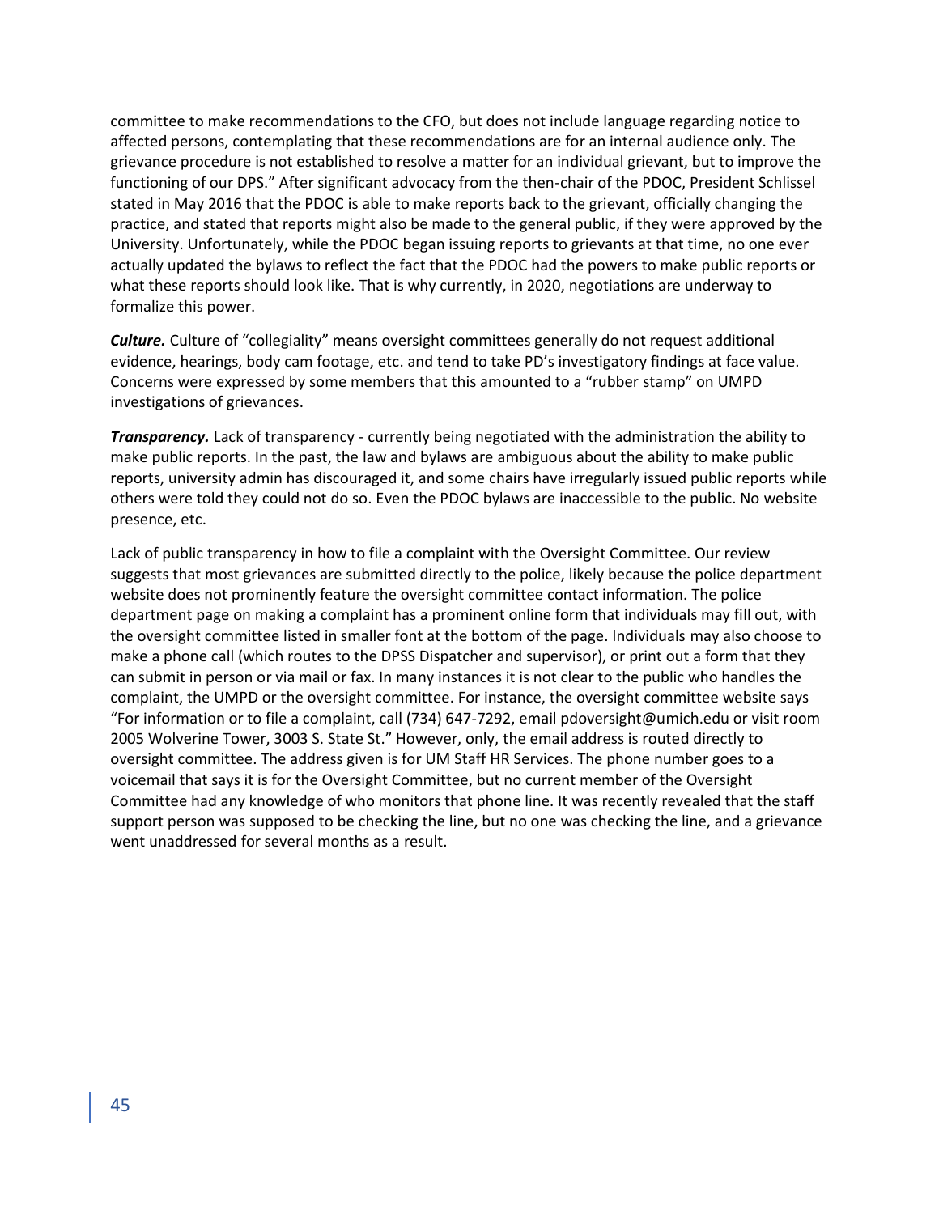committee to make recommendations to the CFO, but does not include language regarding notice to affected persons, contemplating that these recommendations are for an internal audience only. The grievance procedure is not established to resolve a matter for an individual grievant, but to improve the functioning of our DPS." After significant advocacy from the then-chair of the PDOC, President Schlissel stated in May 2016 that the PDOC is able to make reports back to the grievant, officially changing the practice, and stated that reports might also be made to the general public, if they were approved by the University. Unfortunately, while the PDOC began issuing reports to grievants at that time, no one ever actually updated the bylaws to reflect the fact that the PDOC had the powers to make public reports or what these reports should look like. That is why currently, in 2020, negotiations are underway to formalize this power.

***Culture.*** Culture of "collegiality" means oversight committees generally do not request additional evidence, hearings, body cam footage, etc. and tend to take PD's investigatory findings at face value. Concerns were expressed by some members that this amounted to a "rubber stamp" on UMPD investigations of grievances.

***Transparency.*** Lack of transparency - currently being negotiated with the administration the ability to make public reports. In the past, the law and bylaws are ambiguous about the ability to make public reports, university admin has discouraged it, and some chairs have irregularly issued public reports while others were told they could not do so. Even the PDOC bylaws are inaccessible to the public. No website presence, etc.

Lack of public transparency in how to file a complaint with the Oversight Committee. Our review suggests that most grievances are submitted directly to the police, likely because the police department website does not prominently feature the oversight committee contact information. The police department page on making a complaint has a prominent online form that individuals may fill out, with the oversight committee listed in smaller font at the bottom of the page. Individuals may also choose to make a phone call (which routes to the DPSS Dispatcher and supervisor), or print out a form that they can submit in person or via mail or fax. In many instances it is not clear to the public who handles the complaint, the UMPD or the oversight committee. For instance, the oversight committee website says "For information or to file a complaint, call (734) 647-7292, email pdoversight@umich.edu or visit room 2005 Wolverine Tower, 3003 S. State St." However, only, the email address is routed directly to oversight committee. The address given is for UM Staff HR Services. The phone number goes to a voicemail that says it is for the Oversight Committee, but no current member of the Oversight Committee had any knowledge of who monitors that phone line. It was recently revealed that the staff support person was supposed to be checking the line, but no one was checking the line, and a grievance went unaddressed for several months as a result.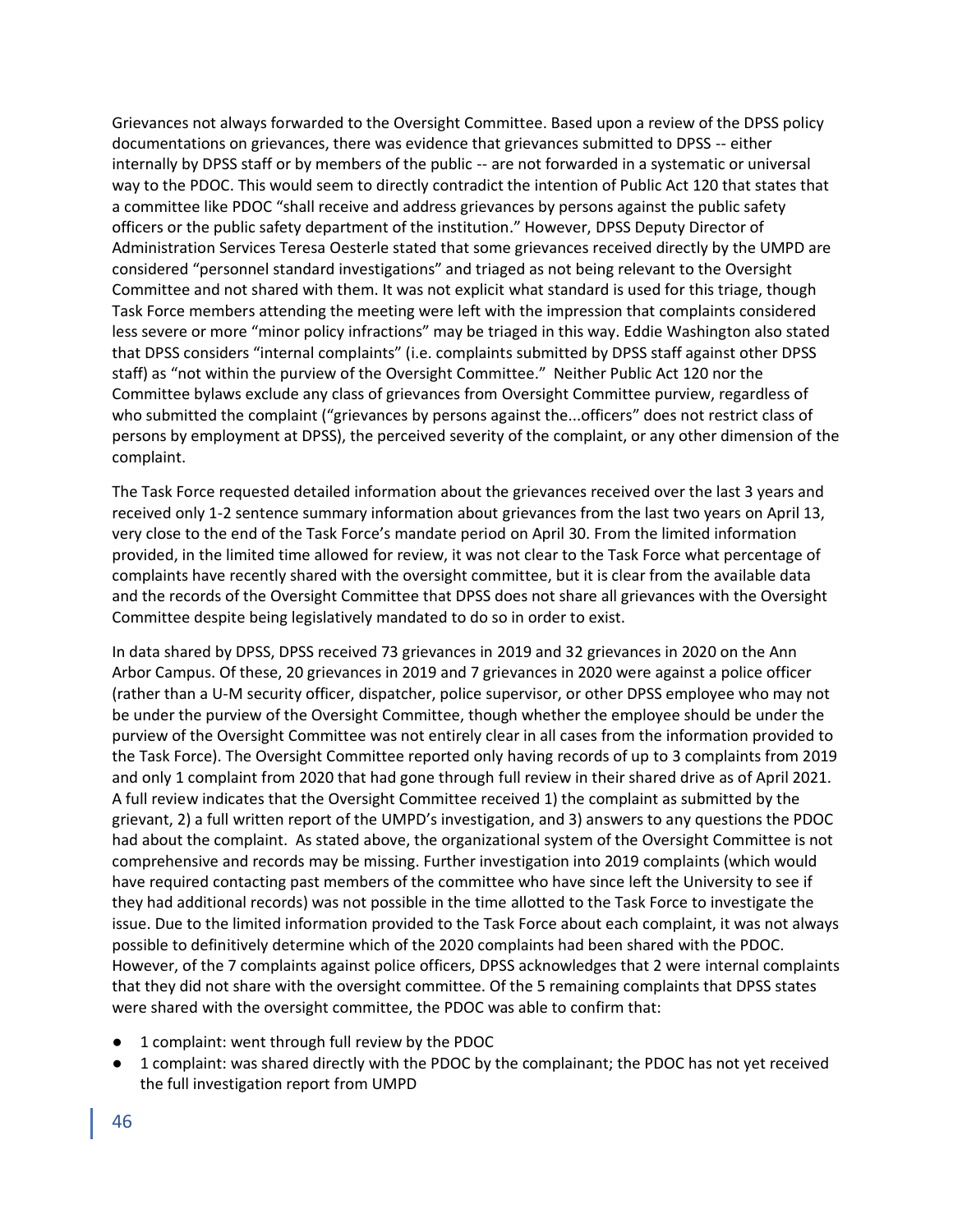Grievances not always forwarded to the Oversight Committee. Based upon a review of the DPSS policy documentations on grievances, there was evidence that grievances submitted to DPSS -- either internally by DPSS staff or by members of the public -- are not forwarded in a systematic or universal way to the PDOC. This would seem to directly contradict the intention of Public Act 120 that states that a committee like PDOC "shall receive and address grievances by persons against the public safety officers or the public safety department of the institution." However, DPSS Deputy Director of Administration Services Teresa Oesterle stated that some grievances received directly by the UMPD are considered "personnel standard investigations" and triaged as not being relevant to the Oversight Committee and not shared with them. It was not explicit what standard is used for this triage, though Task Force members attending the meeting were left with the impression that complaints considered less severe or more "minor policy infractions" may be triaged in this way. Eddie Washington also stated that DPSS considers "internal complaints" (i.e. complaints submitted by DPSS staff against other DPSS staff) as "not within the purview of the Oversight Committee." Neither Public Act 120 nor the Committee bylaws exclude any class of grievances from Oversight Committee purview, regardless of who submitted the complaint ("grievances by persons against the...officers" does not restrict class of persons by employment at DPSS), the perceived severity of the complaint, or any other dimension of the complaint.

The Task Force requested detailed information about the grievances received over the last 3 years and received only 1-2 sentence summary information about grievances from the last two years on April 13, very close to the end of the Task Force's mandate period on April 30. From the limited information provided, in the limited time allowed for review, it was not clear to the Task Force what percentage of complaints have recently shared with the oversight committee, but it is clear from the available data and the records of the Oversight Committee that DPSS does not share all grievances with the Oversight Committee despite being legislatively mandated to do so in order to exist.

In data shared by DPSS, DPSS received 73 grievances in 2019 and 32 grievances in 2020 on the Ann Arbor Campus. Of these, 20 grievances in 2019 and 7 grievances in 2020 were against a police officer (rather than a U-M security officer, dispatcher, police supervisor, or other DPSS employee who may not be under the purview of the Oversight Committee, though whether the employee should be under the purview of the Oversight Committee was not entirely clear in all cases from the information provided to the Task Force). The Oversight Committee reported only having records of up to 3 complaints from 2019 and only 1 complaint from 2020 that had gone through full review in their shared drive as of April 2021. A full review indicates that the Oversight Committee received 1) the complaint as submitted by the grievant, 2) a full written report of the UMPD's investigation, and 3) answers to any questions the PDOC had about the complaint. As stated above, the organizational system of the Oversight Committee is not comprehensive and records may be missing. Further investigation into 2019 complaints (which would have required contacting past members of the committee who have since left the University to see if they had additional records) was not possible in the time allotted to the Task Force to investigate the issue. Due to the limited information provided to the Task Force about each complaint, it was not always possible to definitively determine which of the 2020 complaints had been shared with the PDOC. However, of the 7 complaints against police officers, DPSS acknowledges that 2 were internal complaints that they did not share with the oversight committee. Of the 5 remaining complaints that DPSS states were shared with the oversight committee, the PDOC was able to confirm that:

- 1 complaint: went through full review by the PDOC
- 1 complaint: was shared directly with the PDOC by the complainant; the PDOC has not yet received the full investigation report from UMPD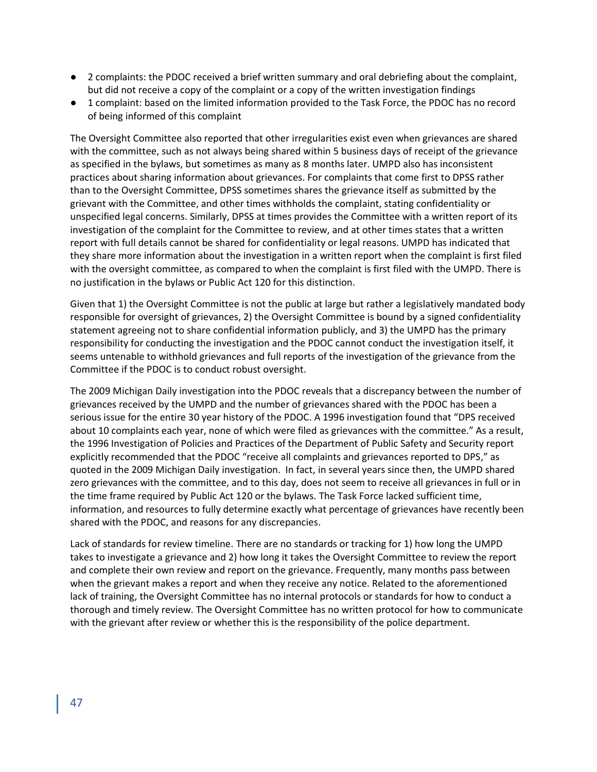- 2 complaints: the PDOC received a brief written summary and oral debriefing about the complaint, but did not receive a copy of the complaint or a copy of the written investigation findings
- 1 complaint: based on the limited information provided to the Task Force, the PDOC has no record of being informed of this complaint

The Oversight Committee also reported that other irregularities exist even when grievances are shared with the committee, such as not always being shared within 5 business days of receipt of the grievance as specified in the bylaws, but sometimes as many as 8 months later. UMPD also has inconsistent practices about sharing information about grievances. For complaints that come first to DPSS rather than to the Oversight Committee, DPSS sometimes shares the grievance itself as submitted by the grievant with the Committee, and other times withholds the complaint, stating confidentiality or unspecified legal concerns. Similarly, DPSS at times provides the Committee with a written report of its investigation of the complaint for the Committee to review, and at other times states that a written report with full details cannot be shared for confidentiality or legal reasons. UMPD has indicated that they share more information about the investigation in a written report when the complaint is first filed with the oversight committee, as compared to when the complaint is first filed with the UMPD. There is no justification in the bylaws or Public Act 120 for this distinction.

Given that 1) the Oversight Committee is not the public at large but rather a legislatively mandated body responsible for oversight of grievances, 2) the Oversight Committee is bound by a signed confidentiality statement agreeing not to share confidential information publicly, and 3) the UMPD has the primary responsibility for conducting the investigation and the PDOC cannot conduct the investigation itself, it seems untenable to withhold grievances and full reports of the investigation of the grievance from the Committee if the PDOC is to conduct robust oversight.

The 2009 Michigan Daily investigation into the PDOC reveals that a discrepancy between the number of grievances received by the UMPD and the number of grievances shared with the PDOC has been a serious issue for the entire 30 year history of the PDOC. A 1996 investigation found that "DPS received about 10 complaints each year, none of which were filed as grievances with the committee." As a result, the 1996 Investigation of Policies and Practices of the Department of Public Safety and Security report explicitly recommended that the PDOC "receive all complaints and grievances reported to DPS," as quoted in the 2009 Michigan Daily investigation. In fact, in several years since then, the UMPD shared zero grievances with the committee, and to this day, does not seem to receive all grievances in full or in the time frame required by Public Act 120 or the bylaws. The Task Force lacked sufficient time, information, and resources to fully determine exactly what percentage of grievances have recently been shared with the PDOC, and reasons for any discrepancies.

Lack of standards for review timeline. There are no standards or tracking for 1) how long the UMPD takes to investigate a grievance and 2) how long it takes the Oversight Committee to review the report and complete their own review and report on the grievance. Frequently, many months pass between when the grievant makes a report and when they receive any notice. Related to the aforementioned lack of training, the Oversight Committee has no internal protocols or standards for how to conduct a thorough and timely review. The Oversight Committee has no written protocol for how to communicate with the grievant after review or whether this is the responsibility of the police department.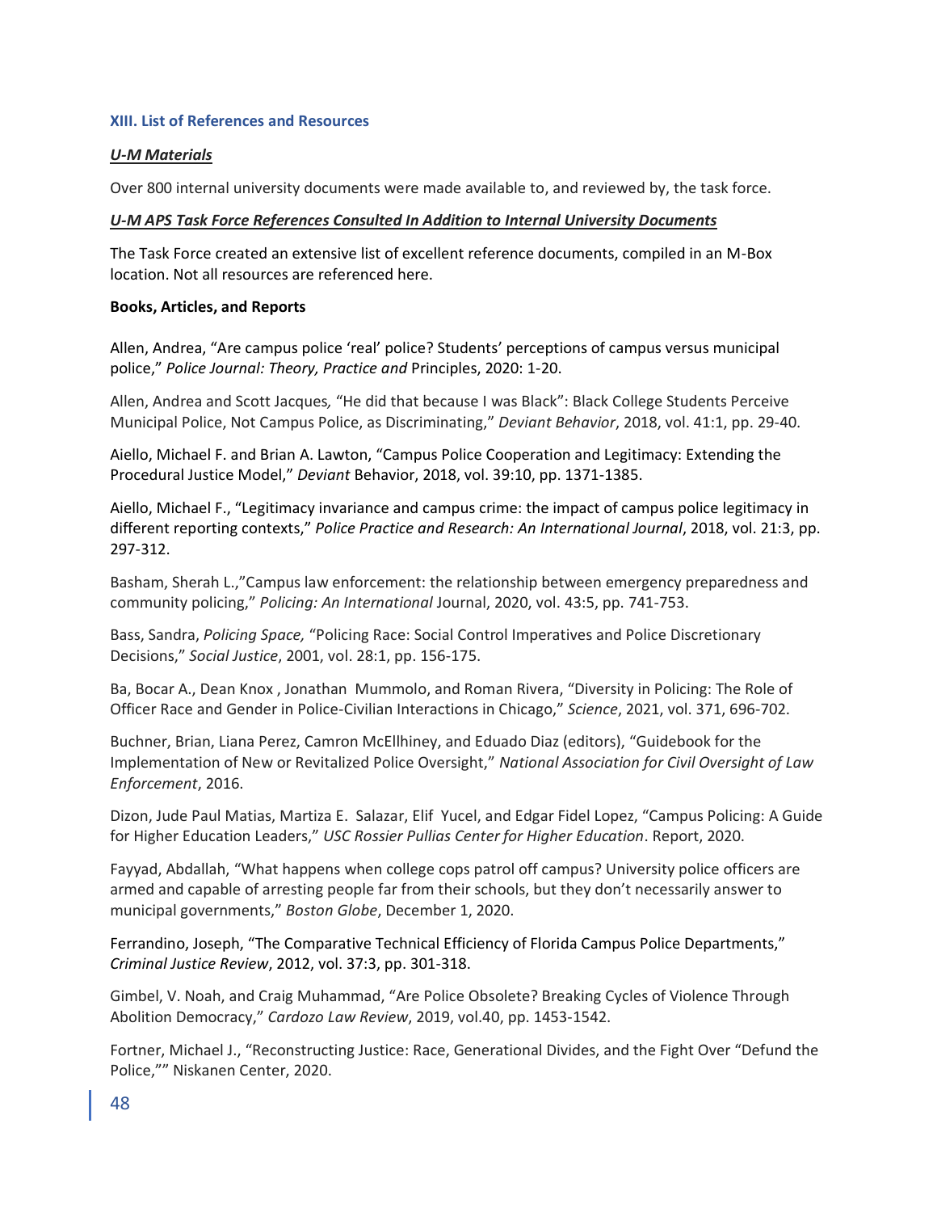## XIII. List of References and Resources

***U-M Materials***

Over 800 internal university documents were made available to, and reviewed by, the task force.

***U-M APS Task Force References Consulted In Addition to Internal University Documents***

The Task Force created an extensive list of excellent reference documents, compiled in an M-Box location. Not all resources are referenced here.

**Books, Articles, and Reports**

Allen, Andrea, "Are campus police 'real' police? Students' perceptions of campus versus municipal police," *Police Journal: Theory, Practice and* Principles, 2020: 1-20.

Allen, Andrea and Scott Jacques*,* "He did that because I was Black": Black College Students Perceive Municipal Police, Not Campus Police, as Discriminating," *Deviant Behavior*, 2018, vol. 41:1, pp. 29-40.

Aiello, Michael F. and Brian A. Lawton, "Campus Police Cooperation and Legitimacy: Extending the Procedural Justice Model," *Deviant* Behavior, 2018, vol. 39:10, pp. 1371-1385.

Aiello, Michael F., "Legitimacy invariance and campus crime: the impact of campus police legitimacy in different reporting contexts," *Police Practice and Research: An International Journal*, 2018, vol. 21:3, pp. 297-312.

Basham, Sherah L.,"Campus law enforcement: the relationship between emergency preparedness and community policing," *Policing: An International* Journal, 2020, vol. 43:5, pp. 741-753.

Bass, Sandra, *Policing Space,* "Policing Race: Social Control Imperatives and Police Discretionary Decisions," *Social Justice*, 2001, vol. 28:1, pp. 156-175.

Ba, Bocar A., Dean Knox , Jonathan Mummolo, and Roman Rivera, "Diversity in Policing: The Role of Officer Race and Gender in Police-Civilian Interactions in Chicago," *Science*, 2021, vol. 371, 696-702.

Buchner, Brian, Liana Perez, Camron McEllhiney, and Eduado Diaz (editors), "Guidebook for the Implementation of New or Revitalized Police Oversight," *National Association for Civil Oversight of Law Enforcement*, 2016.

Dizon, Jude Paul Matias, Martiza E. Salazar, Elif Yucel, and Edgar Fidel Lopez, "Campus Policing: A Guide for Higher Education Leaders," *USC Rossier Pullias Center for Higher Education*. Report, 2020.

Fayyad, Abdallah, "What happens when college cops patrol off campus? University police officers are armed and capable of arresting people far from their schools, but they don't necessarily answer to municipal governments," *Boston Globe*, December 1, 2020.

Ferrandino, Joseph, "The Comparative Technical Efficiency of Florida Campus Police Departments," *Criminal Justice Review*, 2012, vol. 37:3, pp. 301-318.

Gimbel, V. Noah, and Craig Muhammad, "Are Police Obsolete? Breaking Cycles of Violence Through Abolition Democracy," *Cardozo Law Review*, 2019, vol.40, pp. 1453-1542.

Fortner, Michael J., "Reconstructing Justice: Race, Generational Divides, and the Fight Over "Defund the Police,"" Niskanen Center, 2020.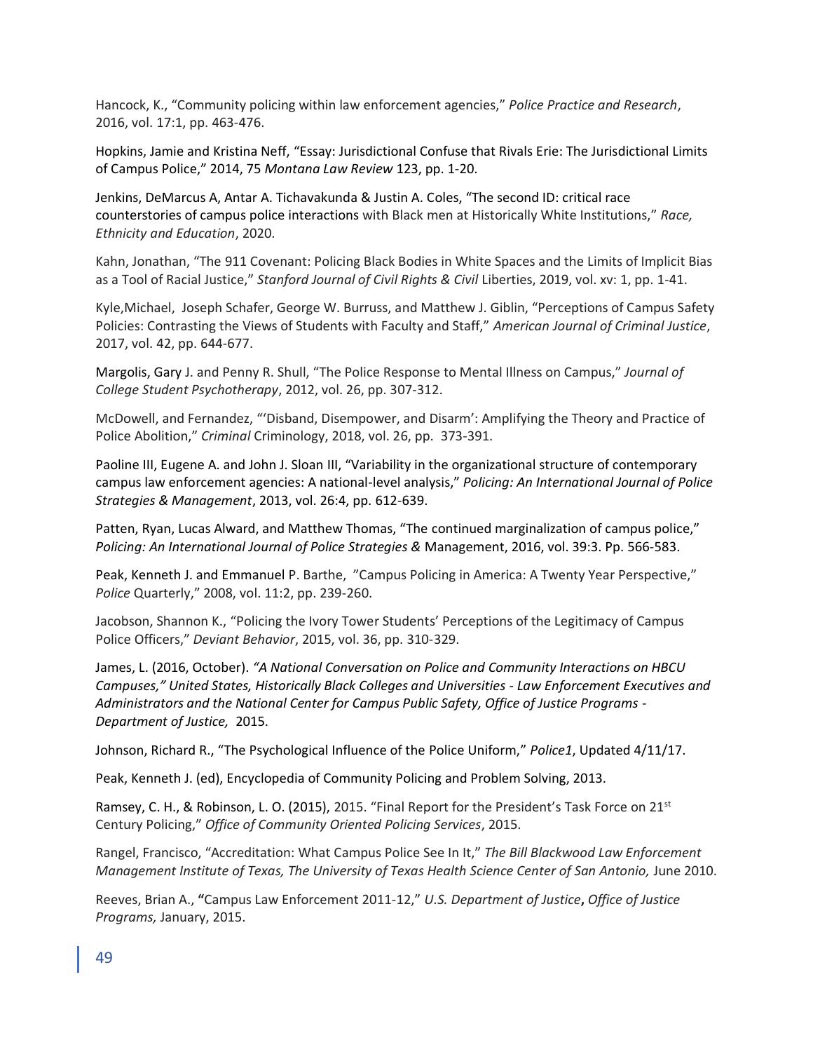Hancock, K., "Community policing within law enforcement agencies," *Police Practice and Research*, 2016, vol. 17:1, pp. 463-476.

Hopkins, Jamie and Kristina Neff, "Essay: Jurisdictional Confuse that Rivals Erie: The Jurisdictional Limits of Campus Police," 2014, 75 *Montana Law Review* 123, pp. 1-20.

Jenkins, DeMarcus A, Antar A. Tichavakunda & Justin A. Coles, "The second ID: critical race counterstories of campus police interactions with Black men at Historically White Institutions," *Race, Ethnicity and Education*, 2020.

Kahn, Jonathan, "The 911 Covenant: Policing Black Bodies in White Spaces and the Limits of Implicit Bias as a Tool of Racial Justice," *Stanford Journal of Civil Rights & Civil* Liberties, 2019, vol. xv: 1, pp. 1-41.

Kyle,Michael, Joseph Schafer, George W. Burruss, and Matthew J. Giblin, "Perceptions of Campus Safety Policies: Contrasting the Views of Students with Faculty and Staff," *American Journal of Criminal Justice*, 2017, vol. 42, pp. 644-677.

Margolis, Gary J. and Penny R. Shull, "The Police Response to Mental Illness on Campus," *Journal of College Student Psychotherapy*, 2012, vol. 26, pp. 307-312.

McDowell, and Fernandez, "'Disband, Disempower, and Disarm': Amplifying the Theory and Practice of Police Abolition," *Criminal* Criminology, 2018, vol. 26, pp. 373-391.

Paoline III, Eugene A. and John J. Sloan III, "Variability in the organizational structure of contemporary campus law enforcement agencies: A national-level analysis," *Policing: An International Journal of Police Strategies & Management*, 2013, vol. 26:4, pp. 612-639.

Patten, Ryan, Lucas Alward, and Matthew Thomas, "The continued marginalization of campus police," *Policing: An International Journal of Police Strategies &* Management, 2016, vol. 39:3. Pp. 566-583.

Peak, Kenneth J. and Emmanuel P. Barthe, "Campus Policing in America: A Twenty Year Perspective," *Police* Quarterly," 2008, vol. 11:2, pp. 239-260.

Jacobson, Shannon K., "Policing the Ivory Tower Students' Perceptions of the Legitimacy of Campus Police Officers," *Deviant Behavior*, 2015, vol. 36, pp. 310-329.

James, L. (2016, October). *"A National Conversation on Police and Community Interactions on HBCU Campuses," United States, Historically Black Colleges and Universities - Law Enforcement Executives and Administrators and the National Center for Campus Public Safety, Office of Justice Programs - Department of Justice,* 2015.

Johnson, Richard R., "The Psychological Influence of the Police Uniform," *Police1*, Updated 4/11/17.

Peak, Kenneth J. (ed), Encyclopedia of Community Policing and Problem Solving, 2013.

Ramsey, C. H., & Robinson, L. O. (2015), 2015. "Final Report for the President's Task Force on 21st Century Policing," *Office of Community Oriented Policing Services*, 2015.

Rangel, Francisco, "Accreditation: What Campus Police See In It," *The Bill Blackwood Law Enforcement Management Institute of Texas, The University of Texas Health Science Center of San Antonio,* June 2010.

Reeves, Brian A., **"**Campus Law Enforcement 2011-12," *U.S. Department of Justice***,** *Office of Justice Programs,* January, 2015.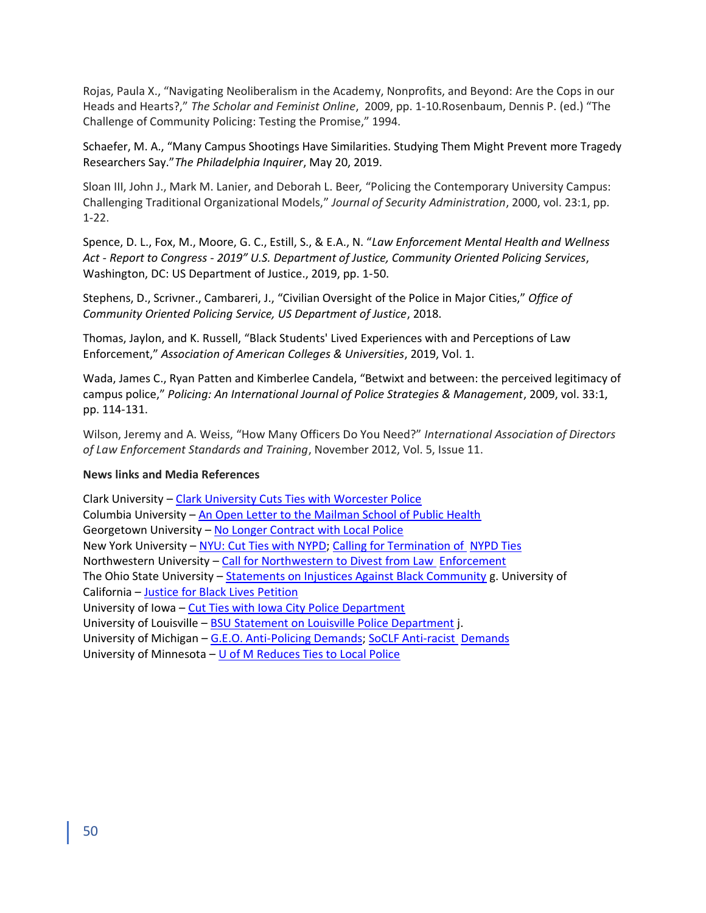Rojas, Paula X., "Navigating Neoliberalism in the Academy, Nonprofits, and Beyond: Are the Cops in our Heads and Hearts?," *The Scholar and Feminist Online*, 2009, pp. 1-10.Rosenbaum, Dennis P. (ed.) "The Challenge of Community Policing: Testing the Promise," 1994.

Schaefer, M. A., "Many Campus Shootings Have Similarities. Studying Them Might Prevent more Tragedy Researchers Say."*The Philadelphia Inquirer*, May 20, 2019.

Sloan III, John J., Mark M. Lanier, and Deborah L. Beer, "Policing the Contemporary University Campus: Challenging Traditional Organizational Models," *Journal of Security Administration*, 2000, vol. 23:1, pp. 1-22.

Spence, D. L., Fox, M., Moore, G. C., Estill, S., & E.A., N. "*Law Enforcement Mental Health and Wellness Act - Report to Congress - 2019" U.S. Department of Justice, Community Oriented Policing Services*, Washington, DC: US Department of Justice., 2019, pp. 1-50.

Stephens, D., Scrivner., Cambareri, J., "Civilian Oversight of the Police in Major Cities," *Office of Community Oriented Policing Service, US Department of Justice*, 2018.

Thomas, Jaylon, and K. Russell, "Black Students' Lived Experiences with and Perceptions of Law Enforcement," *Association of American Colleges & Universities*, 2019, Vol. 1.

Wada, James C., Ryan Patten and Kimberlee Candela, "Betwixt and between: the perceived legitimacy of campus police," *Policing: An International Journal of Police Strategies & Management*, 2009, vol. 33:1, pp. 114-131.

Wilson, Jeremy and A. Weiss, "How Many Officers Do You Need?" *International Association of Directors of Law Enforcement Standards and Training*, November 2012, Vol. 5, Issue 11.

**News links and Media References**

Clark University – Clark University Cuts Ties with Worcester Police
Columbia University – An Open Letter to the Mailman School of Public Health
Georgetown University – No Longer Contract with Local Police
New York University – NYU: Cut Ties with NYPD; Calling for Termination of NYPD Ties
Northwestern University – Call for Northwestern to Divest from Law Enforcement
The Ohio State University – Statements on Injustices Against Black Community g. University of California – Justice for Black Lives Petition
University of Iowa – Cut Ties with Iowa City Police Department
University of Louisville – BSU Statement on Louisville Police Department j.
University of Michigan – G.E.O. Anti-Policing Demands; SoCLF Anti-racist Demands
University of Minnesota – U of M Reduces Ties to Local Police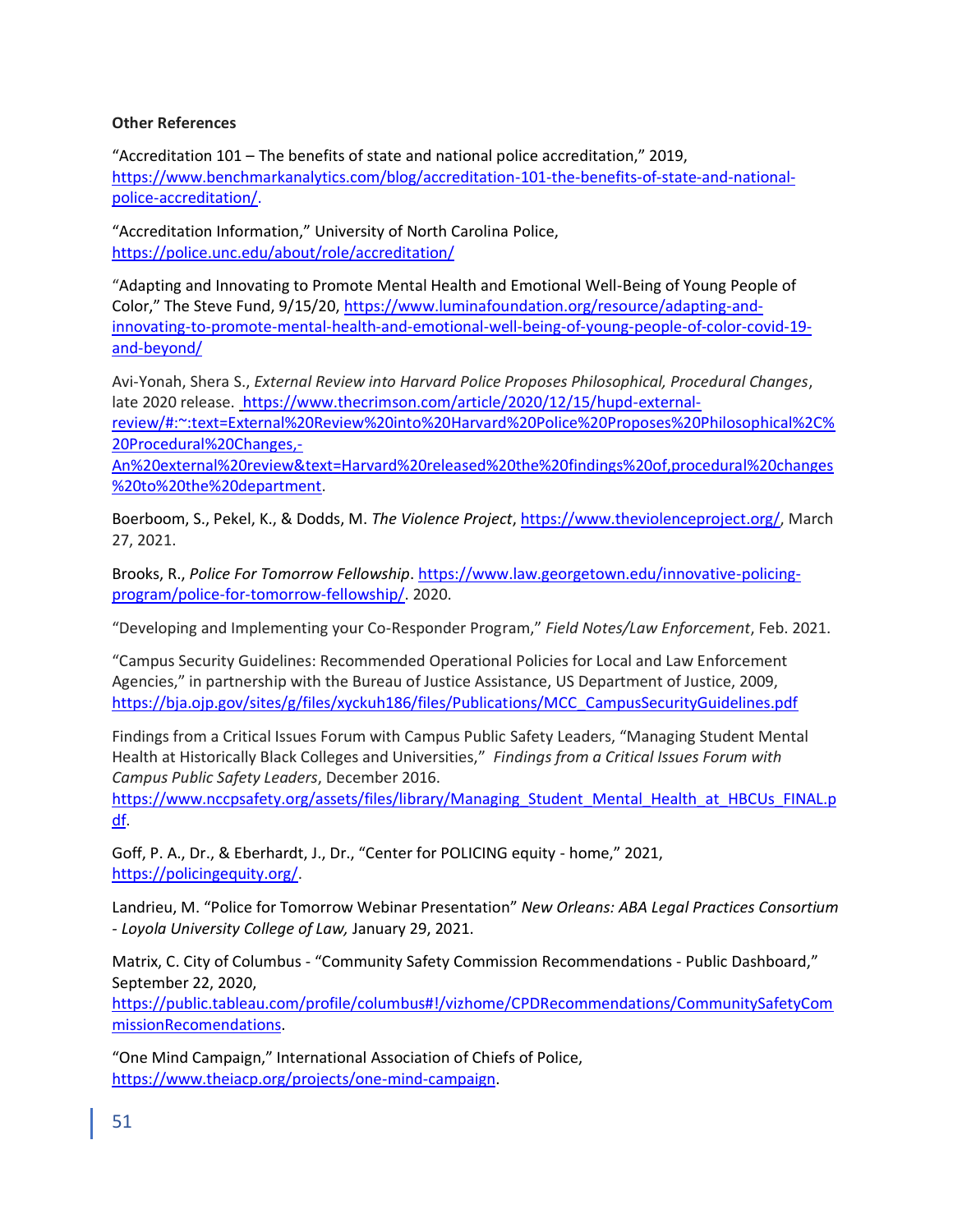**Other References**

"Accreditation 101 – The benefits of state and national police accreditation," 2019, https://www.benchmarkanalytics.com/blog/accreditation-101-the-benefits-of-state-and-national-police-accreditation/.

"Accreditation Information," University of North Carolina Police, https://police.unc.edu/about/role/accreditation/

"Adapting and Innovating to Promote Mental Health and Emotional Well-Being of Young People of Color," The Steve Fund, 9/15/20, https://www.luminafoundation.org/resource/adapting-and-innovating-to-promote-mental-health-and-emotional-well-being-of-young-people-of-color-covid-19-and-beyond/

Avi-Yonah, Shera S., *External Review into Harvard Police Proposes Philosophical, Procedural Changes*, late 2020 release. https://www.thecrimson.com/article/2020/12/15/hupd-external-review/#:~:text=External%20Review%20into%20Harvard%20Police%20Proposes%20Philosophical%2C%20Procedural%20Changes,-An%20external%20review&text=Harvard%20released%20the%20findings%20of,procedural%20changes%20to%20the%20department.

Boerboom, S., Pekel, K., & Dodds, M. *The Violence Project*, https://www.theviolenceproject.org/, March 27, 2021.

Brooks, R., *Police For Tomorrow Fellowship*. https://www.law.georgetown.edu/innovative-policing-program/police-for-tomorrow-fellowship/. 2020.

"Developing and Implementing your Co-Responder Program," *Field Notes/Law Enforcement*, Feb. 2021.

"Campus Security Guidelines: Recommended Operational Policies for Local and Law Enforcement Agencies," in partnership with the Bureau of Justice Assistance, US Department of Justice, 2009, https://bja.ojp.gov/sites/g/files/xyckuh186/files/Publications/MCC_CampusSecurityGuidelines.pdf

Findings from a Critical Issues Forum with Campus Public Safety Leaders, "Managing Student Mental Health at Historically Black Colleges and Universities," *Findings from a Critical Issues Forum with Campus Public Safety Leaders*, December 2016. https://www.nccpsafety.org/assets/files/library/Managing_Student_Mental_Health_at_HBCUs_FINAL.pdf.

Goff, P. A., Dr., & Eberhardt, J., Dr., "Center for POLICING equity - home," 2021, https://policingequity.org/.

Landrieu, M. "Police for Tomorrow Webinar Presentation" *New Orleans: ABA Legal Practices Consortium - Loyola University College of Law,* January 29, 2021.

Matrix, C. City of Columbus - "Community Safety Commission Recommendations - Public Dashboard," September 22, 2020, https://public.tableau.com/profile/columbus#!/vizhome/CPDRecommendations/CommunitySafetyCommissionRecomendations.

"One Mind Campaign," International Association of Chiefs of Police, https://www.theiacp.org/projects/one-mind-campaign.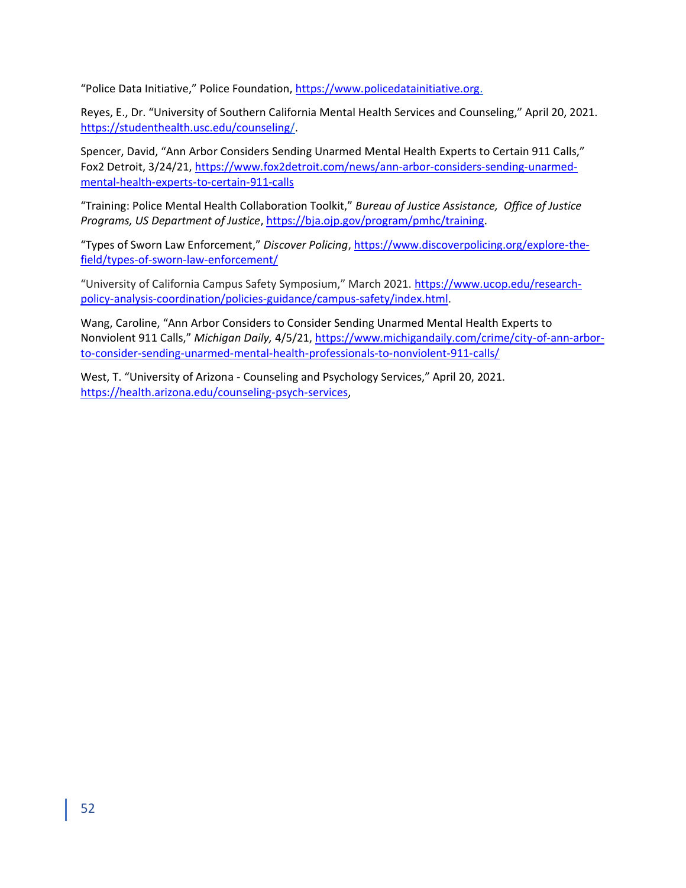"Police Data Initiative," Police Foundation, https://www.policedatainitiative.org.

Reyes, E., Dr. "University of Southern California Mental Health Services and Counseling," April 20, 2021. https://studenthealth.usc.edu/counseling/.

Spencer, David, "Ann Arbor Considers Sending Unarmed Mental Health Experts to Certain 911 Calls," Fox2 Detroit, 3/24/21, https://www.fox2detroit.com/news/ann-arbor-considers-sending-unarmed-mental-health-experts-to-certain-911-calls

"Training: Police Mental Health Collaboration Toolkit," *Bureau of Justice Assistance, Office of Justice Programs, US Department of Justice*, https://bja.ojp.gov/program/pmhc/training.

"Types of Sworn Law Enforcement," *Discover Policing*, https://www.discoverpolicing.org/explore-the-field/types-of-sworn-law-enforcement/

"University of California Campus Safety Symposium," March 2021. https://www.ucop.edu/research-policy-analysis-coordination/policies-guidance/campus-safety/index.html.

Wang, Caroline, "Ann Arbor Considers to Consider Sending Unarmed Mental Health Experts to Nonviolent 911 Calls," *Michigan Daily,* 4/5/21, https://www.michigandaily.com/crime/city-of-ann-arbor-to-consider-sending-unarmed-mental-health-professionals-to-nonviolent-911-calls/

West, T. "University of Arizona - Counseling and Psychology Services," April 20, 2021. https://health.arizona.edu/counseling-psych-services,